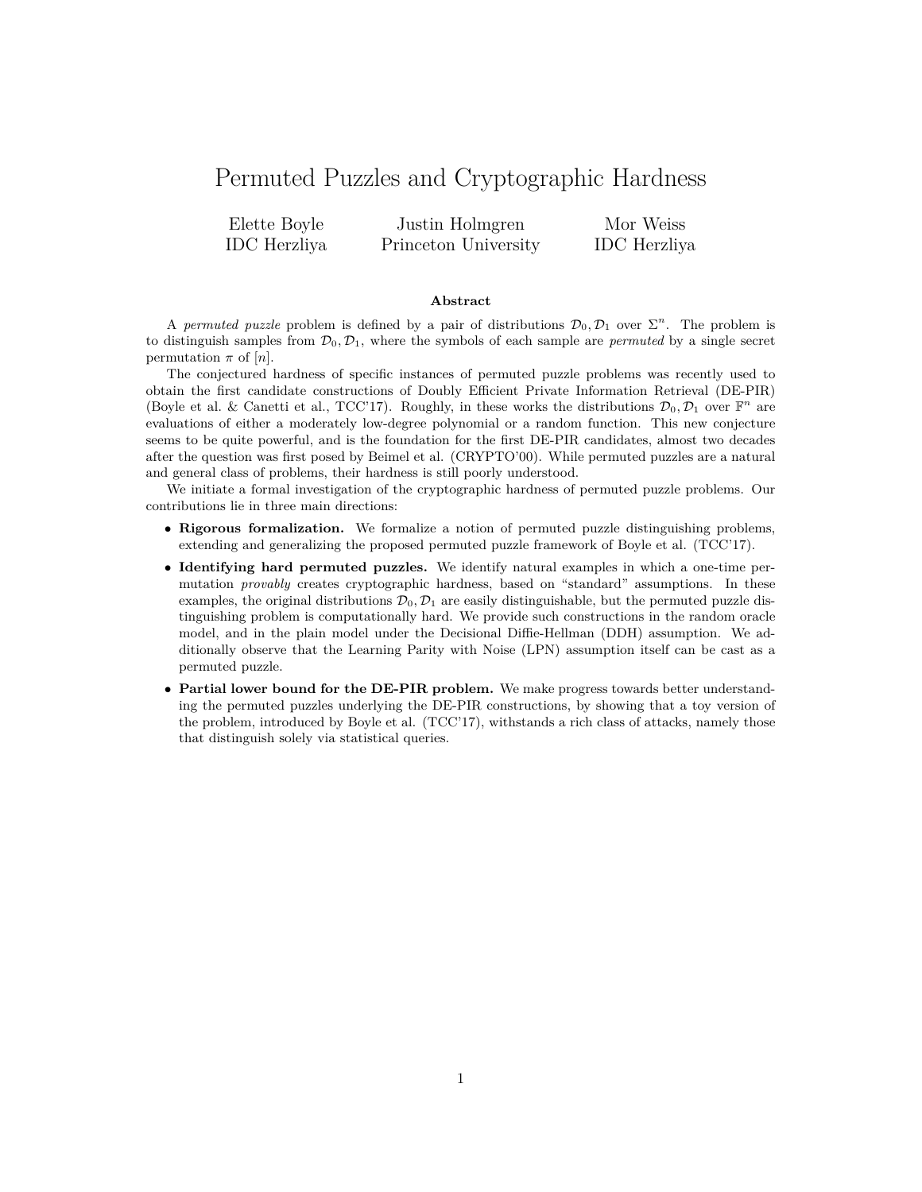# Permuted Puzzles and Cryptographic Hardness

Elette Boyle
IDC Herzliya

Justin Holmgren
Princeton University

Mor Weiss
IDC Herzliya

### Abstract

A *permuted puzzle* problem is defined by a pair of distributions $\mathcal{D}_0, \mathcal{D}_1$ over $\Sigma^n$. The problem is to distinguish samples from $\mathcal{D}_0, \mathcal{D}_1$, where the symbols of each sample are *permuted* by a single secret permutation $\pi$ of $[n]$.

The conjectured hardness of specific instances of permuted puzzle problems was recently used to obtain the first candidate constructions of Doubly Efficient Private Information Retrieval (DE-PIR) (Boyle et al. & Canetti et al., TCC'17). Roughly, in these works the distributions $\mathcal{D}_0, \mathcal{D}_1$ over $\mathbb{F}^n$ are evaluations of either a moderately low-degree polynomial or a random function. This new conjecture seems to be quite powerful, and is the foundation for the first DE-PIR candidates, almost two decades after the question was first posed by Beimel et al. (CRYPTO'00). While permuted puzzles are a natural and general class of problems, their hardness is still poorly understood.

We initiate a formal investigation of the cryptographic hardness of permuted puzzle problems. Our contributions lie in three main directions:

- **Rigorous formalization.** We formalize a notion of permuted puzzle distinguishing problems, extending and generalizing the proposed permuted puzzle framework of Boyle et al. (TCC'17).
- **Identifying hard permuted puzzles.** We identify natural examples in which a one-time permutation *provably* creates cryptographic hardness, based on "standard" assumptions. In these examples, the original distributions $\mathcal{D}_0, \mathcal{D}_1$ are easily distinguishable, but the permuted puzzle distinguishing problem is computationally hard. We provide such constructions in the random oracle model, and in the plain model under the Decisional Diffie-Hellman (DDH) assumption. We additionally observe that the Learning Parity with Noise (LPN) assumption itself can be cast as a permuted puzzle.
- **Partial lower bound for the DE-PIR problem.** We make progress towards better understanding the permuted puzzles underlying the DE-PIR constructions, by showing that a toy version of the problem, introduced by Boyle et al. (TCC'17), withstands a rich class of attacks, namely those that distinguish solely via statistical queries.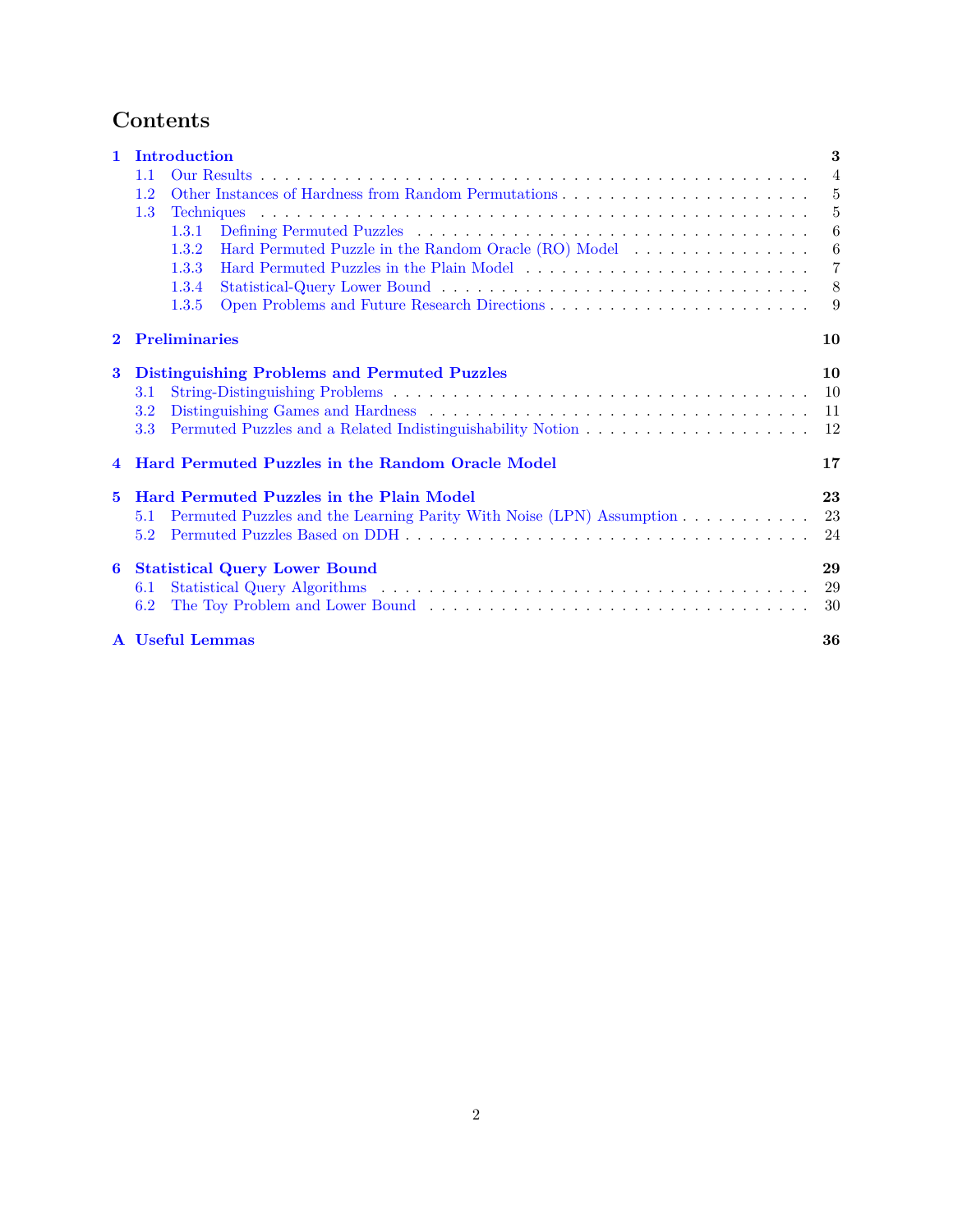# Contents

- **1 Introduction** — 3
  - 1.1 Our Results — 4
  - 1.2 Other Instances of Hardness from Random Permutations — 5
  - 1.3 Techniques — 5
    - 1.3.1 Defining Permuted Puzzles — 6
    - 1.3.2 Hard Permuted Puzzle in the Random Oracle (RO) Model — 6
    - 1.3.3 Hard Permuted Puzzles in the Plain Model — 7
    - 1.3.4 Statistical-Query Lower Bound — 8
    - 1.3.5 Open Problems and Future Research Directions — 9
- **2 Preliminaries** — 10
- **3 Distinguishing Problems and Permuted Puzzles** — 10
  - 3.1 String-Distinguishing Problems — 10
  - 3.2 Distinguishing Games and Hardness — 11
  - 3.3 Permuted Puzzles and a Related Indistinguishability Notion — 12
- **4 Hard Permuted Puzzles in the Random Oracle Model** — 17
- **5 Hard Permuted Puzzles in the Plain Model** — 23
  - 5.1 Permuted Puzzles and the Learning Parity With Noise (LPN) Assumption — 23
  - 5.2 Permuted Puzzles Based on DDH — 24
- **6 Statistical Query Lower Bound** — 29
  - 6.1 Statistical Query Algorithms — 29
  - 6.2 The Toy Problem and Lower Bound — 30
- **A Useful Lemmas** — 36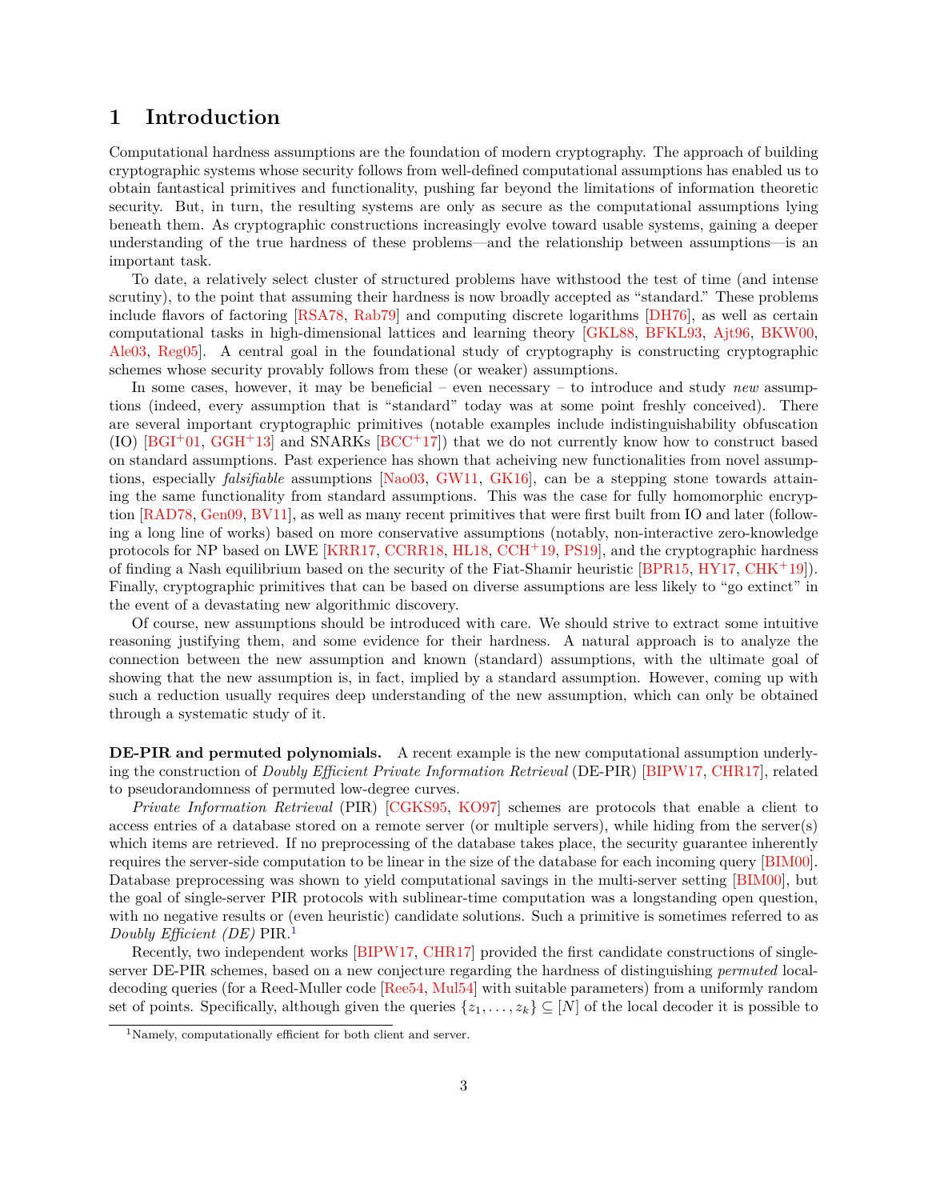# 1 Introduction

Computational hardness assumptions are the foundation of modern cryptography. The approach of building cryptographic systems whose security follows from well-defined computational assumptions has enabled us to obtain fantastical primitives and functionality, pushing far beyond the limitations of information theoretic security. But, in turn, the resulting systems are only as secure as the computational assumptions lying beneath them. As cryptographic constructions increasingly evolve toward usable systems, gaining a deeper understanding of the true hardness of these problems—and the relationship between assumptions—is an important task.

To date, a relatively select cluster of structured problems have withstood the test of time (and intense scrutiny), to the point that assuming their hardness is now broadly accepted as "standard." These problems include flavors of factoring [RSA78, Rab79] and computing discrete logarithms [DH76], as well as certain computational tasks in high-dimensional lattices and learning theory [GKL88, BFKL93, Ajt96, BKW00, Ale03, Reg05]. A central goal in the foundational study of cryptography is constructing cryptographic schemes whose security provably follows from these (or weaker) assumptions.

In some cases, however, it may be beneficial – even necessary – to introduce and study *new* assumptions (indeed, every assumption that is "standard" today was at some point freshly conceived). There are several important cryptographic primitives (notable examples include indistinguishability obfuscation (IO) [BGI+01, GGH+13] and SNARKs [BCC+17]) that we do not currently know how to construct based on standard assumptions. Past experience has shown that acheiving new functionalities from novel assumptions, especially *falsifiable* assumptions [Nao03, GW11, GK16], can be a stepping stone towards attaining the same functionality from standard assumptions. This was the case for fully homomorphic encryption [RAD78, Gen09, BV11], as well as many recent primitives that were first built from IO and later (following a long line of works) based on more conservative assumptions (notably, non-interactive zero-knowledge protocols for NP based on LWE [KRR17, CCRR18, HL18, CCH+19, PS19], and the cryptographic hardness of finding a Nash equilibrium based on the security of the Fiat-Shamir heuristic [BPR15, HY17, CHK+19]). Finally, cryptographic primitives that can be based on diverse assumptions are less likely to "go extinct" in the event of a devastating new algorithmic discovery.

Of course, new assumptions should be introduced with care. We should strive to extract some intuitive reasoning justifying them, and some evidence for their hardness. A natural approach is to analyze the connection between the new assumption and known (standard) assumptions, with the ultimate goal of showing that the new assumption is, in fact, implied by a standard assumption. However, coming up with such a reduction usually requires deep understanding of the new assumption, which can only be obtained through a systematic study of it.

**DE-PIR and permuted polynomials.** A recent example is the new computational assumption underlying the construction of *Doubly Efficient Private Information Retrieval* (DE-PIR) [BIPW17, CHR17], related to pseudorandomness of permuted low-degree curves.

*Private Information Retrieval* (PIR) [CGKS95, KO97] schemes are protocols that enable a client to access entries of a database stored on a remote server (or multiple servers), while hiding from the server(s) which items are retrieved. If no preprocessing of the database takes place, the security guarantee inherently requires the server-side computation to be linear in the size of the database for each incoming query [BIM00]. Database preprocessing was shown to yield computational savings in the multi-server setting [BIM00], but the goal of single-server PIR protocols with sublinear-time computation was a longstanding open question, with no negative results or (even heuristic) candidate solutions. Such a primitive is sometimes referred to as *Doubly Efficient (DE)* PIR.[1]

Recently, two independent works [BIPW17, CHR17] provided the first candidate constructions of single-server DE-PIR schemes, based on a new conjecture regarding the hardness of distinguishing *permuted* local-decoding queries (for a Reed-Muller code [Ree54, Mul54] with suitable parameters) from a uniformly random set of points. Specifically, although given the queries $\{z_1, \ldots, z_k\} \subseteq [N]$ of the local decoder it is possible to

[1] Namely, computationally efficient for both client and server.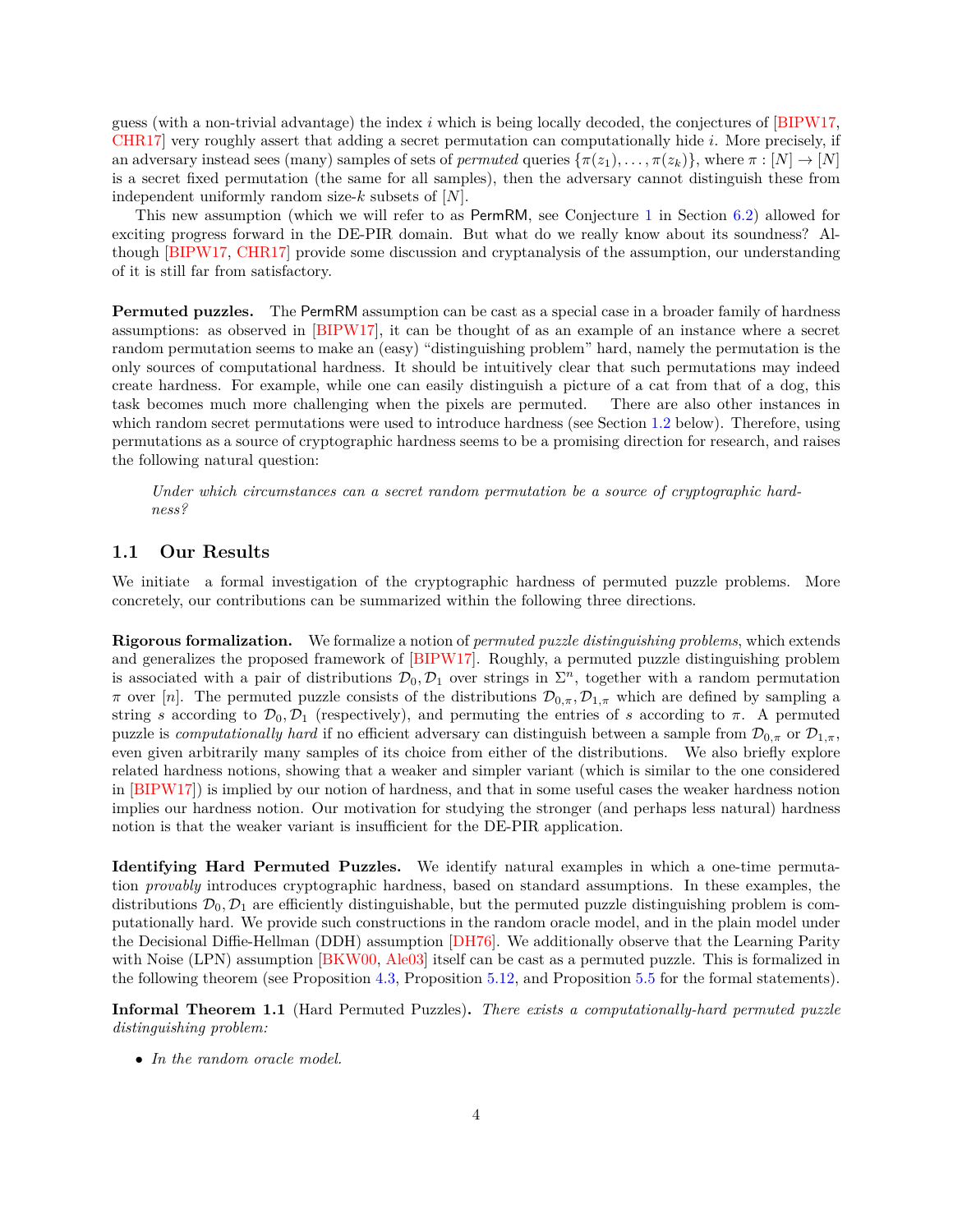guess (with a non-trivial advantage) the index $i$ which is being locally decoded, the conjectures of [BIPW17, CHR17] very roughly assert that adding a secret permutation can computationally hide $i$. More precisely, if an adversary instead sees (many) samples of sets of *permuted* queries $\{\pi(z_1), \ldots, \pi(z_k)\}$, where $\pi : [N] \to [N]$ is a secret fixed permutation (the same for all samples), then the adversary cannot distinguish these from independent uniformly random size-$k$ subsets of $[N]$.

This new assumption (which we will refer to as PermRM, see Conjecture 1 in Section 6.2) allowed for exciting progress forward in the DE-PIR domain. But what do we really know about its soundness? Although [BIPW17, CHR17] provide some discussion and cryptanalysis of the assumption, our understanding of it is still far from satisfactory.

**Permuted puzzles.** The PermRM assumption can be cast as a special case in a broader family of hardness assumptions: as observed in [BIPW17], it can be thought of as an example of an instance where a secret random permutation seems to make an (easy) "distinguishing problem" hard, namely the permutation is the only sources of computational hardness. It should be intuitively clear that such permutations may indeed create hardness. For example, while one can easily distinguish a picture of a cat from that of a dog, this task becomes much more challenging when the pixels are permuted. There are also other instances in which random secret permutations were used to introduce hardness (see Section 1.2 below). Therefore, using permutations as a source of cryptographic hardness seems to be a promising direction for research, and raises the following natural question:

> *Under which circumstances can a secret random permutation be a source of cryptographic hardness?*

## 1.1 Our Results

We initiate a formal investigation of the cryptographic hardness of permuted puzzle problems. More concretely, our contributions can be summarized within the following three directions.

**Rigorous formalization.** We formalize a notion of *permuted puzzle distinguishing problems*, which extends and generalizes the proposed framework of [BIPW17]. Roughly, a permuted puzzle distinguishing problem is associated with a pair of distributions $\mathcal{D}_0, \mathcal{D}_1$ over strings in $\Sigma^n$, together with a random permutation $\pi$ over $[n]$. The permuted puzzle consists of the distributions $\mathcal{D}_{0,\pi}, \mathcal{D}_{1,\pi}$ which are defined by sampling a string $s$ according to $\mathcal{D}_0, \mathcal{D}_1$ (respectively), and permuting the entries of $s$ according to $\pi$. A permuted puzzle is *computationally hard* if no efficient adversary can distinguish between a sample from $\mathcal{D}_{0,\pi}$ or $\mathcal{D}_{1,\pi}$, even given arbitrarily many samples of its choice from either of the distributions. We also briefly explore related hardness notions, showing that a weaker and simpler variant (which is similar to the one considered in [BIPW17]) is implied by our notion of hardness, and that in some useful cases the weaker hardness notion implies our hardness notion. Our motivation for studying the stronger (and perhaps less natural) hardness notion is that the weaker variant is insufficient for the DE-PIR application.

**Identifying Hard Permuted Puzzles.** We identify natural examples in which a one-time permutation *provably* introduces cryptographic hardness, based on standard assumptions. In these examples, the distributions $\mathcal{D}_0, \mathcal{D}_1$ are efficiently distinguishable, but the permuted puzzle distinguishing problem is computationally hard. We provide such constructions in the random oracle model, and in the plain model under the Decisional Diffie-Hellman (DDH) assumption [DH76]. We additionally observe that the Learning Parity with Noise (LPN) assumption [BKW00, Ale03] itself can be cast as a permuted puzzle. This is formalized in the following theorem (see Proposition 4.3, Proposition 5.12, and Proposition 5.5 for the formal statements).

**Informal Theorem 1.1** (Hard Permuted Puzzles)**.** *There exists a computationally-hard permuted puzzle distinguishing problem:*

- *In the random oracle model.*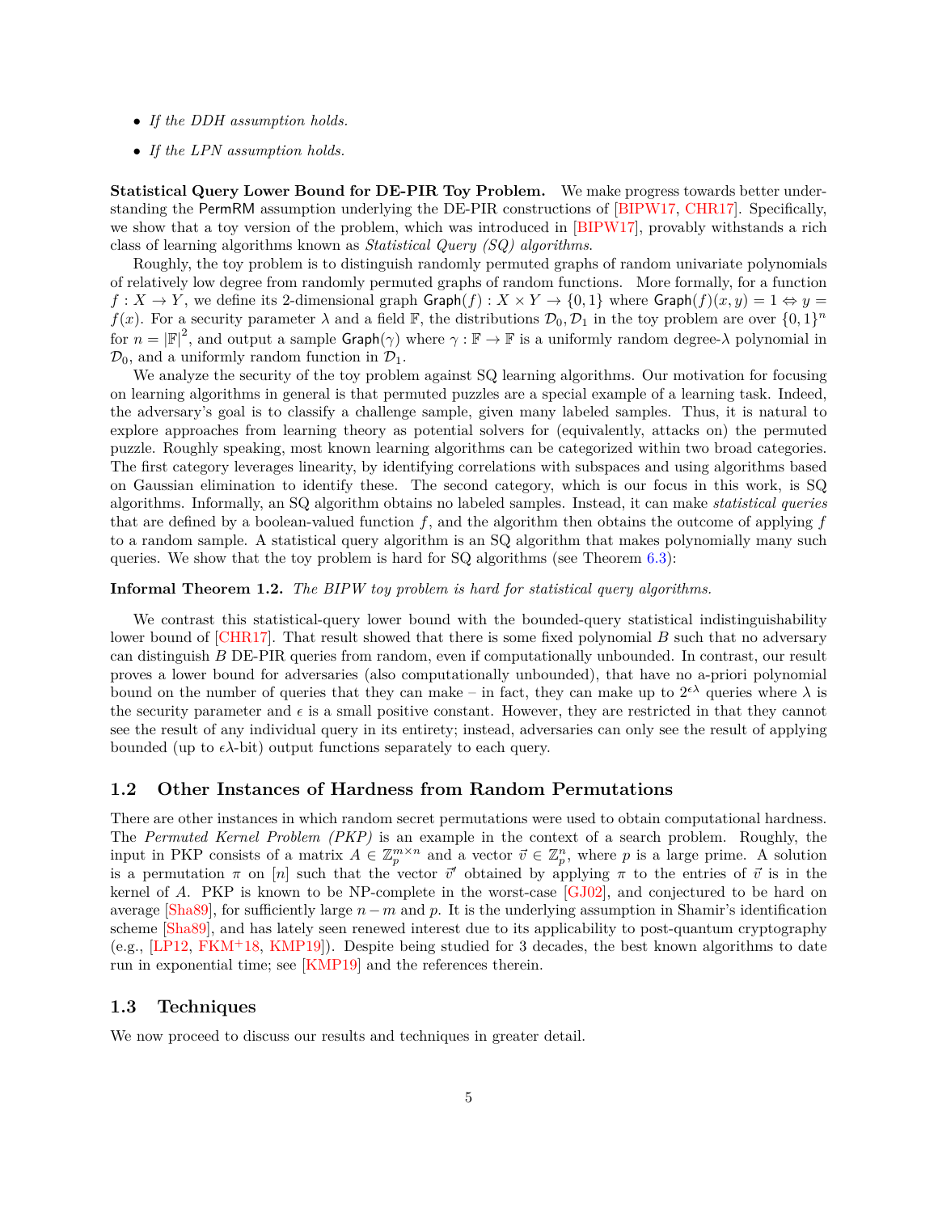- *If the DDH assumption holds.*
- *If the LPN assumption holds.*

**Statistical Query Lower Bound for DE-PIR Toy Problem.** We make progress towards better understanding the PermRM assumption underlying the DE-PIR constructions of [BIPW17, CHR17]. Specifically, we show that a toy version of the problem, which was introduced in [BIPW17], provably withstands a rich class of learning algorithms known as *Statistical Query (SQ) algorithms*.

Roughly, the toy problem is to distinguish randomly permuted graphs of random univariate polynomials of relatively low degree from randomly permuted graphs of random functions. More formally, for a function $f : X \to Y$, we define its 2-dimensional graph $\mathsf{Graph}(f) : X \times Y \to \{0,1\}$ where $\mathsf{Graph}(f)(x,y) = 1 \Leftrightarrow y = f(x)$. For a security parameter $\lambda$ and a field $\mathbb{F}$, the distributions $\mathcal{D}_0, \mathcal{D}_1$ in the toy problem are over $\{0,1\}^n$ for $n = |\mathbb{F}|^2$, and output a sample $\mathsf{Graph}(\gamma)$ where $\gamma : \mathbb{F} \to \mathbb{F}$ is a uniformly random degree-$\lambda$ polynomial in $\mathcal{D}_0$, and a uniformly random function in $\mathcal{D}_1$.

We analyze the security of the toy problem against SQ learning algorithms. Our motivation for focusing on learning algorithms in general is that permuted puzzles are a special example of a learning task. Indeed, the adversary's goal is to classify a challenge sample, given many labeled samples. Thus, it is natural to explore approaches from learning theory as potential solvers for (equivalently, attacks on) the permuted puzzle. Roughly speaking, most known learning algorithms can be categorized within two broad categories. The first category leverages linearity, by identifying correlations with subspaces and using algorithms based on Gaussian elimination to identify these. The second category, which is our focus in this work, is SQ algorithms. Informally, an SQ algorithm obtains no labeled samples. Instead, it can make *statistical queries* that are defined by a boolean-valued function $f$, and the algorithm then obtains the outcome of applying $f$ to a random sample. A statistical query algorithm is an SQ algorithm that makes polynomially many such queries. We show that the toy problem is hard for SQ algorithms (see Theorem 6.3):

**Informal Theorem 1.2.** *The BIPW toy problem is hard for statistical query algorithms.*

We contrast this statistical-query lower bound with the bounded-query statistical indistinguishability lower bound of [CHR17]. That result showed that there is some fixed polynomial $B$ such that no adversary can distinguish $B$ DE-PIR queries from random, even if computationally unbounded. In contrast, our result proves a lower bound for adversaries (also computationally unbounded), that have no a-priori polynomial bound on the number of queries that they can make – in fact, they can make up to $2^{\epsilon\lambda}$ queries where $\lambda$ is the security parameter and $\epsilon$ is a small positive constant. However, they are restricted in that they cannot see the result of any individual query in its entirety; instead, adversaries can only see the result of applying bounded (up to $\epsilon\lambda$-bit) output functions separately to each query.

## 1.2 Other Instances of Hardness from Random Permutations

There are other instances in which random secret permutations were used to obtain computational hardness. The *Permuted Kernel Problem (PKP)* is an example in the context of a search problem. Roughly, the input in PKP consists of a matrix $A \in \mathbb{Z}_p^{m\times n}$ and a vector $\vec{v} \in \mathbb{Z}_p^n$, where $p$ is a large prime. A solution is a permutation $\pi$ on $[n]$ such that the vector $\vec{v}'$ obtained by applying $\pi$ to the entries of $\vec{v}$ is in the kernel of $A$. PKP is known to be NP-complete in the worst-case [GJ02], and conjectured to be hard on average [Sha89], for sufficiently large $n - m$ and $p$. It is the underlying assumption in Shamir's identification scheme [Sha89], and has lately seen renewed interest due to its applicability to post-quantum cryptography (e.g., [LP12, FKM+18, KMP19]). Despite being studied for 3 decades, the best known algorithms to date run in exponential time; see [KMP19] and the references therein.

## 1.3 Techniques

We now proceed to discuss our results and techniques in greater detail.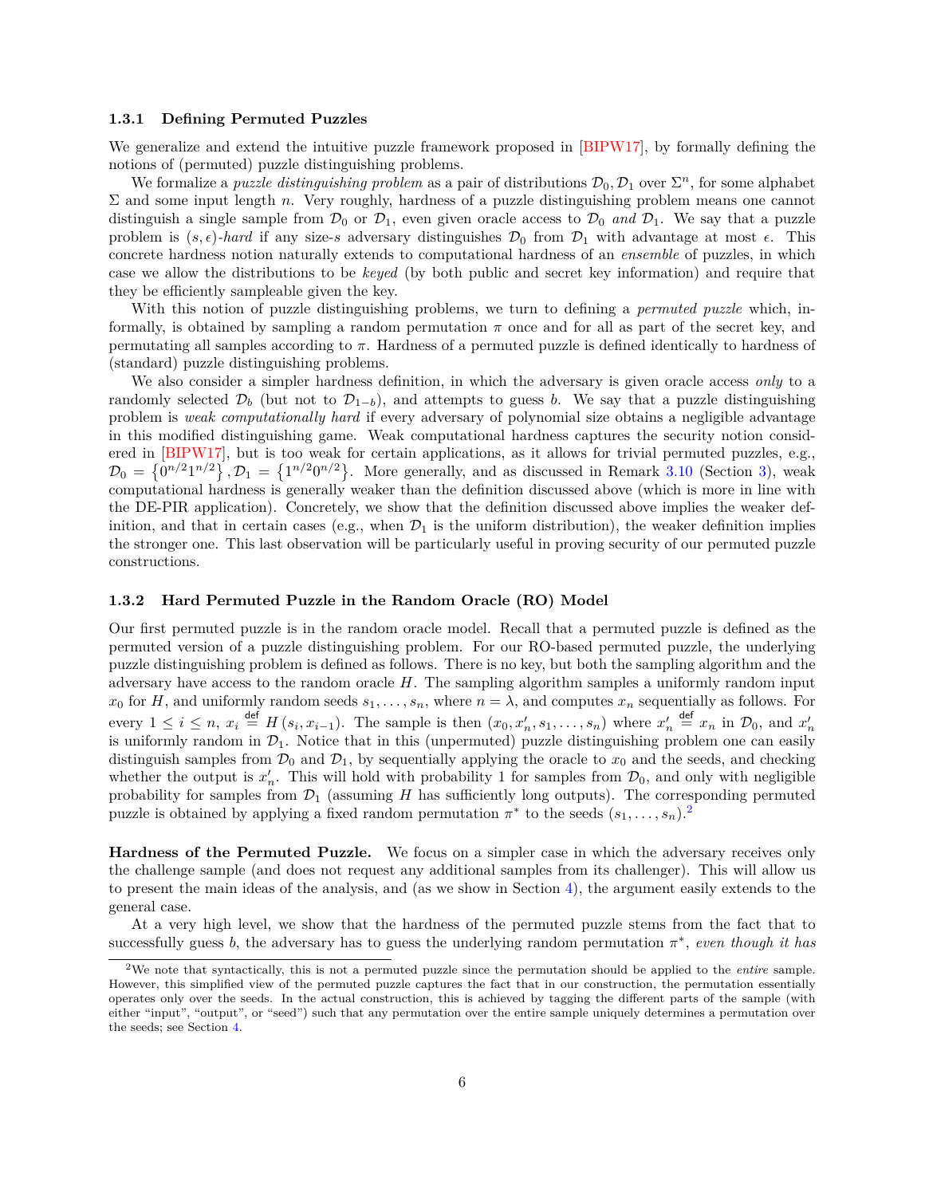### 1.3.1 Defining Permuted Puzzles

We generalize and extend the intuitive puzzle framework proposed in [BIPW17], by formally defining the notions of (permuted) puzzle distinguishing problems.

We formalize a *puzzle distinguishing problem* as a pair of distributions $\mathcal{D}_0, \mathcal{D}_1$ over $\Sigma^n$, for some alphabet $\Sigma$ and some input length $n$. Very roughly, hardness of a puzzle distinguishing problem means one cannot distinguish a single sample from $\mathcal{D}_0$ or $\mathcal{D}_1$, even given oracle access to $\mathcal{D}_0$ *and* $\mathcal{D}_1$. We say that a puzzle problem is $(s, \epsilon)$*-hard* if any size-$s$ adversary distinguishes $\mathcal{D}_0$ from $\mathcal{D}_1$ with advantage at most $\epsilon$. This concrete hardness notion naturally extends to computational hardness of an *ensemble* of puzzles, in which case we allow the distributions to be *keyed* (by both public and secret key information) and require that they be efficiently sampleable given the key.

With this notion of puzzle distinguishing problems, we turn to defining a *permuted puzzle* which, informally, is obtained by sampling a random permutation $\pi$ once and for all as part of the secret key, and permutating all samples according to $\pi$. Hardness of a permuted puzzle is defined identically to hardness of (standard) puzzle distinguishing problems.

We also consider a simpler hardness definition, in which the adversary is given oracle access *only* to a randomly selected $\mathcal{D}_b$ (but not to $\mathcal{D}_{1-b}$), and attempts to guess $b$. We say that a puzzle distinguishing problem is *weak computationally hard* if every adversary of polynomial size obtains a negligible advantage in this modified distinguishing game. Weak computational hardness captures the security notion considered in [BIPW17], but is too weak for certain applications, as it allows for trivial permuted puzzles, e.g., $\mathcal{D}_0 = \left\{0^{n/2}1^{n/2}\right\}, \mathcal{D}_1 = \left\{1^{n/2}0^{n/2}\right\}$. More generally, and as discussed in Remark 3.10 (Section 3), weak computational hardness is generally weaker than the definition discussed above (which is more in line with the DE-PIR application). Concretely, we show that the definition discussed above implies the weaker definition, and that in certain cases (e.g., when $\mathcal{D}_1$ is the uniform distribution), the weaker definition implies the stronger one. This last observation will be particularly useful in proving security of our permuted puzzle constructions.

### 1.3.2 Hard Permuted Puzzle in the Random Oracle (RO) Model

Our first permuted puzzle is in the random oracle model. Recall that a permuted puzzle is defined as the permuted version of a puzzle distinguishing problem. For our RO-based permuted puzzle, the underlying puzzle distinguishing problem is defined as follows. There is no key, but both the sampling algorithm and the adversary have access to the random oracle $H$. The sampling algorithm samples a uniformly random input $x_0$ for $H$, and uniformly random seeds $s_1, \ldots, s_n$, where $n = \lambda$, and computes $x_n$ sequentially as follows. For every $1 \leq i \leq n$, $x_i \overset{\mathsf{def}}{=} H(s_i, x_{i-1})$. The sample is then $(x_0, x'_n, s_1, \ldots, s_n)$ where $x'_n \overset{\mathsf{def}}{=} x_n$ in $\mathcal{D}_0$, and $x'_n$ is uniformly random in $\mathcal{D}_1$. Notice that in this (unpermuted) puzzle distinguishing problem one can easily distinguish samples from $\mathcal{D}_0$ and $\mathcal{D}_1$, by sequentially applying the oracle to $x_0$ and the seeds, and checking whether the output is $x'_n$. This will hold with probability 1 for samples from $\mathcal{D}_0$, and only with negligible probability for samples from $\mathcal{D}_1$ (assuming $H$ has sufficiently long outputs). The corresponding permuted puzzle is obtained by applying a fixed random permutation $\pi^*$ to the seeds $(s_1, \ldots, s_n)$.[2]

**Hardness of the Permuted Puzzle.** We focus on a simpler case in which the adversary receives only the challenge sample (and does not request any additional samples from its challenger). This will allow us to present the main ideas of the analysis, and (as we show in Section 4), the argument easily extends to the general case.

At a very high level, we show that the hardness of the permuted puzzle stems from the fact that to successfully guess $b$, the adversary has to guess the underlying random permutation $\pi^*$, *even though it has*

---

[2] We note that syntactically, this is not a permuted puzzle since the permutation should be applied to the *entire* sample. However, this simplified view of the permuted puzzle captures the fact that in our construction, the permutation essentially operates only over the seeds. In the actual construction, this is achieved by tagging the different parts of the sample (with either "input", "output", or "seed") such that any permutation over the entire sample uniquely determines a permutation over the seeds; see Section 4.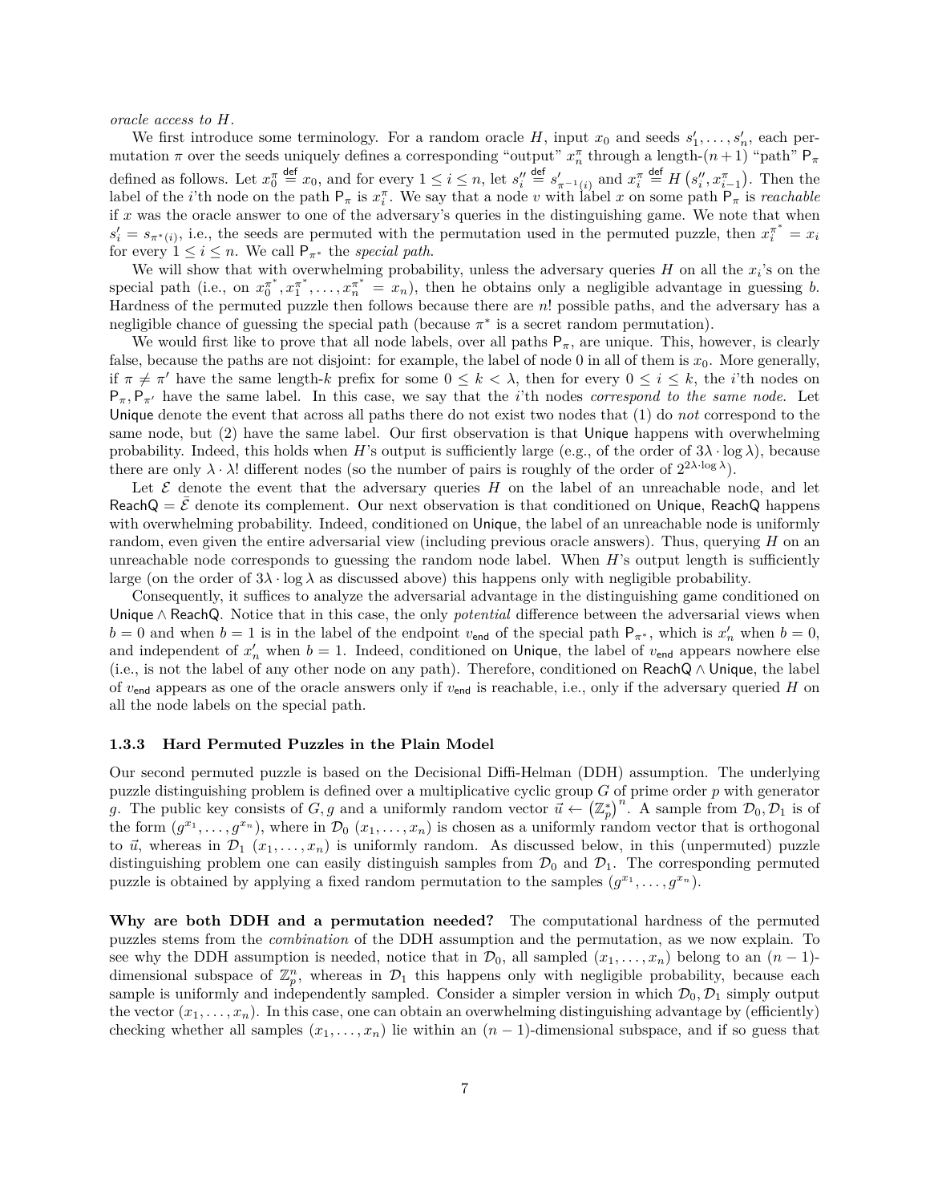*oracle access to $H$.*

We first introduce some terminology. For a random oracle $H$, input $x_0$ and seeds $s'_1, \ldots, s'_n$, each permutation $\pi$ over the seeds uniquely defines a corresponding "output" $x_n^\pi$ through a length-$(n+1)$ "path" $\mathsf{P}_\pi$ defined as follows. Let $x_0^\pi \stackrel{\text{def}}{=} x_0$, and for every $1 \le i \le n$, let $s''_i \stackrel{\text{def}}{=} s'_{\pi^{-1}(i)}$ and $x_i^\pi \stackrel{\text{def}}{=} H\left(s''_i, x_{i-1}^\pi\right)$. Then the label of the $i$'th node on the path $\mathsf{P}_\pi$ is $x_i^\pi$. We say that a node $v$ with label $x$ on some path $\mathsf{P}_\pi$ is *reachable* if $x$ was the oracle answer to one of the adversary's queries in the distinguishing game. We note that when $s'_i = s_{\pi^*(i)}$, i.e., the seeds are permuted with the permutation used in the permuted puzzle, then $x_i^{\pi^*} = x_i$ for every $1 \le i \le n$. We call $\mathsf{P}_{\pi^*}$ the *special path*.

We will show that with overwhelming probability, unless the adversary queries $H$ on all the $x_i$'s on the special path (i.e., on $x_0^{\pi^*}, x_1^{\pi^*}, \ldots, x_n^{\pi^*} = x_n$), then he obtains only a negligible advantage in guessing $b$. Hardness of the permuted puzzle then follows because there are $n!$ possible paths, and the adversary has a negligible chance of guessing the special path (because $\pi^*$ is a secret random permutation).

We would first like to prove that all node labels, over all paths $\mathsf{P}_\pi$, are unique. This, however, is clearly false, because the paths are not disjoint: for example, the label of node 0 in all of them is $x_0$. More generally, if $\pi \neq \pi'$ have the same length-$k$ prefix for some $0 \le k < \lambda$, then for every $0 \le i \le k$, the $i$'th nodes on $\mathsf{P}_\pi, \mathsf{P}_{\pi'}$ have the same label. In this case, we say that the $i$'th nodes *correspond to the same node*. Let $\mathsf{Unique}$ denote the event that across all paths there do not exist two nodes that (1) do *not* correspond to the same node, but (2) have the same label. Our first observation is that $\mathsf{Unique}$ happens with overwhelming probability. Indeed, this holds when $H$'s output is sufficiently large (e.g., of the order of $3\lambda \cdot \log \lambda$), because there are only $\lambda \cdot \lambda!$ different nodes (so the number of pairs is roughly of the order of $2^{2\lambda \cdot \log \lambda}$).

Let $\mathcal{E}$ denote the event that the adversary queries $H$ on the label of an unreachable node, and let $\mathsf{ReachQ} = \bar{\mathcal{E}}$ denote its complement. Our next observation is that conditioned on $\mathsf{Unique}$, $\mathsf{ReachQ}$ happens with overwhelming probability. Indeed, conditioned on $\mathsf{Unique}$, the label of an unreachable node is uniformly random, even given the entire adversarial view (including previous oracle answers). Thus, querying $H$ on an unreachable node corresponds to guessing the random node label. When $H$'s output length is sufficiently large (on the order of $3\lambda \cdot \log \lambda$ as discussed above) this happens only with negligible probability.

Consequently, it suffices to analyze the adversarial advantage in the distinguishing game conditioned on $\mathsf{Unique} \wedge \mathsf{ReachQ}$. Notice that in this case, the only *potential* difference between the adversarial views when $b = 0$ and when $b = 1$ is in the label of the endpoint $v_{\mathsf{end}}$ of the special path $\mathsf{P}_{\pi^*}$, which is $x'_n$ when $b = 0$, and independent of $x'_n$ when $b = 1$. Indeed, conditioned on $\mathsf{Unique}$, the label of $v_{\mathsf{end}}$ appears nowhere else (i.e., is not the label of any other node on any path). Therefore, conditioned on $\mathsf{ReachQ} \wedge \mathsf{Unique}$, the label of $v_{\mathsf{end}}$ appears as one of the oracle answers only if $v_{\mathsf{end}}$ is reachable, i.e., only if the adversary queried $H$ on all the node labels on the special path.

### 1.3.3 Hard Permuted Puzzles in the Plain Model

Our second permuted puzzle is based on the Decisional Diffi-Helman (DDH) assumption. The underlying puzzle distinguishing problem is defined over a multiplicative cyclic group $G$ of prime order $p$ with generator $g$. The public key consists of $G, g$ and a uniformly random vector $\vec{u} \leftarrow \left(\mathbb{Z}_p^*\right)^n$. A sample from $\mathcal{D}_0, \mathcal{D}_1$ is of the form $(g^{x_1}, \ldots, g^{x_n})$, where in $\mathcal{D}_0$ $(x_1, \ldots, x_n)$ is chosen as a uniformly random vector that is orthogonal to $\vec{u}$, whereas in $\mathcal{D}_1$ $(x_1, \ldots, x_n)$ is uniformly random. As discussed below, in this (unpermuted) puzzle distinguishing problem one can easily distinguish samples from $\mathcal{D}_0$ and $\mathcal{D}_1$. The corresponding permuted puzzle is obtained by applying a fixed random permutation to the samples $(g^{x_1}, \ldots, g^{x_n})$.

**Why are both DDH and a permutation needed?** The computational hardness of the permuted puzzles stems from the *combination* of the DDH assumption and the permutation, as we now explain. To see why the DDH assumption is needed, notice that in $\mathcal{D}_0$, all sampled $(x_1, \ldots, x_n)$ belong to an $(n-1)$-dimensional subspace of $\mathbb{Z}_p^n$, whereas in $\mathcal{D}_1$ this happens only with negligible probability, because each sample is uniformly and independently sampled. Consider a simpler version in which $\mathcal{D}_0, \mathcal{D}_1$ simply output the vector $(x_1, \ldots, x_n)$. In this case, one can obtain an overwhelming distinguishing advantage by (efficiently) checking whether all samples $(x_1, \ldots, x_n)$ lie within an $(n-1)$-dimensional subspace, and if so guess that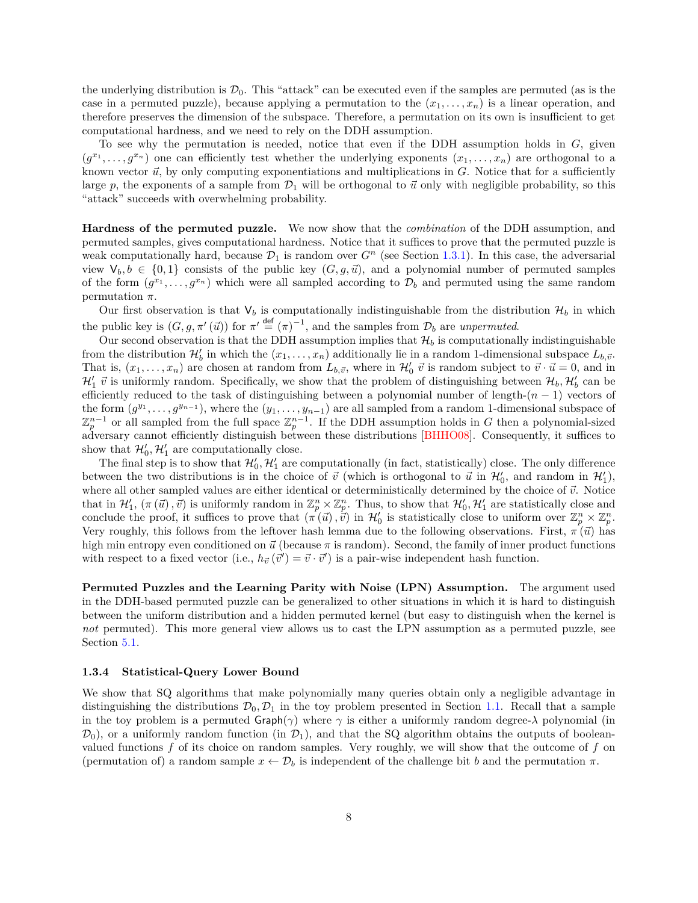the underlying distribution is $\mathcal{D}_0$. This "attack" can be executed even if the samples are permuted (as is the case in a permuted puzzle), because applying a permutation to the $(x_1, \ldots, x_n)$ is a linear operation, and therefore preserves the dimension of the subspace. Therefore, a permutation on its own is insufficient to get computational hardness, and we need to rely on the DDH assumption.

To see why the permutation is needed, notice that even if the DDH assumption holds in $G$, given $(g^{x_1}, \ldots, g^{x_n})$ one can efficiently test whether the underlying exponents $(x_1, \ldots, x_n)$ are orthogonal to a known vector $\vec{u}$, by only computing exponentiations and multiplications in $G$. Notice that for a sufficiently large $p$, the exponents of a sample from $\mathcal{D}_1$ will be orthogonal to $\vec{u}$ only with negligible probability, so this "attack" succeeds with overwhelming probability.

**Hardness of the permuted puzzle.** We now show that the *combination* of the DDH assumption, and permuted samples, gives computational hardness. Notice that it suffices to prove that the permuted puzzle is weak computationally hard, because $\mathcal{D}_1$ is random over $G^n$ (see Section 1.3.1). In this case, the adversarial view $\mathsf{V}_b, b \in \{0,1\}$ consists of the public key $(G, g, \vec{u})$, and a polynomial number of permuted samples of the form $(g^{x_1}, \ldots, g^{x_n})$ which were all sampled according to $\mathcal{D}_b$ and permuted using the same random permutation $\pi$.

Our first observation is that $\mathsf{V}_b$ is computationally indistinguishable from the distribution $\mathcal{H}_b$ in which the public key is $(G, g, \pi'(\vec{u}))$ for $\pi' \stackrel{\text{def}}{=} (\pi)^{-1}$, and the samples from $\mathcal{D}_b$ are *unpermuted*.

Our second observation is that the DDH assumption implies that $\mathcal{H}_b$ is computationally indistinguishable from the distribution $\mathcal{H}'_b$ in which the $(x_1, \ldots, x_n)$ additionally lie in a random 1-dimensional subspace $L_{b,\vec{v}}$. That is, $(x_1, \ldots, x_n)$ are chosen at random from $L_{b,\vec{v}}$, where in $\mathcal{H}'_0$ $\vec{v}$ is random subject to $\vec{v} \cdot \vec{u} = 0$, and in $\mathcal{H}'_1$ $\vec{v}$ is uniformly random. Specifically, we show that the problem of distinguishing between $\mathcal{H}_b, \mathcal{H}'_b$ can be efficiently reduced to the task of distinguishing between a polynomial number of length-$(n-1)$ vectors of the form $(g^{y_1}, \ldots, g^{y_{n-1}})$, where the $(y_1, \ldots, y_{n-1})$ are all sampled from a random 1-dimensional subspace of $\mathbb{Z}_p^{n-1}$ or all sampled from the full space $\mathbb{Z}_p^{n-1}$. If the DDH assumption holds in $G$ then a polynomial-sized adversary cannot efficiently distinguish between these distributions [BHHO08]. Consequently, it suffices to show that $\mathcal{H}'_0, \mathcal{H}'_1$ are computationally close.

The final step is to show that $\mathcal{H}'_0, \mathcal{H}'_1$ are computationally (in fact, statistically) close. The only difference between the two distributions is in the choice of $\vec{v}$ (which is orthogonal to $\vec{u}$ in $\mathcal{H}'_0$, and random in $\mathcal{H}'_1$), where all other sampled values are either identical or deterministically determined by the choice of $\vec{v}$. Notice that in $\mathcal{H}'_1$, $(\pi(\vec{u}), \vec{v})$ is uniformly random in $\mathbb{Z}_p^n \times \mathbb{Z}_p^n$. Thus, to show that $\mathcal{H}'_0, \mathcal{H}'_1$ are statistically close and conclude the proof, it suffices to prove that $(\pi(\vec{u}), \vec{v})$ in $\mathcal{H}'_0$ is statistically close to uniform over $\mathbb{Z}_p^n \times \mathbb{Z}_p^n$. Very roughly, this follows from the leftover hash lemma due to the following observations. First, $\pi(\vec{u})$ has high min entropy even conditioned on $\vec{u}$ (because $\pi$ is random). Second, the family of inner product functions with respect to a fixed vector (i.e., $h_{\vec{v}}(\vec{v}') = \vec{v} \cdot \vec{v}'$) is a pair-wise independent hash function.

**Permuted Puzzles and the Learning Parity with Noise (LPN) Assumption.** The argument used in the DDH-based permuted puzzle can be generalized to other situations in which it is hard to distinguish between the uniform distribution and a hidden permuted kernel (but easy to distinguish when the kernel is *not* permuted). This more general view allows us to cast the LPN assumption as a permuted puzzle, see Section 5.1.

### 1.3.4 Statistical-Query Lower Bound

We show that SQ algorithms that make polynomially many queries obtain only a negligible advantage in distinguishing the distributions $\mathcal{D}_0, \mathcal{D}_1$ in the toy problem presented in Section 1.1. Recall that a sample in the toy problem is a permuted $\mathsf{Graph}(\gamma)$ where $\gamma$ is either a uniformly random degree-$\lambda$ polynomial (in $\mathcal{D}_0$), or a uniformly random function (in $\mathcal{D}_1$), and that the SQ algorithm obtains the outputs of boolean-valued functions $f$ of its choice on random samples. Very roughly, we will show that the outcome of $f$ on (permutation of) a random sample $x \leftarrow \mathcal{D}_b$ is independent of the challenge bit $b$ and the permutation $\pi$.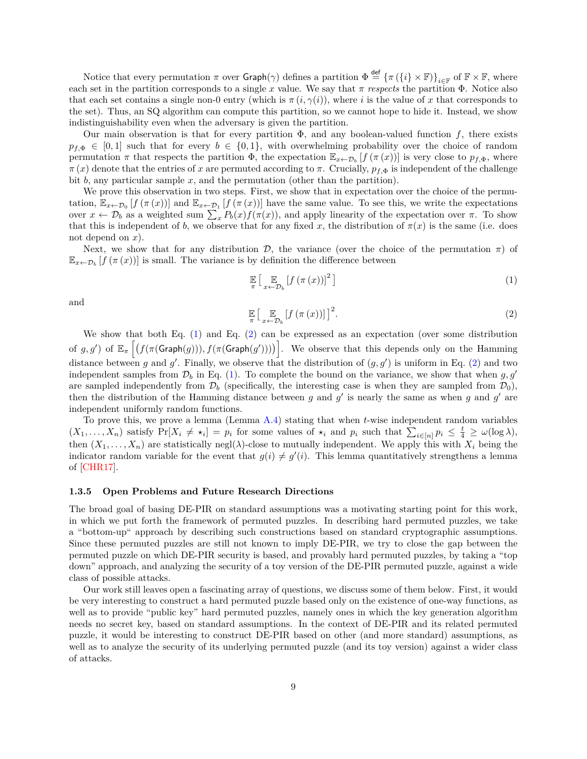Notice that every permutation $\pi$ over $\mathsf{Graph}(\gamma)$ defines a partition $\Phi \stackrel{\mathsf{def}}{=} \{\pi(\{i\} \times \mathbb{F})\}_{i \in \mathbb{F}}$ of $\mathbb{F} \times \mathbb{F}$, where each set in the partition corresponds to a single $x$ value. We say that $\pi$ *respects* the partition $\Phi$. Notice also that each set contains a single non-0 entry (which is $\pi(i, \gamma(i))$, where $i$ is the value of $x$ that corresponds to the set). Thus, an SQ algorithm can compute this partition, so we cannot hope to hide it. Instead, we show indistinguishability even when the adversary is given the partition.

Our main observation is that for every partition $\Phi$, and any boolean-valued function $f$, there exists $p_{f,\Phi} \in [0,1]$ such that for every $b \in \{0,1\}$, with overwhelming probability over the choice of random permutation $\pi$ that respects the partition $\Phi$, the expectation $\mathbb{E}_{x \leftarrow \mathcal{D}_b}[f(\pi(x))]$ is very close to $p_{f,\Phi}$, where $\pi(x)$ denote that the entries of $x$ are permuted according to $\pi$. Crucially, $p_{f,\Phi}$ is independent of the challenge bit $b$, any particular sample $x$, and the permutation (other than the partition).

We prove this observation in two steps. First, we show that in expectation over the choice of the permutation, $\mathbb{E}_{x \leftarrow \mathcal{D}_0}[f(\pi(x))]$ and $\mathbb{E}_{x \leftarrow \mathcal{D}_1}[f(\pi(x))]$ have the same value. To see this, we write the expectations over $x \leftarrow \mathcal{D}_b$ as a weighted sum $\sum_x P_b(x) f(\pi(x))$, and apply linearity of the expectation over $\pi$. To show that this is independent of $b$, we observe that for any fixed $x$, the distribution of $\pi(x)$ is the same (i.e. does not depend on $x$).

Next, we show that for any distribution $\mathcal{D}$, the variance (over the choice of the permutation $\pi$) of $\mathbb{E}_{x \leftarrow \mathcal{D}_b}[f(\pi(x))]$ is small. The variance is by definition the difference between

$$\mathop{\mathbb{E}}_{\pi}\Big[ \mathop{\mathbb{E}}_{x \leftarrow \mathcal{D}_b}[f(\pi(x))]^2 \Big] \tag{1}$$

and

$$\mathop{\mathbb{E}}_{\pi}\Big[ \mathop{\mathbb{E}}_{x \leftarrow \mathcal{D}_b}[f(\pi(x))] \Big]^2. \tag{2}$$

We show that both Eq. (1) and Eq. (2) can be expressed as an expectation (over some distribution of $g, g'$) of $\mathbb{E}_\pi\left[\left(f(\pi(\mathsf{Graph}(g))), f(\pi(\mathsf{Graph}(g')))\right)\right]$. We observe that this depends only on the Hamming distance between $g$ and $g'$. Finally, we observe that the distribution of $(g, g')$ is uniform in Eq. (2) and two independent samples from $\mathcal{D}_b$ in Eq. (1). To complete the bound on the variance, we show that when $g, g'$ are sampled independently from $\mathcal{D}_b$ (specifically, the interesting case is when they are sampled from $\mathcal{D}_0$), then the distribution of the Hamming distance between $g$ and $g'$ is nearly the same as when $g$ and $g'$ are independent uniformly random functions.

To prove this, we prove a lemma (Lemma A.4) stating that when $t$-wise independent random variables $(X_1, \ldots, X_n)$ satisfy $\Pr[X_i \neq \star_i] = p_i$ for some values of $\star_i$ and $p_i$ such that $\sum_{i \in [n]} p_i \leq \frac{t}{4} \geq \omega(\log \lambda)$, then $(X_1, \ldots, X_n)$ are statistically $\mathrm{negl}(\lambda)$-close to mutually independent. We apply this with $X_i$ being the indicator random variable for the event that $g(i) \neq g'(i)$. This lemma quantitatively strengthens a lemma of [CHR17].

### 1.3.5 Open Problems and Future Research Directions

The broad goal of basing DE-PIR on standard assumptions was a motivating starting point for this work, in which we put forth the framework of permuted puzzles. In describing hard permuted puzzles, we take a "bottom-up" approach by describing such constructions based on standard cryptographic assumptions. Since these permuted puzzles are still not known to imply DE-PIR, we try to close the gap between the permuted puzzle on which DE-PIR security is based, and provably hard permuted puzzles, by taking a "top down" approach, and analyzing the security of a toy version of the DE-PIR permuted puzzle, against a wide class of possible attacks.

Our work still leaves open a fascinating array of questions, we discuss some of them below. First, it would be very interesting to construct a hard permuted puzzle based only on the existence of one-way functions, as well as to provide "public key" hard permuted puzzles, namely ones in which the key generation algorithm needs no secret key, based on standard assumptions. In the context of DE-PIR and its related permuted puzzle, it would be interesting to construct DE-PIR based on other (and more standard) assumptions, as well as to analyze the security of its underlying permuted puzzle (and its toy version) against a wider class of attacks.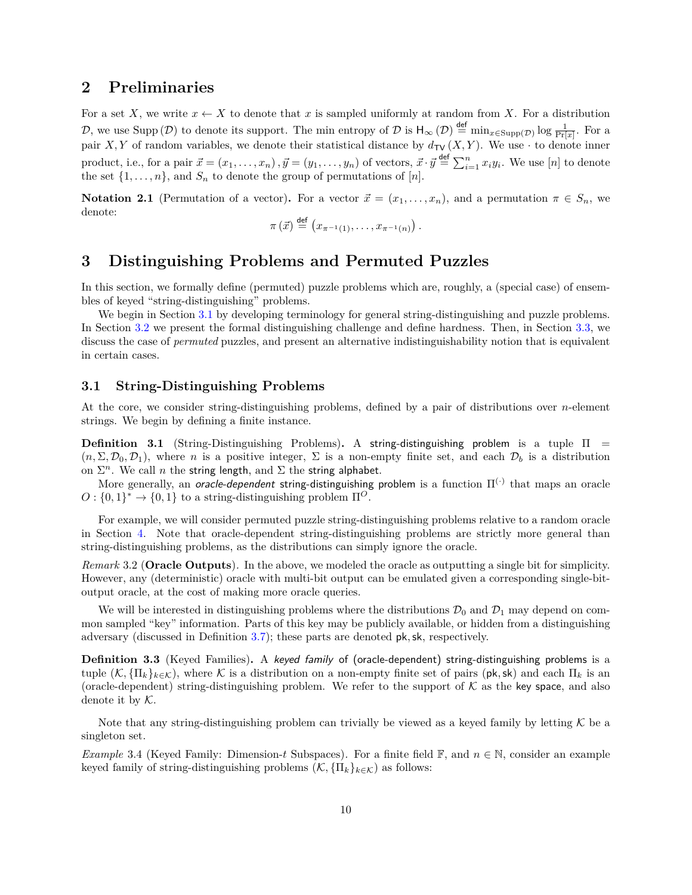## 2 Preliminaries

For a set $X$, we write $x \leftarrow X$ to denote that $x$ is sampled uniformly at random from $X$. For a distribution $\mathcal{D}$, we use $\mathrm{Supp}(\mathcal{D})$ to denote its support. The min entropy of $\mathcal{D}$ is $\mathsf{H}_\infty(\mathcal{D}) \stackrel{\mathsf{def}}{=} \min_{x \in \mathrm{Supp}(\mathcal{D})} \log \frac{1}{\Pr[x]}$. For a pair $X, Y$ of random variables, we denote their statistical distance by $d_{\mathsf{TV}}(X, Y)$. We use $\cdot$ to denote inner product, i.e., for a pair $\vec{x} = (x_1, \ldots, x_n), \vec{y} = (y_1, \ldots, y_n)$ of vectors, $\vec{x} \cdot \vec{y} \stackrel{\mathsf{def}}{=} \sum_{i=1}^{n} x_i y_i$. We use $[n]$ to denote the set $\{1, \ldots, n\}$, and $S_n$ to denote the group of permutations of $[n]$.

**Notation 2.1** (Permutation of a vector)**.** For a vector $\vec{x} = (x_1, \ldots, x_n)$, and a permutation $\pi \in S_n$, we denote:

$$\pi(\vec{x}) \stackrel{\mathsf{def}}{=} \left(x_{\pi^{-1}(1)}, \ldots, x_{\pi^{-1}(n)}\right).$$

## 3 Distinguishing Problems and Permuted Puzzles

In this section, we formally define (permuted) puzzle problems which are, roughly, a (special case) of ensembles of keyed "string-distinguishing" problems.

We begin in Section 3.1 by developing terminology for general string-distinguishing and puzzle problems. In Section 3.2 we present the formal distinguishing challenge and define hardness. Then, in Section 3.3, we discuss the case of *permuted* puzzles, and present an alternative indistinguishability notion that is equivalent in certain cases.

### 3.1 String-Distinguishing Problems

At the core, we consider string-distinguishing problems, defined by a pair of distributions over $n$-element strings. We begin by defining a finite instance.

**Definition 3.1** (String-Distinguishing Problems)**.** A string-distinguishing problem is a tuple $\Pi = (n, \Sigma, \mathcal{D}_0, \mathcal{D}_1)$, where $n$ is a positive integer, $\Sigma$ is a non-empty finite set, and each $\mathcal{D}_b$ is a distribution on $\Sigma^n$. We call $n$ the string length, and $\Sigma$ the string alphabet.

More generally, an *oracle-dependent* string-distinguishing problem is a function $\Pi^{(\cdot)}$ that maps an oracle $O : \{0,1\}^* \to \{0,1\}$ to a string-distinguishing problem $\Pi^O$.

For example, we will consider permuted puzzle string-distinguishing problems relative to a random oracle in Section 4. Note that oracle-dependent string-distinguishing problems are strictly more general than string-distinguishing problems, as the distributions can simply ignore the oracle.

*Remark* 3.2 (**Oracle Outputs**). In the above, we modeled the oracle as outputting a single bit for simplicity. However, any (deterministic) oracle with multi-bit output can be emulated given a corresponding single-bit-output oracle, at the cost of making more oracle queries.

We will be interested in distinguishing problems where the distributions $\mathcal{D}_0$ and $\mathcal{D}_1$ may depend on common sampled "key" information. Parts of this key may be publicly available, or hidden from a distinguishing adversary (discussed in Definition 3.7); these parts are denoted $\mathsf{pk}, \mathsf{sk}$, respectively.

**Definition 3.3** (Keyed Families)**.** A *keyed family* of (oracle-dependent) string-distinguishing problems is a tuple $(\mathcal{K}, \{\Pi_k\}_{k \in \mathcal{K}})$, where $\mathcal{K}$ is a distribution on a non-empty finite set of pairs $(\mathsf{pk}, \mathsf{sk})$ and each $\Pi_k$ is an (oracle-dependent) string-distinguishing problem. We refer to the support of $\mathcal{K}$ as the key space, and also denote it by $\mathcal{K}$.

Note that any string-distinguishing problem can trivially be viewed as a keyed family by letting $\mathcal{K}$ be a singleton set.

*Example* 3.4 (Keyed Family: Dimension-$t$ Subspaces). For a finite field $\mathbb{F}$, and $n \in \mathbb{N}$, consider an example keyed family of string-distinguishing problems $(\mathcal{K}, \{\Pi_k\}_{k \in \mathcal{K}})$ as follows: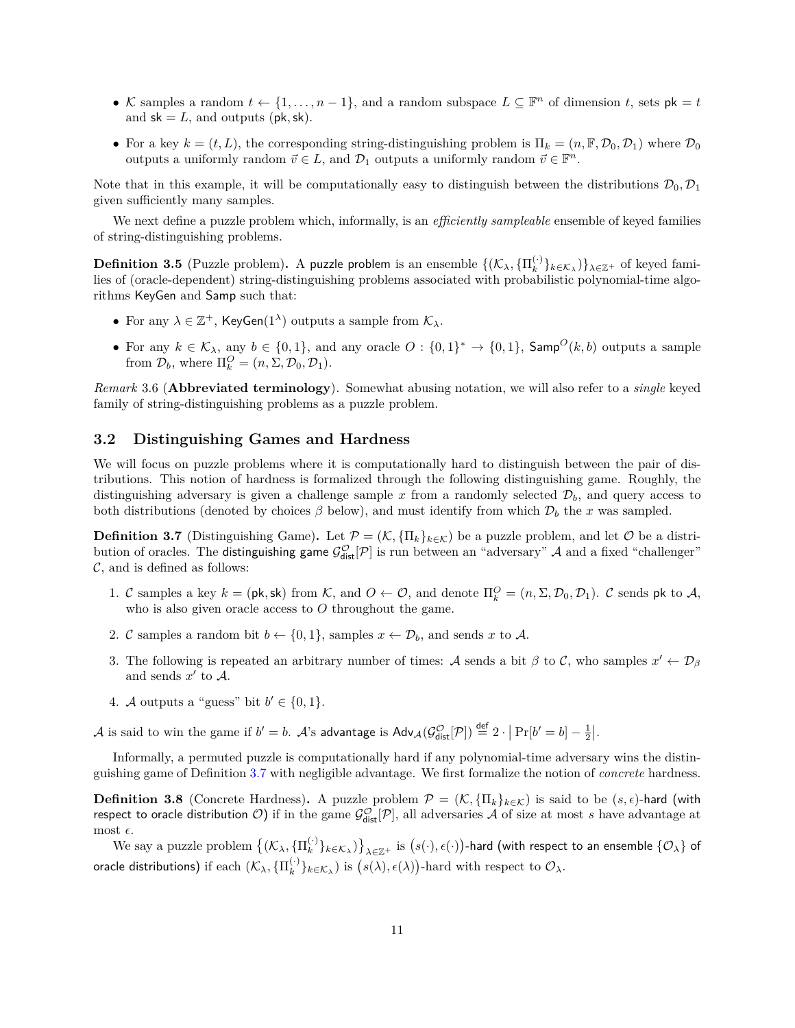- $\mathcal{K}$ samples a random $t \leftarrow \{1, \ldots, n-1\}$, and a random subspace $L \subseteq \mathbb{F}^n$ of dimension $t$, sets $\mathsf{pk} = t$ and $\mathsf{sk} = L$, and outputs $(\mathsf{pk}, \mathsf{sk})$.
- For a key $k = (t, L)$, the corresponding string-distinguishing problem is $\Pi_k = (n, \mathbb{F}, \mathcal{D}_0, \mathcal{D}_1)$ where $\mathcal{D}_0$ outputs a uniformly random $\vec{v} \in L$, and $\mathcal{D}_1$ outputs a uniformly random $\vec{v} \in \mathbb{F}^n$.

Note that in this example, it will be computationally easy to distinguish between the distributions $\mathcal{D}_0, \mathcal{D}_1$ given sufficiently many samples.

We next define a puzzle problem which, informally, is an *efficiently sampleable* ensemble of keyed families of string-distinguishing problems.

**Definition 3.5** (Puzzle problem). A puzzle problem is an ensemble $\{(\mathcal{K}_\lambda, \{\Pi_k^{(\cdot)}\}_{k \in \mathcal{K}_\lambda})\}_{\lambda \in \mathbb{Z}^+}$ of keyed families of (oracle-dependent) string-distinguishing problems associated with probabilistic polynomial-time algorithms $\mathsf{KeyGen}$ and $\mathsf{Samp}$ such that:

- For any $\lambda \in \mathbb{Z}^+$, $\mathsf{KeyGen}(1^\lambda)$ outputs a sample from $\mathcal{K}_\lambda$.
- For any $k \in \mathcal{K}_\lambda$, any $b \in \{0,1\}$, and any oracle $O : \{0,1\}^* \to \{0,1\}$, $\mathsf{Samp}^O(k, b)$ outputs a sample from $\mathcal{D}_b$, where $\Pi_k^O = (n, \Sigma, \mathcal{D}_0, \mathcal{D}_1)$.

*Remark* 3.6 (**Abbreviated terminology**). Somewhat abusing notation, we will also refer to a *single* keyed family of string-distinguishing problems as a puzzle problem.

## 3.2 Distinguishing Games and Hardness

We will focus on puzzle problems where it is computationally hard to distinguish between the pair of distributions. This notion of hardness is formalized through the following distinguishing game. Roughly, the distinguishing adversary is given a challenge sample $x$ from a randomly selected $\mathcal{D}_b$, and query access to both distributions (denoted by choices $\beta$ below), and must identify from which $\mathcal{D}_b$ the $x$ was sampled.

**Definition 3.7** (Distinguishing Game). Let $\mathcal{P} = (\mathcal{K}, \{\Pi_k\}_{k \in \mathcal{K}})$ be a puzzle problem, and let $\mathcal{O}$ be a distribution of oracles. The distinguishing game $\mathcal{G}_{\mathsf{dist}}^{\mathcal{O}}[\mathcal{P}]$ is run between an "adversary" $\mathcal{A}$ and a fixed "challenger" $\mathcal{C}$, and is defined as follows:

1. $\mathcal{C}$ samples a key $k = (\mathsf{pk}, \mathsf{sk})$ from $\mathcal{K}$, and $O \leftarrow \mathcal{O}$, and denote $\Pi_k^O = (n, \Sigma, \mathcal{D}_0, \mathcal{D}_1)$. $\mathcal{C}$ sends $\mathsf{pk}$ to $\mathcal{A}$, who is also given oracle access to $O$ throughout the game.
2. $\mathcal{C}$ samples a random bit $b \leftarrow \{0,1\}$, samples $x \leftarrow \mathcal{D}_b$, and sends $x$ to $\mathcal{A}$.
3. The following is repeated an arbitrary number of times: $\mathcal{A}$ sends a bit $\beta$ to $\mathcal{C}$, who samples $x' \leftarrow \mathcal{D}_\beta$ and sends $x'$ to $\mathcal{A}$.
4. $\mathcal{A}$ outputs a "guess" bit $b' \in \{0,1\}$.

$\mathcal{A}$ is said to win the game if $b' = b$. $\mathcal{A}$'s advantage is $\mathsf{Adv}_{\mathcal{A}}(\mathcal{G}_{\mathsf{dist}}^{\mathcal{O}}[\mathcal{P}]) \stackrel{\mathsf{def}}{=} 2 \cdot \left| \Pr[b' = b] - \frac{1}{2} \right|$.

Informally, a permuted puzzle is computationally hard if any polynomial-time adversary wins the distinguishing game of Definition 3.7 with negligible advantage. We first formalize the notion of *concrete* hardness.

**Definition 3.8** (Concrete Hardness). A puzzle problem $\mathcal{P} = (\mathcal{K}, \{\Pi_k\}_{k \in \mathcal{K}})$ is said to be $(s, \epsilon)$-hard (with respect to oracle distribution $\mathcal{O}$) if in the game $\mathcal{G}_{\mathsf{dist}}^{\mathcal{O}}[\mathcal{P}]$, all adversaries $\mathcal{A}$ of size at most $s$ have advantage at most $\epsilon$.

We say a puzzle problem $\left\{(\mathcal{K}_\lambda, \{\Pi_k^{(\cdot)}\}_{k \in \mathcal{K}_\lambda})\right\}_{\lambda \in \mathbb{Z}^+}$ is $\big(s(\cdot), \epsilon(\cdot)\big)$-hard (with respect to an ensemble $\{\mathcal{O}_\lambda\}$ of oracle distributions) if each $(\mathcal{K}_\lambda, \{\Pi_k^{(\cdot)}\}_{k \in \mathcal{K}_\lambda})$ is $\big(s(\lambda), \epsilon(\lambda)\big)$-hard with respect to $\mathcal{O}_\lambda$.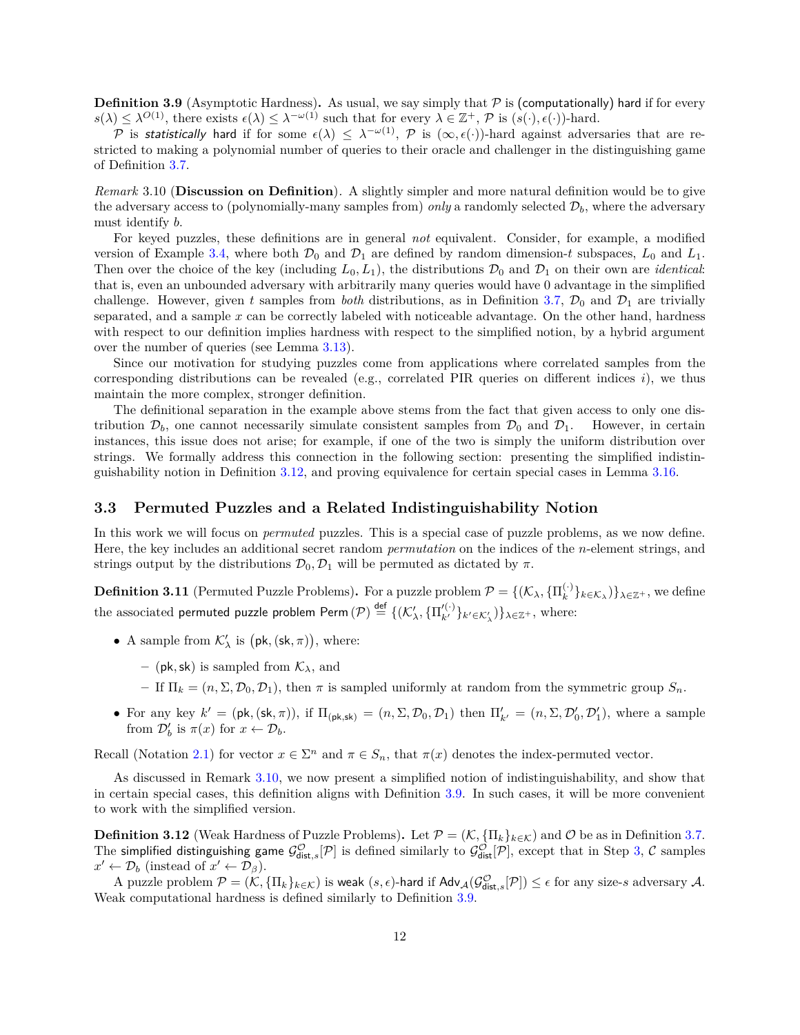**Definition 3.9** (Asymptotic Hardness)**.** As usual, we say simply that $\mathcal{P}$ is (computationally) hard if for every $s(\lambda) \leq \lambda^{O(1)}$, there exists $\epsilon(\lambda) \leq \lambda^{-\omega(1)}$ such that for every $\lambda \in \mathbb{Z}^+$, $\mathcal{P}$ is $(s(\cdot), \epsilon(\cdot))$-hard.

$\mathcal{P}$ is *statistically* hard if for some $\epsilon(\lambda) \leq \lambda^{-\omega(1)}$, $\mathcal{P}$ is $(\infty, \epsilon(\cdot))$-hard against adversaries that are restricted to making a polynomial number of queries to their oracle and challenger in the distinguishing game of Definition 3.7.

*Remark* 3.10 (**Discussion on Definition**). A slightly simpler and more natural definition would be to give the adversary access to (polynomially-many samples from) *only* a randomly selected $\mathcal{D}_b$, where the adversary must identify $b$.

For keyed puzzles, these definitions are in general *not* equivalent. Consider, for example, a modified version of Example 3.4, where both $\mathcal{D}_0$ and $\mathcal{D}_1$ are defined by random dimension-$t$ subspaces, $L_0$ and $L_1$. Then over the choice of the key (including $L_0, L_1$), the distributions $\mathcal{D}_0$ and $\mathcal{D}_1$ on their own are *identical*: that is, even an unbounded adversary with arbitrarily many queries would have 0 advantage in the simplified challenge. However, given $t$ samples from *both* distributions, as in Definition 3.7, $\mathcal{D}_0$ and $\mathcal{D}_1$ are trivially separated, and a sample $x$ can be correctly labeled with noticeable advantage. On the other hand, hardness with respect to our definition implies hardness with respect to the simplified notion, by a hybrid argument over the number of queries (see Lemma 3.13).

Since our motivation for studying puzzles come from applications where correlated samples from the corresponding distributions can be revealed (e.g., correlated PIR queries on different indices $i$), we thus maintain the more complex, stronger definition.

The definitional separation in the example above stems from the fact that given access to only one distribution $\mathcal{D}_b$, one cannot necessarily simulate consistent samples from $\mathcal{D}_0$ and $\mathcal{D}_1$. However, in certain instances, this issue does not arise; for example, if one of the two is simply the uniform distribution over strings. We formally address this connection in the following section: presenting the simplified indistinguishability notion in Definition 3.12, and proving equivalence for certain special cases in Lemma 3.16.

## 3.3 Permuted Puzzles and a Related Indistinguishability Notion

In this work we will focus on *permuted* puzzles. This is a special case of puzzle problems, as we now define. Here, the key includes an additional secret random *permutation* on the indices of the $n$-element strings, and strings output by the distributions $\mathcal{D}_0, \mathcal{D}_1$ will be permuted as dictated by $\pi$.

**Definition 3.11** (Permuted Puzzle Problems)**.** For a puzzle problem $\mathcal{P} = \{(\mathcal{K}_\lambda, \{\Pi_k^{(\cdot)}\}_{k \in \mathcal{K}_\lambda})\}_{\lambda \in \mathbb{Z}^+}$, we define the associated permuted puzzle problem $\mathsf{Perm}(\mathcal{P}) \stackrel{\mathsf{def}}{=} \{(\mathcal{K}'_\lambda, \{\Pi'^{(\cdot)}_{k'}\}_{k' \in \mathcal{K}'_\lambda})\}_{\lambda \in \mathbb{Z}^+}$, where:

- A sample from $\mathcal{K}'_\lambda$ is $(\mathsf{pk}, (\mathsf{sk}, \pi))$, where:
  - $(\mathsf{pk}, \mathsf{sk})$ is sampled from $\mathcal{K}_\lambda$, and
  - If $\Pi_k = (n, \Sigma, \mathcal{D}_0, \mathcal{D}_1)$, then $\pi$ is sampled uniformly at random from the symmetric group $S_n$.
- For any key $k' = (\mathsf{pk}, (\mathsf{sk}, \pi))$, if $\Pi_{(\mathsf{pk},\mathsf{sk})} = (n, \Sigma, \mathcal{D}_0, \mathcal{D}_1)$ then $\Pi'_{k'} = (n, \Sigma, \mathcal{D}'_0, \mathcal{D}'_1)$, where a sample from $\mathcal{D}'_b$ is $\pi(x)$ for $x \leftarrow \mathcal{D}_b$.

Recall (Notation 2.1) for vector $x \in \Sigma^n$ and $\pi \in S_n$, that $\pi(x)$ denotes the index-permuted vector.

As discussed in Remark 3.10, we now present a simplified notion of indistinguishability, and show that in certain special cases, this definition aligns with Definition 3.9. In such cases, it will be more convenient to work with the simplified version.

**Definition 3.12** (Weak Hardness of Puzzle Problems)**.** Let $\mathcal{P} = (\mathcal{K}, \{\Pi_k\}_{k \in \mathcal{K}})$ and $\mathcal{O}$ be as in Definition 3.7. The simplified distinguishing game $\mathcal{G}^{\mathcal{O}}_{\mathsf{dist},s}[\mathcal{P}]$ is defined similarly to $\mathcal{G}^{\mathcal{O}}_{\mathsf{dist}}[\mathcal{P}]$, except that in Step 3, $\mathcal{C}$ samples $x' \leftarrow \mathcal{D}_b$ (instead of $x' \leftarrow \mathcal{D}_\beta$).

A puzzle problem $\mathcal{P} = (\mathcal{K}, \{\Pi_k\}_{k \in \mathcal{K}})$ is weak $(s, \epsilon)$-hard if $\mathsf{Adv}_{\mathcal{A}}(\mathcal{G}^{\mathcal{O}}_{\mathsf{dist},s}[\mathcal{P}]) \leq \epsilon$ for any size-$s$ adversary $\mathcal{A}$. Weak computational hardness is defined similarly to Definition 3.9.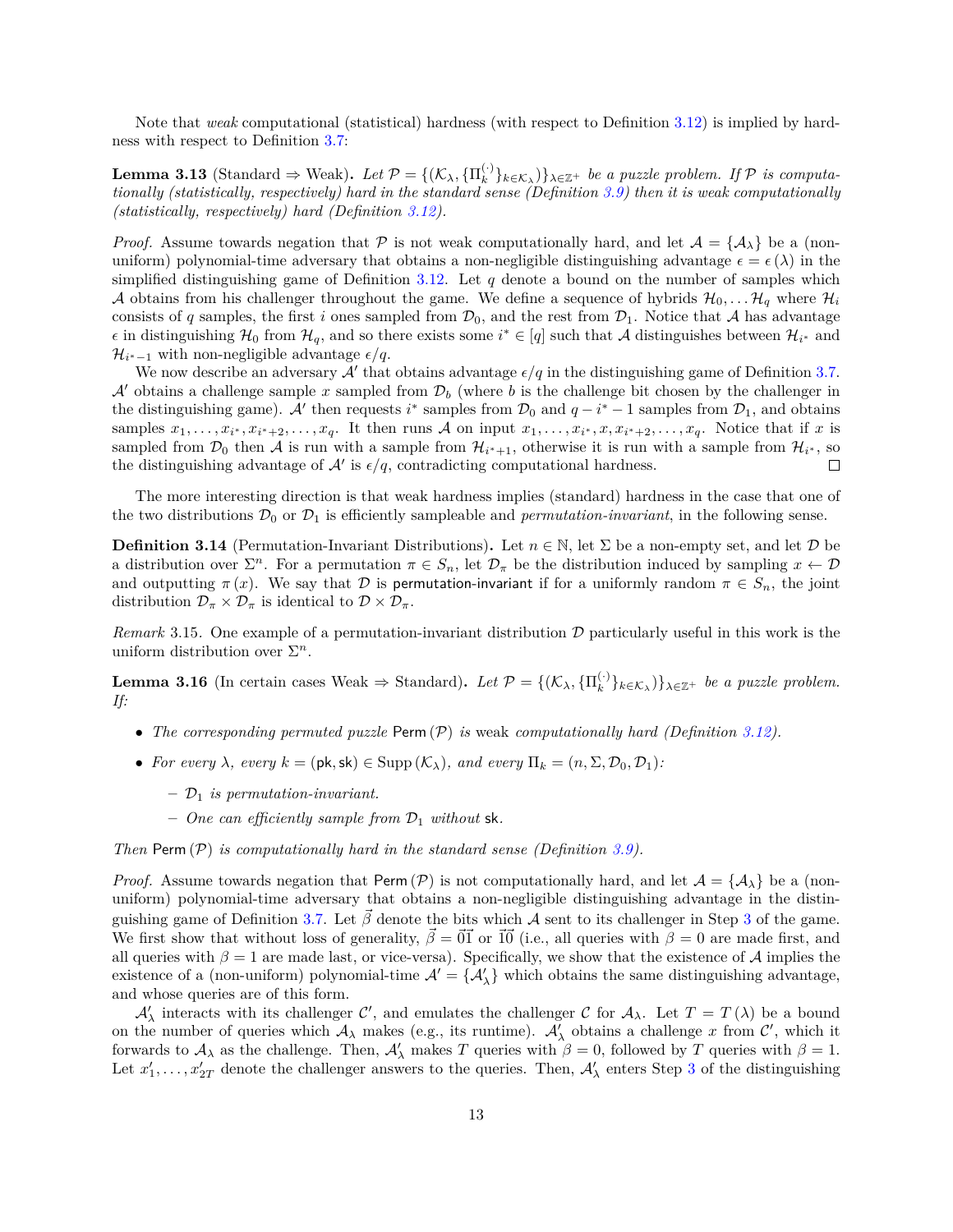Note that *weak* computational (statistical) hardness (with respect to Definition 3.12) is implied by hardness with respect to Definition 3.7:

**Lemma 3.13** (Standard ⇒ Weak)**.** *Let $\mathcal{P} = \{(\mathcal{K}_\lambda, \{\Pi_k^{(\cdot)}\}_{k \in \mathcal{K}_\lambda})\}_{\lambda \in \mathbb{Z}^+}$ be a puzzle problem. If $\mathcal{P}$ is computationally (statistically, respectively) hard in the standard sense (Definition 3.9) then it is weak computationally (statistically, respectively) hard (Definition 3.12).*

*Proof.* Assume towards negation that $\mathcal{P}$ is not weak computationally hard, and let $\mathcal{A} = \{\mathcal{A}_\lambda\}$ be a (non-uniform) polynomial-time adversary that obtains a non-negligible distinguishing advantage $\epsilon = \epsilon(\lambda)$ in the simplified distinguishing game of Definition 3.12. Let $q$ denote a bound on the number of samples which $\mathcal{A}$ obtains from his challenger throughout the game. We define a sequence of hybrids $\mathcal{H}_0, \ldots \mathcal{H}_q$ where $\mathcal{H}_i$ consists of $q$ samples, the first $i$ ones sampled from $\mathcal{D}_0$, and the rest from $\mathcal{D}_1$. Notice that $\mathcal{A}$ has advantage $\epsilon$ in distinguishing $\mathcal{H}_0$ from $\mathcal{H}_q$, and so there exists some $i^* \in [q]$ such that $\mathcal{A}$ distinguishes between $\mathcal{H}_{i^*}$ and $\mathcal{H}_{i^*-1}$ with non-negligible advantage $\epsilon/q$.

We now describe an adversary $\mathcal{A}'$ that obtains advantage $\epsilon/q$ in the distinguishing game of Definition 3.7. $\mathcal{A}'$ obtains a challenge sample $x$ sampled from $\mathcal{D}_b$ (where $b$ is the challenge bit chosen by the challenger in the distinguishing game). $\mathcal{A}'$ then requests $i^*$ samples from $\mathcal{D}_0$ and $q - i^* - 1$ samples from $\mathcal{D}_1$, and obtains samples $x_1, \ldots, x_{i^*}, x_{i^*+2}, \ldots, x_q$. It then runs $\mathcal{A}$ on input $x_1, \ldots, x_{i^*}, x, x_{i^*+2}, \ldots, x_q$. Notice that if $x$ is sampled from $\mathcal{D}_0$ then $\mathcal{A}$ is run with a sample from $\mathcal{H}_{i^*+1}$, otherwise it is run with a sample from $\mathcal{H}_{i^*}$, so the distinguishing advantage of $\mathcal{A}'$ is $\epsilon/q$, contradicting computational hardness. ☐

The more interesting direction is that weak hardness implies (standard) hardness in the case that one of the two distributions $\mathcal{D}_0$ or $\mathcal{D}_1$ is efficiently sampleable and *permutation-invariant*, in the following sense.

**Definition 3.14** (Permutation-Invariant Distributions)**.** Let $n \in \mathbb{N}$, let $\Sigma$ be a non-empty set, and let $\mathcal{D}$ be a distribution over $\Sigma^n$. For a permutation $\pi \in S_n$, let $\mathcal{D}_\pi$ be the distribution induced by sampling $x \leftarrow \mathcal{D}$ and outputting $\pi(x)$. We say that $\mathcal{D}$ is permutation-invariant if for a uniformly random $\pi \in S_n$, the joint distribution $\mathcal{D}_\pi \times \mathcal{D}_\pi$ is identical to $\mathcal{D} \times \mathcal{D}_\pi$.

*Remark* 3.15. One example of a permutation-invariant distribution $\mathcal{D}$ particularly useful in this work is the uniform distribution over $\Sigma^n$.

**Lemma 3.16** (In certain cases Weak ⇒ Standard)**.** *Let $\mathcal{P} = \{(\mathcal{K}_\lambda, \{\Pi_k^{(\cdot)}\}_{k \in \mathcal{K}_\lambda})\}_{\lambda \in \mathbb{Z}^+}$ be a puzzle problem. If:*

- *The corresponding permuted puzzle $\mathsf{Perm}(\mathcal{P})$ is* weak *computationally hard (Definition 3.12).*
- *For every $\lambda$, every $k = (\mathsf{pk}, \mathsf{sk}) \in \mathrm{Supp}(\mathcal{K}_\lambda)$, and every $\Pi_k = (n, \Sigma, \mathcal{D}_0, \mathcal{D}_1)$:*
  - *$\mathcal{D}_1$ is permutation-invariant.*
  - *One can efficiently sample from $\mathcal{D}_1$* without *$\mathsf{sk}$.*

*Then $\mathsf{Perm}(\mathcal{P})$ is computationally hard in the standard sense (Definition 3.9).*

*Proof.* Assume towards negation that $\mathsf{Perm}(\mathcal{P})$ is not computationally hard, and let $\mathcal{A} = \{\mathcal{A}_\lambda\}$ be a (non-uniform) polynomial-time adversary that obtains a non-negligible distinguishing advantage in the distinguishing game of Definition 3.7. Let $\vec{\beta}$ denote the bits which $\mathcal{A}$ sent to its challenger in Step 3 of the game. We first show that without loss of generality, $\vec{\beta} = \vec{0}\vec{1}$ or $\vec{1}\vec{0}$ (i.e., all queries with $\beta = 0$ are made first, and all queries with $\beta = 1$ are made last, or vice-versa). Specifically, we show that the existence of $\mathcal{A}$ implies the existence of a (non-uniform) polynomial-time $\mathcal{A}' = \{\mathcal{A}'_\lambda\}$ which obtains the same distinguishing advantage, and whose queries are of this form.

$\mathcal{A}'_\lambda$ interacts with its challenger $\mathcal{C}'$, and emulates the challenger $\mathcal{C}$ for $\mathcal{A}_\lambda$. Let $T = T(\lambda)$ be a bound on the number of queries which $\mathcal{A}_\lambda$ makes (e.g., its runtime). $\mathcal{A}'_\lambda$ obtains a challenge $x$ from $\mathcal{C}'$, which it forwards to $\mathcal{A}_\lambda$ as the challenge. Then, $\mathcal{A}'_\lambda$ makes $T$ queries with $\beta = 0$, followed by $T$ queries with $\beta = 1$. Let $x'_1, \ldots, x'_{2T}$ denote the challenger answers to the queries. Then, $\mathcal{A}'_\lambda$ enters Step 3 of the distinguishing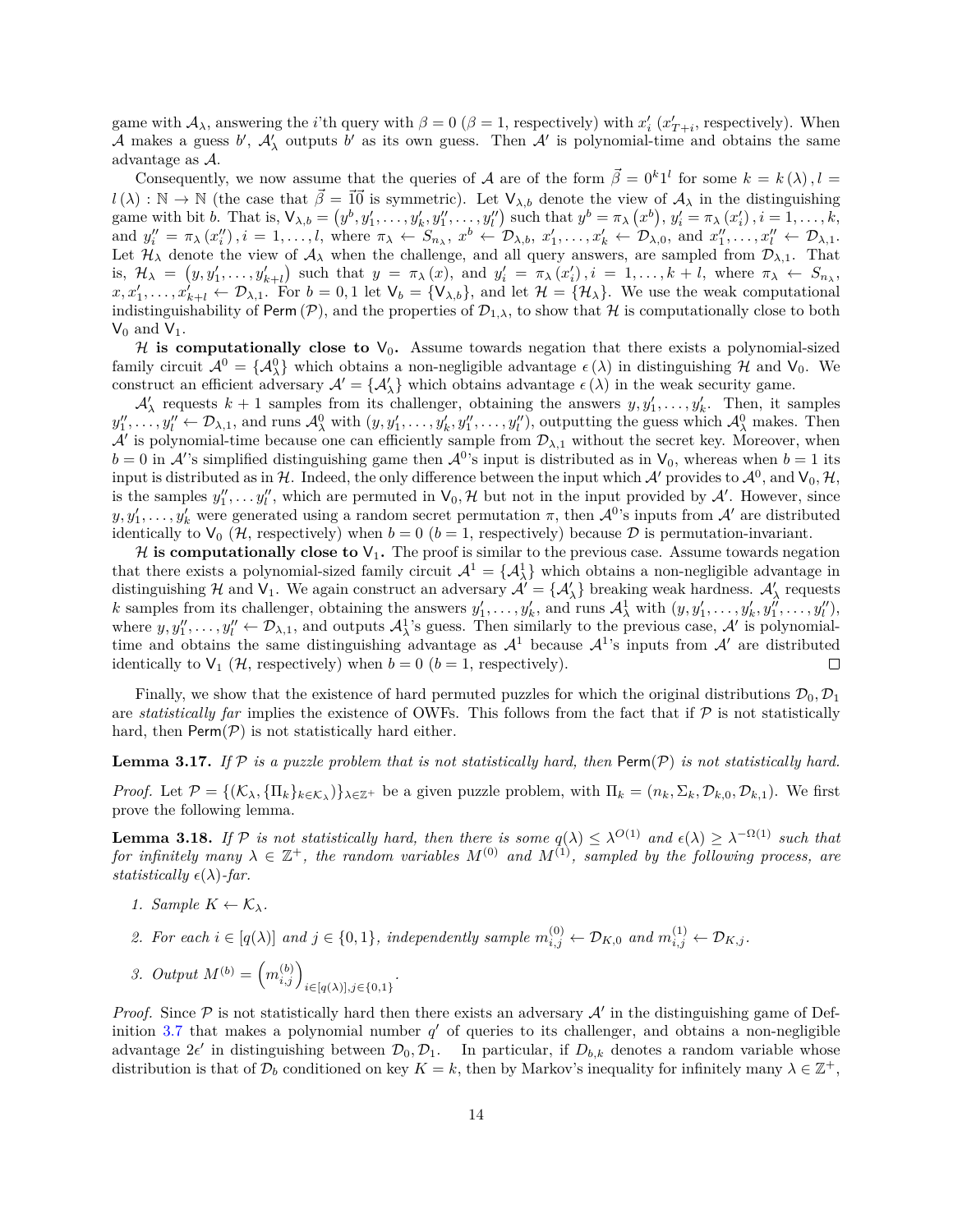game with $\mathcal{A}_\lambda$, answering the $i$'th query with $\beta = 0$ ($\beta = 1$, respectively) with $x'_i$ ($x'_{T+i}$, respectively). When $\mathcal{A}$ makes a guess $b'$, $\mathcal{A}'_\lambda$ outputs $b'$ as its own guess. Then $\mathcal{A}'$ is polynomial-time and obtains the same advantage as $\mathcal{A}$.

Consequently, we now assume that the queries of $\mathcal{A}$ are of the form $\vec{\beta} = 0^k 1^l$ for some $k = k(\lambda), l = l(\lambda) : \mathbb{N} \to \mathbb{N}$ (the case that $\vec{\beta} = \vec{1}\vec{0}$ is symmetric). Let $\mathsf{V}_{\lambda,b}$ denote the view of $\mathcal{A}_\lambda$ in the distinguishing game with bit $b$. That is, $\mathsf{V}_{\lambda,b} = (y^b, y'_1, \ldots, y'_k, y''_1, \ldots, y''_l)$ such that $y^b = \pi_\lambda(x^b)$, $y'_i = \pi_\lambda(x'_i), i = 1, \ldots, k$, and $y''_i = \pi_\lambda(x''_i), i = 1, \ldots, l$, where $\pi_\lambda \leftarrow S_{n_\lambda}$, $x^b \leftarrow \mathcal{D}_{\lambda,b}$, $x'_1, \ldots, x'_k \leftarrow \mathcal{D}_{\lambda,0}$, and $x''_1, \ldots, x''_l \leftarrow \mathcal{D}_{\lambda,1}$. Let $\mathcal{H}_\lambda$ denote the view of $\mathcal{A}_\lambda$ when the challenge, and all query answers, are sampled from $\mathcal{D}_{\lambda,1}$. That is, $\mathcal{H}_\lambda = (y, y'_1, \ldots, y'_{k+l})$ such that $y = \pi_\lambda(x)$, and $y'_i = \pi_\lambda(x'_i), i = 1, \ldots, k+l$, where $\pi_\lambda \leftarrow S_{n_\lambda}$, $x, x'_1, \ldots, x'_{k+l} \leftarrow \mathcal{D}_{\lambda,1}$. For $b = 0, 1$ let $\mathsf{V}_b = \{\mathsf{V}_{\lambda,b}\}$, and let $\mathcal{H} = \{\mathcal{H}_\lambda\}$. We use the weak computational indistinguishability of $\mathsf{Perm}(\mathcal{P})$, and the properties of $\mathcal{D}_{1,\lambda}$, to show that $\mathcal{H}$ is computationally close to both $\mathsf{V}_0$ and $\mathsf{V}_1$.

**$\mathcal{H}$ is computationally close to $\mathsf{V}_0$.** Assume towards negation that there exists a polynomial-sized family circuit $\mathcal{A}^0 = \{\mathcal{A}^0_\lambda\}$ which obtains a non-negligible advantage $\epsilon(\lambda)$ in distinguishing $\mathcal{H}$ and $\mathsf{V}_0$. We construct an efficient adversary $\mathcal{A}' = \{\mathcal{A}'_\lambda\}$ which obtains advantage $\epsilon(\lambda)$ in the weak security game.

$\mathcal{A}'_\lambda$ requests $k+1$ samples from its challenger, obtaining the answers $y, y'_1, \ldots, y'_k$. Then, it samples $y''_1, \ldots, y''_l \leftarrow \mathcal{D}_{\lambda,1}$, and runs $\mathcal{A}^0_\lambda$ with $(y, y'_1, \ldots, y'_k, y''_1, \ldots, y''_l)$, outputting the guess which $\mathcal{A}^0_\lambda$ makes. Then $\mathcal{A}'$ is polynomial-time because one can efficiently sample from $\mathcal{D}_{\lambda,1}$ without the secret key. Moreover, when $b = 0$ in $\mathcal{A}'$'s simplified distinguishing game then $\mathcal{A}^0$'s input is distributed as in $\mathsf{V}_0$, whereas when $b = 1$ its input is distributed as in $\mathcal{H}$. Indeed, the only difference between the input which $\mathcal{A}'$ provides to $\mathcal{A}^0$, and $\mathsf{V}_0, \mathcal{H}$, is the samples $y''_1, \ldots y''_l$, which are permuted in $\mathsf{V}_0, \mathcal{H}$ but not in the input provided by $\mathcal{A}'$. However, since $y, y'_1, \ldots, y'_k$ were generated using a random secret permutation $\pi$, then $\mathcal{A}^0$'s inputs from $\mathcal{A}'$ are distributed identically to $\mathsf{V}_0$ ($\mathcal{H}$, respectively) when $b = 0$ ($b = 1$, respectively) because $\mathcal{D}$ is permutation-invariant.

**$\mathcal{H}$ is computationally close to $\mathsf{V}_1$.** The proof is similar to the previous case. Assume towards negation that there exists a polynomial-sized family circuit $\mathcal{A}^1 = \{\mathcal{A}^1_\lambda\}$ which obtains a non-negligible advantage in distinguishing $\mathcal{H}$ and $\mathsf{V}_1$. We again construct an adversary $\mathcal{A}' = \{\mathcal{A}'_\lambda\}$ breaking weak hardness. $\mathcal{A}'_\lambda$ requests $k$ samples from its challenger, obtaining the answers $y'_1, \ldots, y'_k$, and runs $\mathcal{A}^1_\lambda$ with $(y, y'_1, \ldots, y'_k, y''_1, \ldots, y''_l)$, where $y, y''_1, \ldots, y''_l \leftarrow \mathcal{D}_{\lambda,1}$, and outputs $\mathcal{A}^1_\lambda$'s guess. Then similarly to the previous case, $\mathcal{A}'$ is polynomial-time and obtains the same distinguishing advantage as $\mathcal{A}^1$ because $\mathcal{A}^1$'s inputs from $\mathcal{A}'$ are distributed identically to $\mathsf{V}_1$ ($\mathcal{H}$, respectively) when $b = 0$ ($b = 1$, respectively). $\square$

Finally, we show that the existence of hard permuted puzzles for which the original distributions $\mathcal{D}_0, \mathcal{D}_1$ are *statistically far* implies the existence of OWFs. This follows from the fact that if $\mathcal{P}$ is not statistically hard, then $\mathsf{Perm}(\mathcal{P})$ is not statistically hard either.

**Lemma 3.17.** *If $\mathcal{P}$ is a puzzle problem that is not statistically hard, then $\mathsf{Perm}(\mathcal{P})$ is not statistically hard.*

*Proof.* Let $\mathcal{P} = \{(\mathcal{K}_\lambda, \{\Pi_k\}_{k \in \mathcal{K}_\lambda})\}_{\lambda \in \mathbb{Z}^+}$ be a given puzzle problem, with $\Pi_k = (n_k, \Sigma_k, \mathcal{D}_{k,0}, \mathcal{D}_{k,1})$. We first prove the following lemma.

**Lemma 3.18.** *If $\mathcal{P}$ is not statistically hard, then there is some $q(\lambda) \leq \lambda^{O(1)}$ and $\epsilon(\lambda) \geq \lambda^{-\Omega(1)}$ such that for infinitely many $\lambda \in \mathbb{Z}^+$, the random variables $M^{(0)}$ and $M^{(1)}$, sampled by the following process, are statistically $\epsilon(\lambda)$-far.*

1. *Sample $K \leftarrow \mathcal{K}_\lambda$.*
2. *For each $i \in [q(\lambda)]$ and $j \in \{0, 1\}$, independently sample $m^{(0)}_{i,j} \leftarrow \mathcal{D}_{K,0}$ and $m^{(1)}_{i,j} \leftarrow \mathcal{D}_{K,j}$.*
3. *Output $M^{(b)} = \left(m^{(b)}_{i,j}\right)_{i \in [q(\lambda)], j \in \{0,1\}}$.*

*Proof.* Since $\mathcal{P}$ is not statistically hard then there exists an adversary $\mathcal{A}'$ in the distinguishing game of Definition 3.7 that makes a polynomial number $q'$ of queries to its challenger, and obtains a non-negligible advantage $2\epsilon'$ in distinguishing between $\mathcal{D}_0, \mathcal{D}_1$. In particular, if $D_{b,k}$ denotes a random variable whose distribution is that of $\mathcal{D}_b$ conditioned on key $K = k$, then by Markov's inequality for infinitely many $\lambda \in \mathbb{Z}^+$,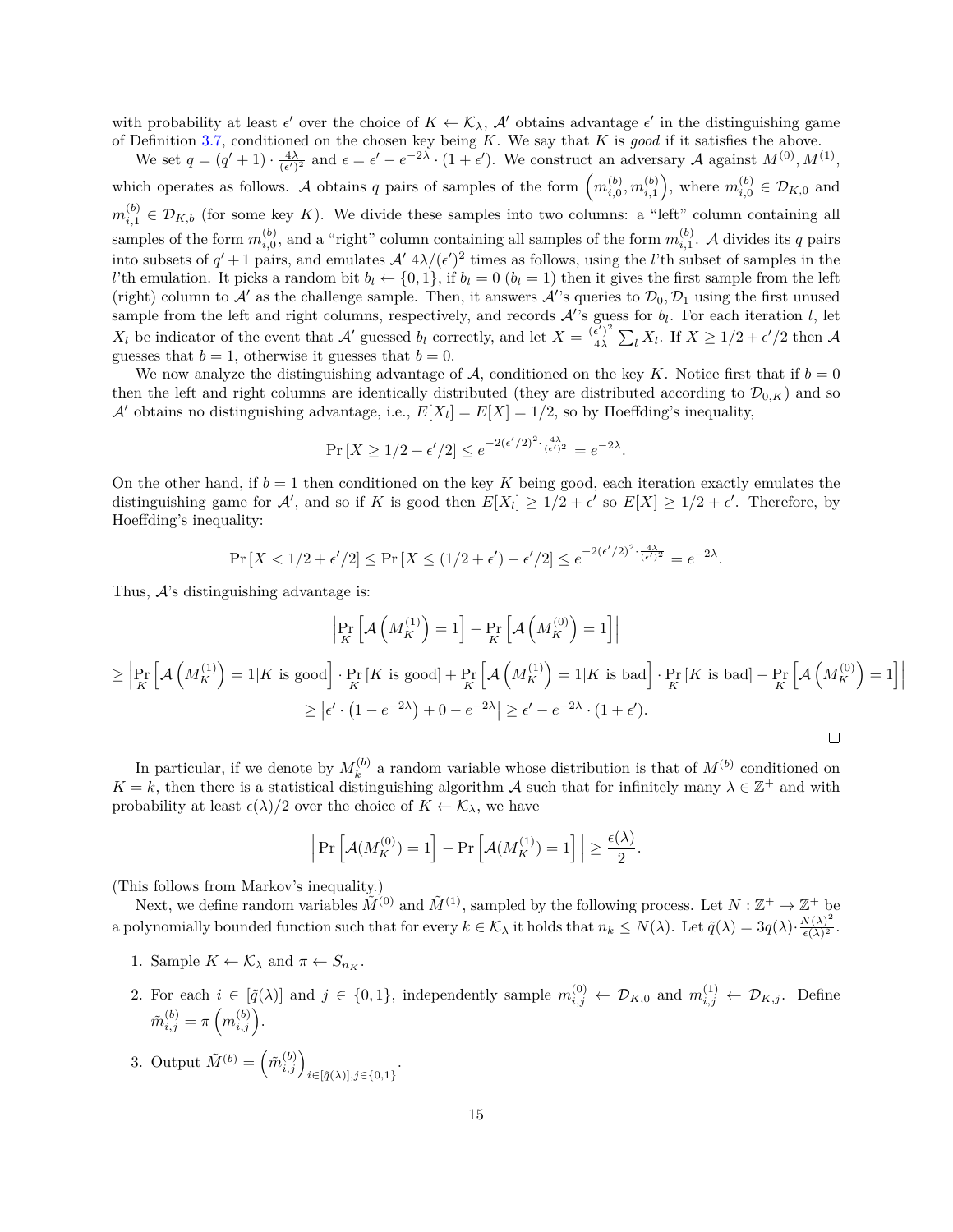with probability at least $\epsilon'$ over the choice of $K \leftarrow \mathcal{K}_\lambda$, $\mathcal{A}'$ obtains advantage $\epsilon'$ in the distinguishing game of Definition 3.7, conditioned on the chosen key being $K$. We say that $K$ is *good* if it satisfies the above.

We set $q = (q'+1) \cdot \frac{4\lambda}{(\epsilon')^2}$ and $\epsilon = \epsilon' - e^{-2\lambda} \cdot (1+\epsilon')$. We construct an adversary $\mathcal{A}$ against $M^{(0)}, M^{(1)}$, which operates as follows. $\mathcal{A}$ obtains $q$ pairs of samples of the form $\left(m_{i,0}^{(b)}, m_{i,1}^{(b)}\right)$, where $m_{i,0}^{(b)} \in \mathcal{D}_{K,0}$ and $m_{i,1}^{(b)} \in \mathcal{D}_{K,b}$ (for some key $K$). We divide these samples into two columns: a "left" column containing all samples of the form $m_{i,0}^{(b)}$, and a "right" column containing all samples of the form $m_{i,1}^{(b)}$. $\mathcal{A}$ divides its $q$ pairs into subsets of $q'+1$ pairs, and emulates $\mathcal{A}'$ $4\lambda/(\epsilon')^2$ times as follows, using the $l$'th subset of samples in the $l$'th emulation. It picks a random bit $b_l \leftarrow \{0,1\}$, if $b_l = 0$ ($b_l = 1$) then it gives the first sample from the left (right) column to $\mathcal{A}'$ as the challenge sample. Then, it answers $\mathcal{A}'$'s queries to $\mathcal{D}_0, \mathcal{D}_1$ using the first unused sample from the left and right columns, respectively, and records $\mathcal{A}'$'s guess for $b_l$. For each iteration $l$, let $X_l$ be indicator of the event that $\mathcal{A}'$ guessed $b_l$ correctly, and let $X = \frac{(\epsilon')^2}{4\lambda} \sum_l X_l$. If $X \geq 1/2 + \epsilon'/2$ then $\mathcal{A}$ guesses that $b = 1$, otherwise it guesses that $b = 0$.

We now analyze the distinguishing advantage of $\mathcal{A}$, conditioned on the key $K$. Notice first that if $b = 0$ then the left and right columns are identically distributed (they are distributed according to $\mathcal{D}_{0,K}$) and so $\mathcal{A}'$ obtains no distinguishing advantage, i.e., $E[X_l] = E[X] = 1/2$, so by Hoeffding's inequality,

$$\Pr\left[X \geq 1/2 + \epsilon'/2\right] \leq e^{-2(\epsilon'/2)^2 \cdot \frac{4\lambda}{(\epsilon')^2}} = e^{-2\lambda}.$$

On the other hand, if $b = 1$ then conditioned on the key $K$ being good, each iteration exactly emulates the distinguishing game for $\mathcal{A}'$, and so if $K$ is good then $E[X_l] \geq 1/2 + \epsilon'$ so $E[X] \geq 1/2 + \epsilon'$. Therefore, by Hoeffding's inequality:

$$\Pr\left[X < 1/2 + \epsilon'/2\right] \leq \Pr\left[X \leq (1/2 + \epsilon') - \epsilon'/2\right] \leq e^{-2(\epsilon'/2)^2 \cdot \frac{4\lambda}{(\epsilon')^2}} = e^{-2\lambda}.$$

Thus, $\mathcal{A}$'s distinguishing advantage is:

$$\left|\Pr_K\left[\mathcal{A}\left(M_K^{(1)}\right) = 1\right] - \Pr_K\left[\mathcal{A}\left(M_K^{(0)}\right) = 1\right]\right|$$

$$\geq \left|\Pr_K\left[\mathcal{A}\left(M_K^{(1)}\right) = 1 | K \text{ is good}\right] \cdot \Pr_K\left[K \text{ is good}\right] + \Pr_K\left[\mathcal{A}\left(M_K^{(1)}\right) = 1 | K \text{ is bad}\right] \cdot \Pr_K\left[K \text{ is bad}\right] - \Pr_K\left[\mathcal{A}\left(M_K^{(0)}\right) = 1\right]\right|$$

$$\geq \left|\epsilon' \cdot \left(1 - e^{-2\lambda}\right) + 0 - e^{-2\lambda}\right| \geq \epsilon' - e^{-2\lambda} \cdot (1 + \epsilon').$$

$\square$

In particular, if we denote by $M_k^{(b)}$ a random variable whose distribution is that of $M^{(b)}$ conditioned on $K = k$, then there is a statistical distinguishing algorithm $\mathcal{A}$ such that for infinitely many $\lambda \in \mathbb{Z}^+$ and with probability at least $\epsilon(\lambda)/2$ over the choice of $K \leftarrow \mathcal{K}_\lambda$, we have

$$\left|\Pr\left[\mathcal{A}(M_K^{(0)}) = 1\right] - \Pr\left[\mathcal{A}(M_K^{(1)}) = 1\right]\right| \geq \frac{\epsilon(\lambda)}{2}.$$

(This follows from Markov's inequality.)

Next, we define random variables $\tilde{M}^{(0)}$ and $\tilde{M}^{(1)}$, sampled by the following process. Let $N : \mathbb{Z}^+ \to \mathbb{Z}^+$ be a polynomially bounded function such that for every $k \in \mathcal{K}_\lambda$ it holds that $n_k \leq N(\lambda)$. Let $\tilde{q}(\lambda) = 3q(\lambda) \cdot \frac{N(\lambda)^2}{\epsilon(\lambda)^2}$.

1. Sample $K \leftarrow \mathcal{K}_\lambda$ and $\pi \leftarrow S_{n_K}$.
2. For each $i \in [\tilde{q}(\lambda)]$ and $j \in \{0,1\}$, independently sample $m_{i,j}^{(0)} \leftarrow \mathcal{D}_{K,0}$ and $m_{i,j}^{(1)} \leftarrow \mathcal{D}_{K,j}$. Define $\tilde{m}_{i,j}^{(b)} = \pi\left(m_{i,j}^{(b)}\right)$.
3. Output $\tilde{M}^{(b)} = \left(\tilde{m}_{i,j}^{(b)}\right)_{i \in [\tilde{q}(\lambda)], j \in \{0,1\}}$.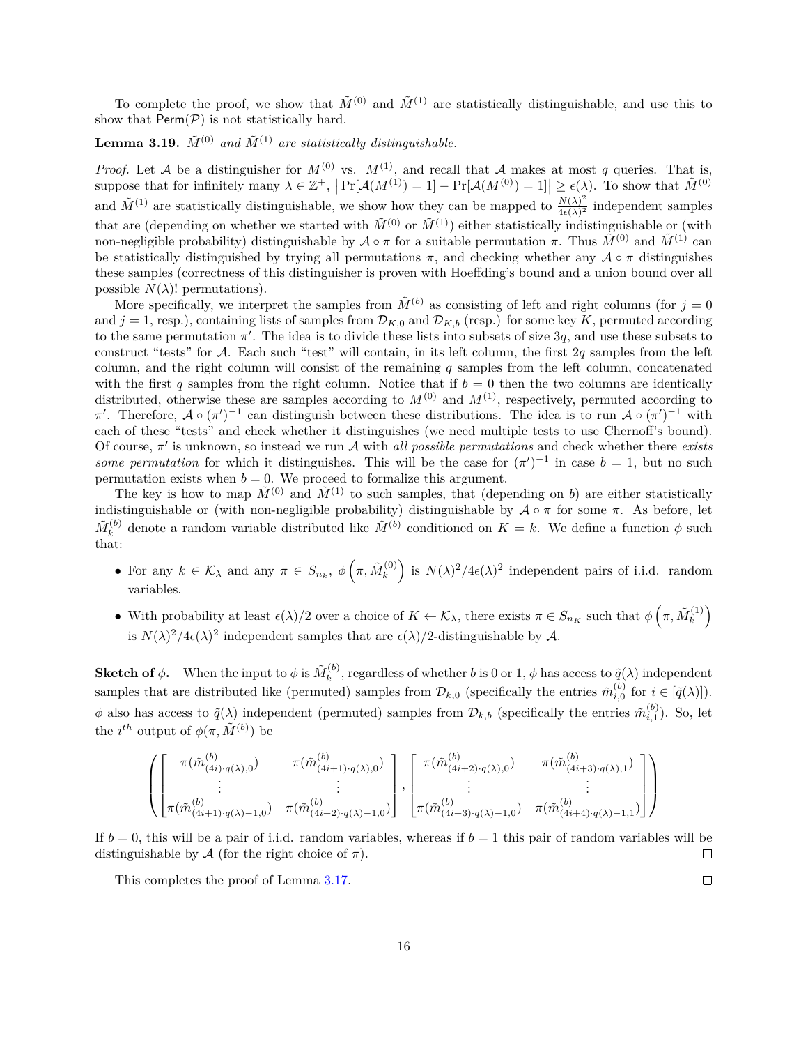To complete the proof, we show that $\tilde{M}^{(0)}$ and $\tilde{M}^{(1)}$ are statistically distinguishable, and use this to show that $\mathsf{Perm}(\mathcal{P})$ is not statistically hard.

**Lemma 3.19.** *$\tilde{M}^{(0)}$ and $\tilde{M}^{(1)}$ are statistically distinguishable.*

*Proof.* Let $\mathcal{A}$ be a distinguisher for $M^{(0)}$ vs. $M^{(1)}$, and recall that $\mathcal{A}$ makes at most $q$ queries. That is, suppose that for infinitely many $\lambda \in \mathbb{Z}^+$, $\left|\Pr[\mathcal{A}(M^{(1)}) = 1] - \Pr[\mathcal{A}(M^{(0)}) = 1]\right| \geq \epsilon(\lambda)$. To show that $\tilde{M}^{(0)}$ and $\tilde{M}^{(1)}$ are statistically distinguishable, we show how they can be mapped to $\frac{N(\lambda)^2}{4\epsilon(\lambda)^2}$ independent samples that are (depending on whether we started with $\tilde{M}^{(0)}$ or $\tilde{M}^{(1)}$) either statistically indistinguishable or (with non-negligible probability) distinguishable by $\mathcal{A} \circ \pi$ for a suitable permutation $\pi$. Thus $\tilde{M}^{(0)}$ and $\tilde{M}^{(1)}$ can be statistically distinguished by trying all permutations $\pi$, and checking whether any $\mathcal{A} \circ \pi$ distinguishes these samples (correctness of this distinguisher is proven with Hoeffding's bound and a union bound over all possible $N(\lambda)!$ permutations).

More specifically, we interpret the samples from $\tilde{M}^{(b)}$ as consisting of left and right columns (for $j = 0$ and $j = 1$, resp.), containing lists of samples from $\mathcal{D}_{K,0}$ and $\mathcal{D}_{K,b}$ (resp.) for some key $K$, permuted according to the same permutation $\pi'$. The idea is to divide these lists into subsets of size $3q$, and use these subsets to construct "tests" for $\mathcal{A}$. Each such "test" will contain, in its left column, the first $2q$ samples from the left column, and the right column will consist of the remaining $q$ samples from the left column, concatenated with the first $q$ samples from the right column. Notice that if $b = 0$ then the two columns are identically distributed, otherwise these are samples according to $M^{(0)}$ and $M^{(1)}$, respectively, permuted according to $\pi'$. Therefore, $\mathcal{A} \circ (\pi')^{-1}$ can distinguish between these distributions. The idea is to run $\mathcal{A} \circ (\pi')^{-1}$ with each of these "tests" and check whether it distinguishes (we need multiple tests to use Chernoff's bound). Of course, $\pi'$ is unknown, so instead we run $\mathcal{A}$ with *all possible permutations* and check whether there *exists some permutation* for which it distinguishes. This will be the case for $(\pi')^{-1}$ in case $b = 1$, but no such permutation exists when $b = 0$. We proceed to formalize this argument.

The key is how to map $\tilde{M}^{(0)}$ and $\tilde{M}^{(1)}$ to such samples, that (depending on $b$) are either statistically indistinguishable or (with non-negligible probability) distinguishable by $\mathcal{A} \circ \pi$ for some $\pi$. As before, let $\tilde{M}_k^{(b)}$ denote a random variable distributed like $\tilde{M}^{(b)}$ conditioned on $K = k$. We define a function $\phi$ such that:

- For any $k \in \mathcal{K}_\lambda$ and any $\pi \in S_{n_k}$, $\phi\left(\pi, \tilde{M}_k^{(0)}\right)$ is $N(\lambda)^2/4\epsilon(\lambda)^2$ independent pairs of i.i.d. random variables.
- With probability at least $\epsilon(\lambda)/2$ over a choice of $K \leftarrow \mathcal{K}_\lambda$, there exists $\pi \in S_{n_K}$ such that $\phi\left(\pi, \tilde{M}_k^{(1)}\right)$ is $N(\lambda)^2/4\epsilon(\lambda)^2$ independent samples that are $\epsilon(\lambda)/2$-distinguishable by $\mathcal{A}$.

**Sketch of $\phi$.** When the input to $\phi$ is $\tilde{M}_k^{(b)}$, regardless of whether $b$ is 0 or 1, $\phi$ has access to $\tilde{q}(\lambda)$ independent samples that are distributed like (permuted) samples from $\mathcal{D}_{k,0}$ (specifically the entries $\tilde{m}_{i,0}^{(b)}$ for $i \in [\tilde{q}(\lambda)]$). $\phi$ also has access to $\tilde{q}(\lambda)$ independent (permuted) samples from $\mathcal{D}_{k,b}$ (specifically the entries $\tilde{m}_{i,1}^{(b)}$). So, let the $i^{th}$ output of $\phi(\pi, \tilde{M}^{(b)})$ be

$$
\left(
\begin{bmatrix}
\pi(\tilde{m}^{(b)}_{(4i)\cdot q(\lambda),0}) & \pi(\tilde{m}^{(b)}_{(4i+1)\cdot q(\lambda),0}) \\
\vdots & \vdots \\
\pi(\tilde{m}^{(b)}_{(4i+1)\cdot q(\lambda)-1,0}) & \pi(\tilde{m}^{(b)}_{(4i+2)\cdot q(\lambda)-1,0})
\end{bmatrix},
\begin{bmatrix}
\pi(\tilde{m}^{(b)}_{(4i+2)\cdot q(\lambda),0}) & \pi(\tilde{m}^{(b)}_{(4i+3)\cdot q(\lambda),1}) \\
\vdots & \vdots \\
\pi(\tilde{m}^{(b)}_{(4i+3)\cdot q(\lambda)-1,0}) & \pi(\tilde{m}^{(b)}_{(4i+4)\cdot q(\lambda)-1,1})
\end{bmatrix}
\right)
$$

If $b = 0$, this will be a pair of i.i.d. random variables, whereas if $b = 1$ this pair of random variables will be distinguishable by $\mathcal{A}$ (for the right choice of $\pi$). $\square$

This completes the proof of Lemma 3.17. $\square$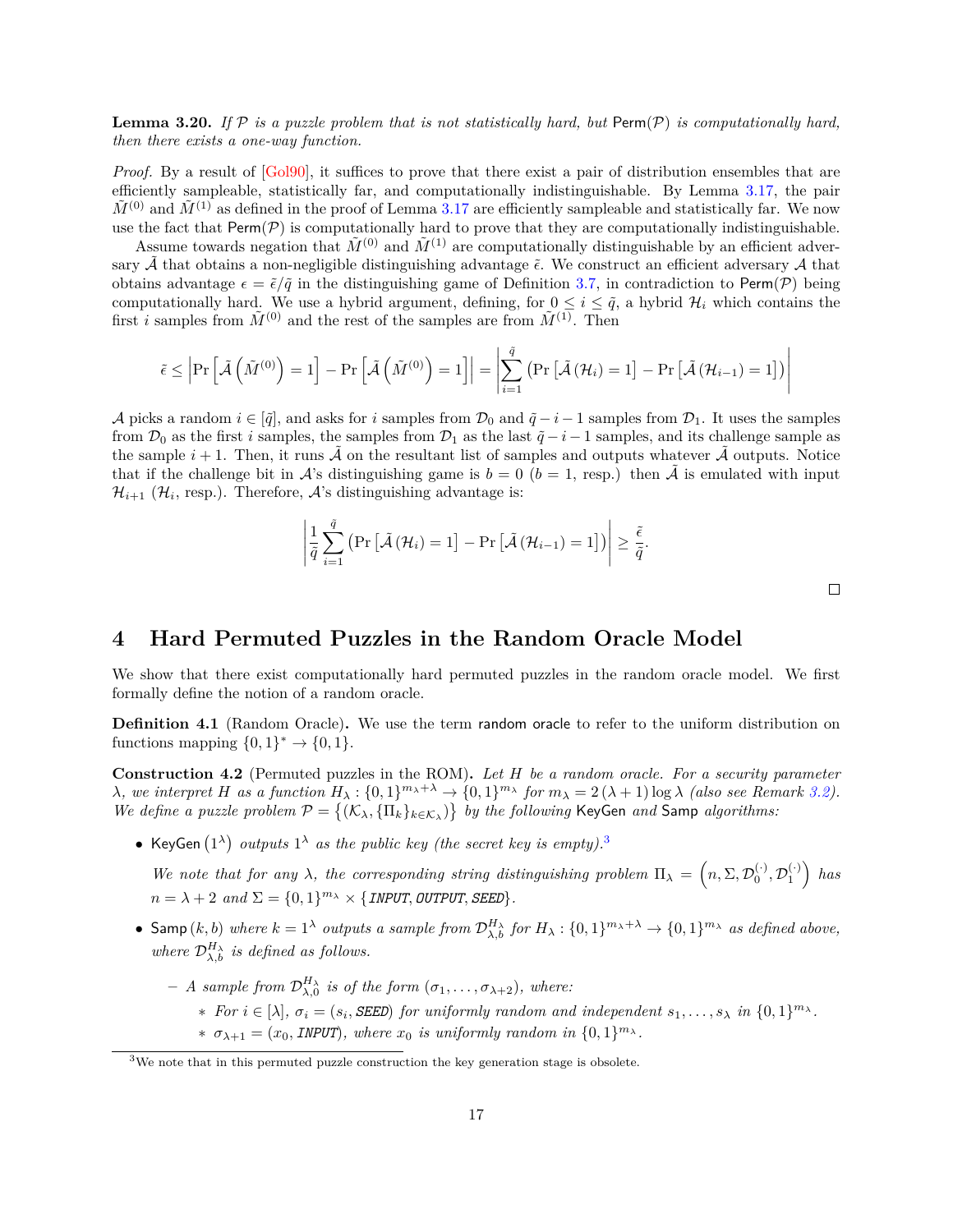**Lemma 3.20.** *If $\mathcal{P}$ is a puzzle problem that is not statistically hard, but $\mathsf{Perm}(\mathcal{P})$ is computationally hard, then there exists a one-way function.*

*Proof.* By a result of [Gol90], it suffices to prove that there exist a pair of distribution ensembles that are efficiently sampleable, statistically far, and computationally indistinguishable. By Lemma 3.17, the pair $\tilde{M}^{(0)}$ and $\tilde{M}^{(1)}$ as defined in the proof of Lemma 3.17 are efficiently sampleable and statistically far. We now use the fact that $\mathsf{Perm}(\mathcal{P})$ is computationally hard to prove that they are computationally indistinguishable.

Assume towards negation that $\tilde{M}^{(0)}$ and $\tilde{M}^{(1)}$ are computationally distinguishable by an efficient adversary $\tilde{\mathcal{A}}$ that obtains a non-negligible distinguishing advantage $\tilde{\epsilon}$. We construct an efficient adversary $\mathcal{A}$ that obtains advantage $\epsilon = \tilde{\epsilon}/\tilde{q}$ in the distinguishing game of Definition 3.7, in contradiction to $\mathsf{Perm}(\mathcal{P})$ being computationally hard. We use a hybrid argument, defining, for $0 \leq i \leq \tilde{q}$, a hybrid $\mathcal{H}_i$ which contains the first $i$ samples from $\tilde{M}^{(0)}$ and the rest of the samples are from $\tilde{M}^{(1)}$. Then

$$\tilde{\epsilon} \leq \left| \Pr\left[\tilde{\mathcal{A}}\left(\tilde{M}^{(0)}\right) = 1\right] - \Pr\left[\tilde{\mathcal{A}}\left(\tilde{M}^{(0)}\right) = 1\right] \right| = \left| \sum_{i=1}^{\tilde{q}} \left( \Pr\left[\tilde{\mathcal{A}}\left(\mathcal{H}_i\right) = 1\right] - \Pr\left[\tilde{\mathcal{A}}\left(\mathcal{H}_{i-1}\right) = 1\right] \right) \right|$$

$\mathcal{A}$ picks a random $i \in [\tilde{q}]$, and asks for $i$ samples from $\mathcal{D}_0$ and $\tilde{q} - i - 1$ samples from $\mathcal{D}_1$. It uses the samples from $\mathcal{D}_0$ as the first $i$ samples, the samples from $\mathcal{D}_1$ as the last $\tilde{q} - i - 1$ samples, and its challenge sample as the sample $i + 1$. Then, it runs $\tilde{\mathcal{A}}$ on the resultant list of samples and outputs whatever $\tilde{\mathcal{A}}$ outputs. Notice that if the challenge bit in $\mathcal{A}$'s distinguishing game is $b = 0$ ($b = 1$, resp.) then $\tilde{\mathcal{A}}$ is emulated with input $\mathcal{H}_{i+1}$ ($\mathcal{H}_i$, resp.). Therefore, $\mathcal{A}$'s distinguishing advantage is:

$$\left| \frac{1}{\tilde{q}} \sum_{i=1}^{\tilde{q}} \left( \Pr\left[\tilde{\mathcal{A}}\left(\mathcal{H}_i\right) = 1\right] - \Pr\left[\tilde{\mathcal{A}}\left(\mathcal{H}_{i-1}\right) = 1\right] \right) \right| \geq \frac{\tilde{\epsilon}}{\tilde{q}}.$$

□

# 4 Hard Permuted Puzzles in the Random Oracle Model

We show that there exist computationally hard permuted puzzles in the random oracle model. We first formally define the notion of a random oracle.

**Definition 4.1** (Random Oracle)**.** We use the term $\mathsf{random\ oracle}$ to refer to the uniform distribution on functions mapping $\{0,1\}^* \to \{0,1\}$.

**Construction 4.2** (Permuted puzzles in the ROM)**.** *Let $H$ be a random oracle. For a security parameter $\lambda$, we interpret $H$ as a function $H_\lambda : \{0,1\}^{m_\lambda + \lambda} \to \{0,1\}^{m_\lambda}$ for $m_\lambda = 2(\lambda + 1)\log\lambda$ (also see Remark 3.2). We define a puzzle problem $\mathcal{P} = \{(\mathcal{K}_\lambda, \{\Pi_k\}_{k \in \mathcal{K}_\lambda})\}$ by the following $\mathsf{KeyGen}$ and $\mathsf{Samp}$ algorithms:*

- $\mathsf{KeyGen}(1^\lambda)$ *outputs $1^\lambda$ as the public key (the secret key is empty).*[3]

  *We note that for any $\lambda$, the corresponding string distinguishing problem $\Pi_\lambda = \left(n, \Sigma, \mathcal{D}_0^{(\cdot)}, \mathcal{D}_1^{(\cdot)}\right)$ has $n = \lambda + 2$ and $\Sigma = \{0,1\}^{m_\lambda} \times \{\mathit{INPUT}, \mathit{OUTPUT}, \mathit{SEED}\}$.*

- $\mathsf{Samp}(k, b)$ *where $k = 1^\lambda$ outputs a sample from $\mathcal{D}_{\lambda,b}^{H_\lambda}$ for $H_\lambda : \{0,1\}^{m_\lambda + \lambda} \to \{0,1\}^{m_\lambda}$ as defined above, where $\mathcal{D}_{\lambda,b}^{H_\lambda}$ is defined as follows.*

  – *A sample from $\mathcal{D}_{\lambda,0}^{H_\lambda}$ is of the form $(\sigma_1, \ldots, \sigma_{\lambda+2})$, where:*

    * *For $i \in [\lambda]$, $\sigma_i = (s_i, \mathit{SEED})$ for uniformly random and independent $s_1, \ldots, s_\lambda$ in $\{0,1\}^{m_\lambda}$.*
    * *$\sigma_{\lambda+1} = (x_0, \mathit{INPUT})$, where $x_0$ is uniformly random in $\{0,1\}^{m_\lambda}$.*

[3] We note that in this permuted puzzle construction the key generation stage is obsolete.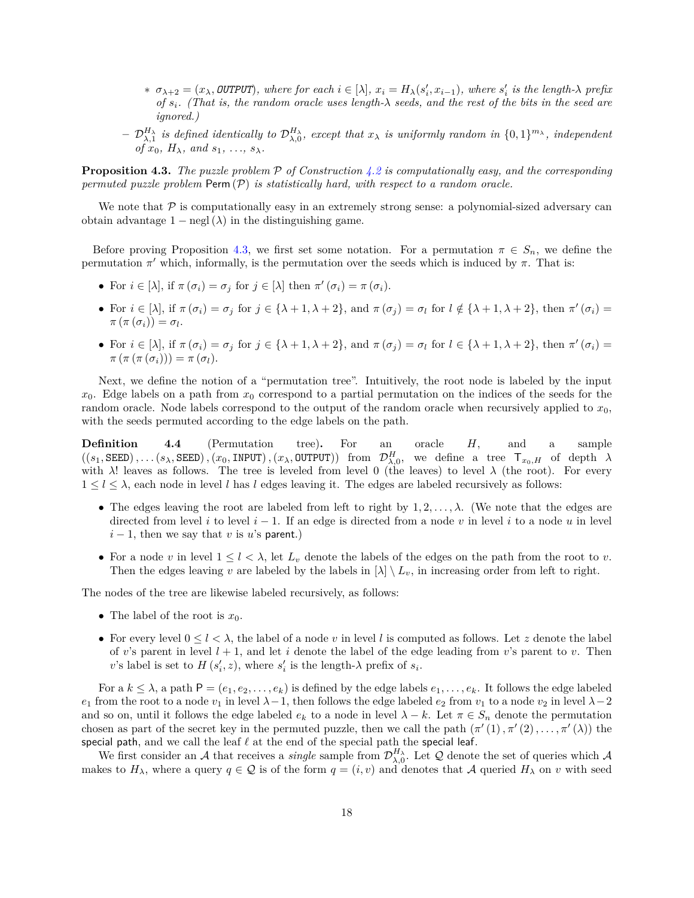* $\sigma_{\lambda+2} = (x_\lambda, \texttt{OUTPUT})$, where for each $i \in [\lambda]$, $x_i = H_\lambda(s'_i, x_{i-1})$, where $s'_i$ is the length-$\lambda$ prefix of $s_i$. (That is, the random oracle uses length-$\lambda$ seeds, and the rest of the bits in the seed are ignored.)

- $\mathcal{D}^{H_\lambda}_{\lambda,1}$ is defined identically to $\mathcal{D}^{H_\lambda}_{\lambda,0}$, except that $x_\lambda$ is uniformly random in $\{0,1\}^{m_\lambda}$, independent of $x_0$, $H_\lambda$, and $s_1, \ldots, s_\lambda$.

**Proposition 4.3.** *The puzzle problem $\mathcal{P}$ of Construction 4.2 is computationally easy, and the corresponding permuted puzzle problem $\mathsf{Perm}(\mathcal{P})$ is statistically hard, with respect to a random oracle.*

We note that $\mathcal{P}$ is computationally easy in an extremely strong sense: a polynomial-sized adversary can obtain advantage $1 - \mathrm{negl}(\lambda)$ in the distinguishing game.

Before proving Proposition 4.3, we first set some notation. For a permutation $\pi \in S_n$, we define the permutation $\pi'$ which, informally, is the permutation over the seeds which is induced by $\pi$. That is:

- For $i \in [\lambda]$, if $\pi(\sigma_i) = \sigma_j$ for $j \in [\lambda]$ then $\pi'(\sigma_i) = \pi(\sigma_i)$.
- For $i \in [\lambda]$, if $\pi(\sigma_i) = \sigma_j$ for $j \in \{\lambda+1, \lambda+2\}$, and $\pi(\sigma_j) = \sigma_l$ for $l \notin \{\lambda+1, \lambda+2\}$, then $\pi'(\sigma_i) = \pi(\pi(\sigma_i)) = \sigma_l$.
- For $i \in [\lambda]$, if $\pi(\sigma_i) = \sigma_j$ for $j \in \{\lambda+1, \lambda+2\}$, and $\pi(\sigma_j) = \sigma_l$ for $l \in \{\lambda+1, \lambda+2\}$, then $\pi'(\sigma_i) = \pi(\pi(\pi(\sigma_i))) = \pi(\sigma_l)$.

Next, we define the notion of a "permutation tree". Intuitively, the root node is labeled by the input $x_0$. Edge labels on a path from $x_0$ correspond to a partial permutation on the indices of the seeds for the random oracle. Node labels correspond to the output of the random oracle when recursively applied to $x_0$, with the seeds permuted according to the edge labels on the path.

**Definition 4.4** (Permutation tree)**.** For an oracle $H$, and a sample $((s_1, \texttt{SEED}), \ldots (s_\lambda, \texttt{SEED}), (x_0, \texttt{INPUT}), (x_\lambda, \texttt{OUTPUT}))$ from $\mathcal{D}^H_{\lambda,0}$, we define a tree $\mathsf{T}_{x_0,H}$ of depth $\lambda$ with $\lambda!$ leaves as follows. The tree is leveled from level 0 (the leaves) to level $\lambda$ (the root). For every $1 \le l \le \lambda$, each node in level $l$ has $l$ edges leaving it. The edges are labeled recursively as follows:

- The edges leaving the root are labeled from left to right by $1, 2, \ldots, \lambda$. (We note that the edges are directed from level $i$ to level $i-1$. If an edge is directed from a node $v$ in level $i$ to a node $u$ in level $i-1$, then we say that $v$ is $u$'s $\mathsf{parent}$.)
- For a node $v$ in level $1 \le l < \lambda$, let $L_v$ denote the labels of the edges on the path from the root to $v$. Then the edges leaving $v$ are labeled by the labels in $[\lambda] \setminus L_v$, in increasing order from left to right.

The nodes of the tree are likewise labeled recursively, as follows:

- The label of the root is $x_0$.
- For every level $0 \le l < \lambda$, the label of a node $v$ in level $l$ is computed as follows. Let $z$ denote the label of $v$'s parent in level $l+1$, and let $i$ denote the label of the edge leading from $v$'s parent to $v$. Then $v$'s label is set to $H(s'_i, z)$, where $s'_i$ is the length-$\lambda$ prefix of $s_i$.

For a $k \le \lambda$, a path $\mathsf{P} = (e_1, e_2, \ldots, e_k)$ is defined by the edge labels $e_1, \ldots, e_k$. It follows the edge labeled $e_1$ from the root to a node $v_1$ in level $\lambda-1$, then follows the edge labeled $e_2$ from $v_1$ to a node $v_2$ in level $\lambda-2$ and so on, until it follows the edge labeled $e_k$ to a node in level $\lambda - k$. Let $\pi \in S_n$ denote the permutation chosen as part of the secret key in the permuted puzzle, then we call the path $(\pi'(1), \pi'(2), \ldots, \pi'(\lambda))$ the $\mathsf{special\ path}$, and we call the leaf $\ell$ at the end of the special path the $\mathsf{special\ leaf}$.

We first consider an $\mathcal{A}$ that receives a *single* sample from $\mathcal{D}^{H_\lambda}_{\lambda,0}$. Let $\mathcal{Q}$ denote the set of queries which $\mathcal{A}$ makes to $H_\lambda$, where a query $q \in \mathcal{Q}$ is of the form $q = (i, v)$ and denotes that $\mathcal{A}$ queried $H_\lambda$ on $v$ with seed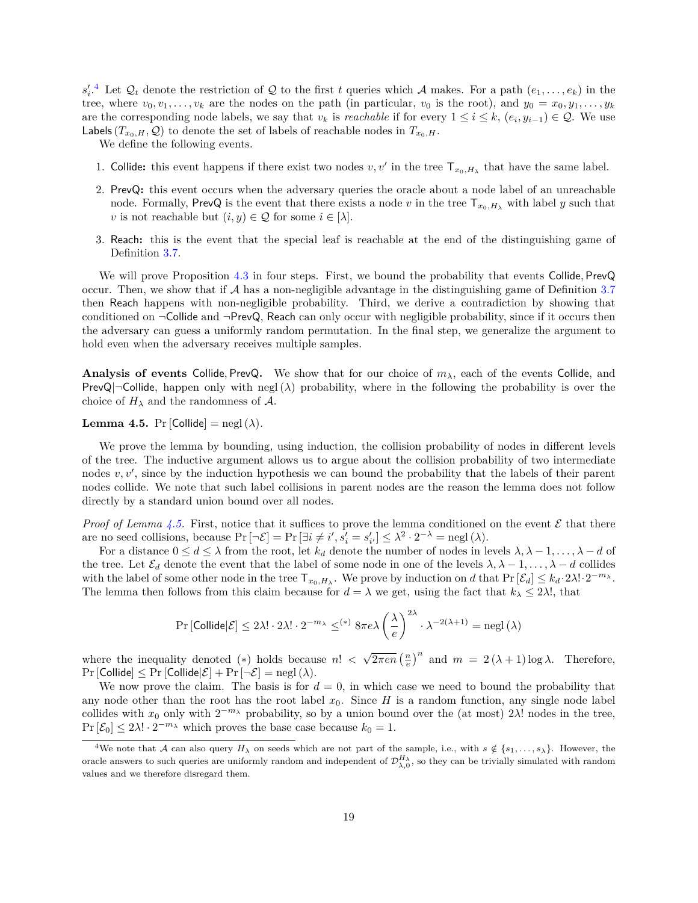$s'_i$.[4] Let $\mathcal{Q}_t$ denote the restriction of $\mathcal{Q}$ to the first $t$ queries which $\mathcal{A}$ makes. For a path $(e_1, \ldots, e_k)$ in the tree, where $v_0, v_1, \ldots, v_k$ are the nodes on the path (in particular, $v_0$ is the root), and $y_0 = x_0, y_1, \ldots, y_k$ are the corresponding node labels, we say that $v_k$ is *reachable* if for every $1 \leq i \leq k$, $(e_i, y_{i-1}) \in \mathcal{Q}$. We use $\mathsf{Labels}\left(T_{x_0,H}, \mathcal{Q}\right)$ to denote the set of labels of reachable nodes in $T_{x_0,H}$.

We define the following events.

1. Collide: this event happens if there exist two nodes $v, v'$ in the tree $\mathsf{T}_{x_0,H_\lambda}$ that have the same label.
2. PrevQ: this event occurs when the adversary queries the oracle about a node label of an unreachable node. Formally, PrevQ is the event that there exists a node $v$ in the tree $\mathsf{T}_{x_0,H_\lambda}$ with label $y$ such that $v$ is not reachable but $(i, y) \in \mathcal{Q}$ for some $i \in [\lambda]$.
3. Reach: this is the event that the special leaf is reachable at the end of the distinguishing game of Definition 3.7.

We will prove Proposition 4.3 in four steps. First, we bound the probability that events Collide, PrevQ occur. Then, we show that if $\mathcal{A}$ has a non-negligible advantage in the distinguishing game of Definition 3.7 then Reach happens with non-negligible probability. Third, we derive a contradiction by showing that conditioned on $\neg$Collide and $\neg$PrevQ, Reach can only occur with negligible probability, since if it occurs then the adversary can guess a uniformly random permutation. In the final step, we generalize the argument to hold even when the adversary receives multiple samples.

**Analysis of events Collide, PrevQ.** We show that for our choice of $m_\lambda$, each of the events Collide, and PrevQ$|\neg$Collide, happen only with $\mathrm{negl}(\lambda)$ probability, where in the following the probability is over the choice of $H_\lambda$ and the randomness of $\mathcal{A}$.

**Lemma 4.5.** $\Pr[\mathsf{Collide}] = \mathrm{negl}(\lambda)$.

We prove the lemma by bounding, using induction, the collision probability of nodes in different levels of the tree. The inductive argument allows us to argue about the collision probability of two intermediate nodes $v, v'$, since by the induction hypothesis we can bound the probability that the labels of their parent nodes collide. We note that such label collisions in parent nodes are the reason the lemma does not follow directly by a standard union bound over all nodes.

*Proof of Lemma 4.5.* First, notice that it suffices to prove the lemma conditioned on the event $\mathcal{E}$ that there are no seed collisions, because $\Pr[\neg\mathcal{E}] = \Pr[\exists i \neq i', s'_i = s'_{i'}] \leq \lambda^2 \cdot 2^{-\lambda} = \mathrm{negl}(\lambda)$.

For a distance $0 \leq d \leq \lambda$ from the root, let $k_d$ denote the number of nodes in levels $\lambda, \lambda-1, \ldots, \lambda-d$ of the tree. Let $\mathcal{E}_d$ denote the event that the label of some node in one of the levels $\lambda, \lambda-1, \ldots, \lambda-d$ collides with the label of some other node in the tree $\mathsf{T}_{x_0,H_\lambda}$. We prove by induction on $d$ that $\Pr[\mathcal{E}_d] \leq k_d \cdot 2\lambda! \cdot 2^{-m_\lambda}$. The lemma then follows from this claim because for $d = \lambda$ we get, using the fact that $k_\lambda \leq 2\lambda!$, that

$$\Pr[\mathsf{Collide}|\mathcal{E}] \leq 2\lambda! \cdot 2\lambda! \cdot 2^{-m_\lambda} \leq^{(*)} 8\pi e\lambda \left(\frac{\lambda}{e}\right)^{2\lambda} \cdot \lambda^{-2(\lambda+1)} = \mathrm{negl}(\lambda)$$

where the inequality denoted $(*)$ holds because $n! < \sqrt{2\pi e n}\left(\frac{n}{e}\right)^n$ and $m = 2(\lambda+1)\log\lambda$. Therefore, $\Pr[\mathsf{Collide}] \leq \Pr[\mathsf{Collide}|\mathcal{E}] + \Pr[\neg\mathcal{E}] = \mathrm{negl}(\lambda)$.

We now prove the claim. The basis is for $d = 0$, in which case we need to bound the probability that any node other than the root has the root label $x_0$. Since $H$ is a random function, any single node label collides with $x_0$ only with $2^{-m_\lambda}$ probability, so by a union bound over the (at most) $2\lambda!$ nodes in the tree, $\Pr[\mathcal{E}_0] \leq 2\lambda! \cdot 2^{-m_\lambda}$ which proves the base case because $k_0 = 1$.

[4] We note that $\mathcal{A}$ can also query $H_\lambda$ on seeds which are not part of the sample, i.e., with $s \notin \{s_1, \ldots, s_\lambda\}$. However, the oracle answers to such queries are uniformly random and independent of $\mathcal{D}^{H_\lambda}_{\lambda,0}$, so they can be trivially simulated with random values and we therefore disregard them.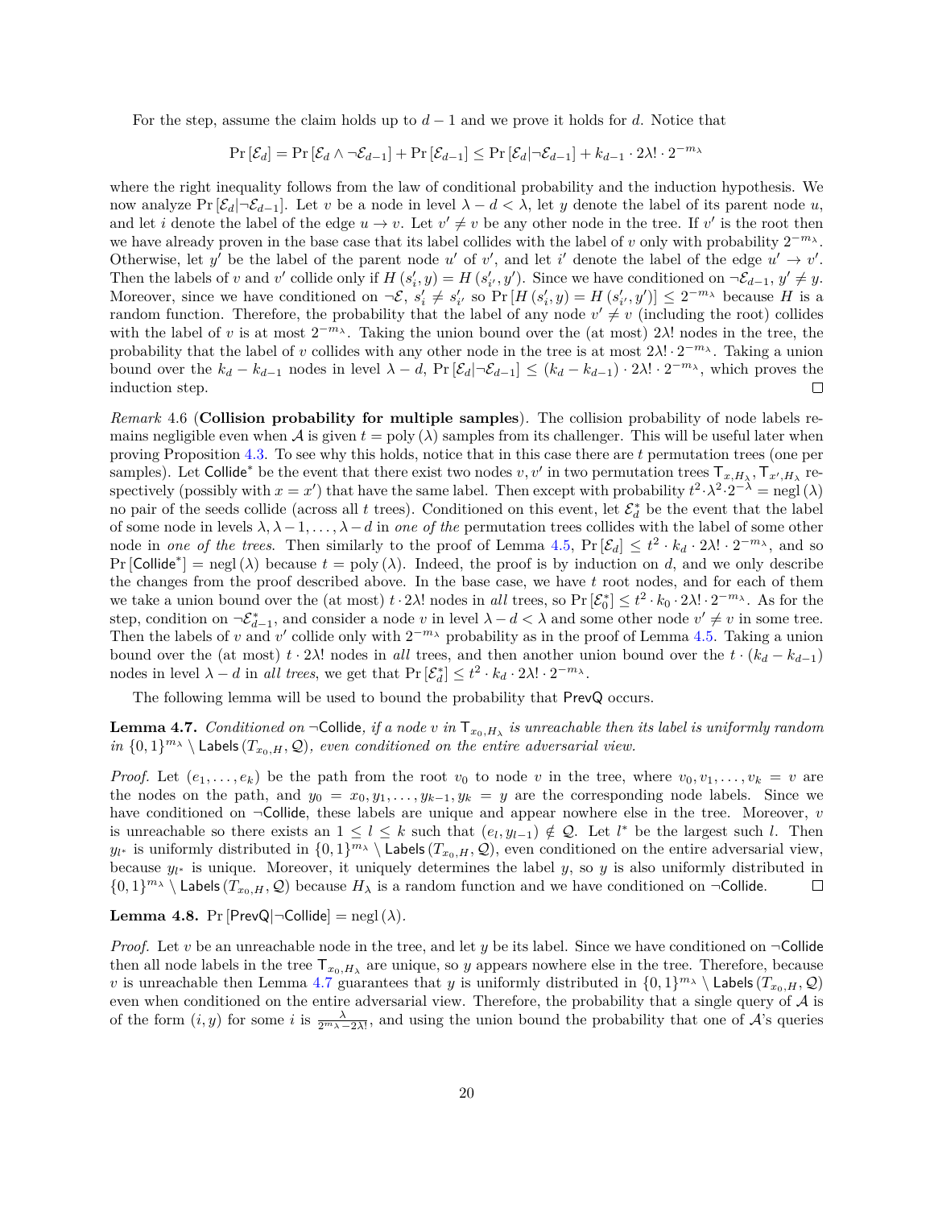For the step, assume the claim holds up to $d-1$ and we prove it holds for $d$. Notice that

$$\Pr[\mathcal{E}_d] = \Pr[\mathcal{E}_d \wedge \neg\mathcal{E}_{d-1}] + \Pr[\mathcal{E}_{d-1}] \leq \Pr[\mathcal{E}_d | \neg\mathcal{E}_{d-1}] + k_{d-1} \cdot 2\lambda! \cdot 2^{-m_\lambda}$$

where the right inequality follows from the law of conditional probability and the induction hypothesis. We now analyze $\Pr[\mathcal{E}_d | \neg\mathcal{E}_{d-1}]$. Let $v$ be a node in level $\lambda - d < \lambda$, let $y$ denote the label of its parent node $u$, and let $i$ denote the label of the edge $u \to v$. Let $v' \neq v$ be any other node in the tree. If $v'$ is the root then we have already proven in the base case that its label collides with the label of $v$ only with probability $2^{-m_\lambda}$. Otherwise, let $y'$ be the label of the parent node $u'$ of $v'$, and let $i'$ denote the label of the edge $u' \to v'$. Then the labels of $v$ and $v'$ collide only if $H(s'_i, y) = H(s'_{i'}, y')$. Since we have conditioned on $\neg\mathcal{E}_{d-1}$, $y' \neq y$. Moreover, since we have conditioned on $\neg\mathcal{E}$, $s'_i \neq s'_{i'}$ so $\Pr[H(s'_i, y) = H(s'_{i'}, y')] \leq 2^{-m_\lambda}$ because $H$ is a random function. Therefore, the probability that the label of any node $v' \neq v$ (including the root) collides with the label of $v$ is at most $2^{-m_\lambda}$. Taking the union bound over the (at most) $2\lambda!$ nodes in the tree, the probability that the label of $v$ collides with any other node in the tree is at most $2\lambda! \cdot 2^{-m_\lambda}$. Taking a union bound over the $k_d - k_{d-1}$ nodes in level $\lambda - d$, $\Pr[\mathcal{E}_d | \neg\mathcal{E}_{d-1}] \leq (k_d - k_{d-1}) \cdot 2\lambda! \cdot 2^{-m_\lambda}$, which proves the induction step. ◻

*Remark* 4.6 (**Collision probability for multiple samples**). The collision probability of node labels remains negligible even when $\mathcal{A}$ is given $t = \text{poly}(\lambda)$ samples from its challenger. This will be useful later when proving Proposition 4.3. To see why this holds, notice that in this case there are $t$ permutation trees (one per samples). Let $\mathsf{Collide}^*$ be the event that there exist two nodes $v, v'$ in two permutation trees $\mathsf{T}_{x,H_\lambda}, \mathsf{T}_{x',H_\lambda}$ respectively (possibly with $x = x'$) that have the same label. Then except with probability $t^2 \cdot \lambda^2 \cdot 2^{-\lambda} = \text{negl}(\lambda)$ no pair of the seeds collide (across all $t$ trees). Conditioned on this event, let $\mathcal{E}^*_d$ be the event that the label of some node in levels $\lambda, \lambda-1, \ldots, \lambda-d$ in *one of the* permutation trees collides with the label of some other node in *one of the trees*. Then similarly to the proof of Lemma 4.5, $\Pr[\mathcal{E}_d] \leq t^2 \cdot k_d \cdot 2\lambda! \cdot 2^{-m_\lambda}$, and so $\Pr[\mathsf{Collide}^*] = \text{negl}(\lambda)$ because $t = \text{poly}(\lambda)$. Indeed, the proof is by induction on $d$, and we only describe the changes from the proof described above. In the base case, we have $t$ root nodes, and for each of them we take a union bound over the (at most) $t \cdot 2\lambda!$ nodes in *all* trees, so $\Pr[\mathcal{E}^*_0] \leq t^2 \cdot k_0 \cdot 2\lambda! \cdot 2^{-m_\lambda}$. As for the step, condition on $\neg\mathcal{E}^*_{d-1}$, and consider a node $v$ in level $\lambda - d < \lambda$ and some other node $v' \neq v$ in some tree. Then the labels of $v$ and $v'$ collide only with $2^{-m_\lambda}$ probability as in the proof of Lemma 4.5. Taking a union bound over the (at most) $t \cdot 2\lambda!$ nodes in *all* trees, and then another union bound over the $t \cdot (k_d - k_{d-1})$ nodes in level $\lambda - d$ in *all trees*, we get that $\Pr[\mathcal{E}^*_d] \leq t^2 \cdot k_d \cdot 2\lambda! \cdot 2^{-m_\lambda}$.

The following lemma will be used to bound the probability that $\mathsf{PrevQ}$ occurs.

**Lemma 4.7.** *Conditioned on* $\neg\mathsf{Collide}$, *if a node* $v$ *in* $\mathsf{T}_{x_0,H_\lambda}$ *is unreachable then its label is uniformly random in* $\{0,1\}^{m_\lambda} \setminus \mathsf{Labels}(T_{x_0,H}, \mathcal{Q})$, *even conditioned on the entire adversarial view.*

*Proof.* Let $(e_1, \ldots, e_k)$ be the path from the root $v_0$ to node $v$ in the tree, where $v_0, v_1, \ldots, v_k = v$ are the nodes on the path, and $y_0 = x_0, y_1, \ldots, y_{k-1}, y_k = y$ are the corresponding node labels. Since we have conditioned on $\neg\mathsf{Collide}$, these labels are unique and appear nowhere else in the tree. Moreover, $v$ is unreachable so there exists an $1 \leq l \leq k$ such that $(e_l, y_{l-1}) \notin \mathcal{Q}$. Let $l^*$ be the largest such $l$. Then $y_{l^*}$ is uniformly distributed in $\{0,1\}^{m_\lambda} \setminus \mathsf{Labels}(T_{x_0,H}, \mathcal{Q})$, even conditioned on the entire adversarial view, because $y_{l^*}$ is unique. Moreover, it uniquely determines the label $y$, so $y$ is also uniformly distributed in $\{0,1\}^{m_\lambda} \setminus \mathsf{Labels}(T_{x_0,H}, \mathcal{Q})$ because $H_\lambda$ is a random function and we have conditioned on $\neg\mathsf{Collide}$. ◻

**Lemma 4.8.** $\Pr[\mathsf{PrevQ} | \neg\mathsf{Collide}] = \text{negl}(\lambda)$.

*Proof.* Let $v$ be an unreachable node in the tree, and let $y$ be its label. Since we have conditioned on $\neg\mathsf{Collide}$ then all node labels in the tree $\mathsf{T}_{x_0,H_\lambda}$ are unique, so $y$ appears nowhere else in the tree. Therefore, because $v$ is unreachable then Lemma 4.7 guarantees that $y$ is uniformly distributed in $\{0,1\}^{m_\lambda} \setminus \mathsf{Labels}(T_{x_0,H}, \mathcal{Q})$ even when conditioned on the entire adversarial view. Therefore, the probability that a single query of $\mathcal{A}$ is of the form $(i, y)$ for some $i$ is $\frac{\lambda}{2^{m_\lambda} - 2\lambda!}$, and using the union bound the probability that one of $\mathcal{A}$'s queries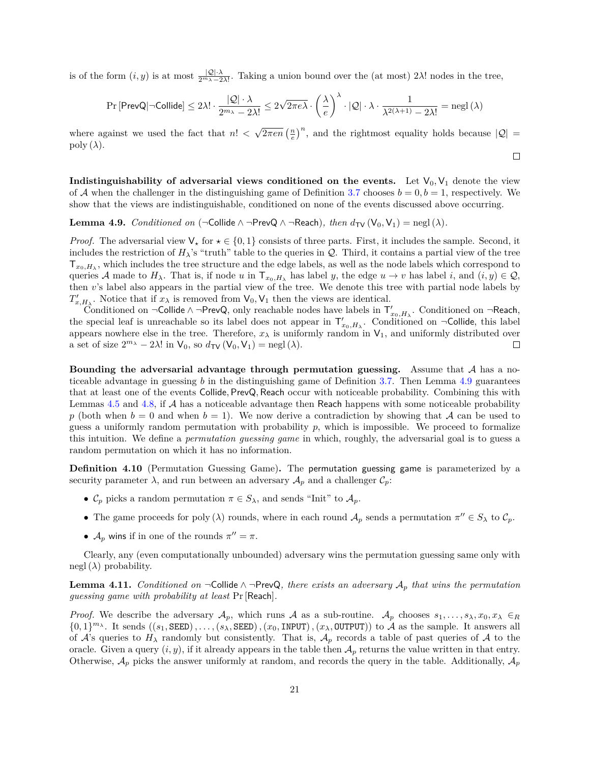is of the form $(i, y)$ is at most $\frac{|\mathcal{Q}|\cdot\lambda}{2^{m_\lambda}-2\lambda!}$. Taking a union bound over the (at most) $2\lambda!$ nodes in the tree,

$$\Pr[\mathsf{PrevQ}|\neg\mathsf{Collide}] \leq 2\lambda! \cdot \frac{|\mathcal{Q}|\cdot\lambda}{2^{m_\lambda}-2\lambda!} \leq 2\sqrt{2\pi e\lambda}\cdot\left(\frac{\lambda}{e}\right)^{\lambda}\cdot|\mathcal{Q}|\cdot\lambda\cdot\frac{1}{\lambda^{2(\lambda+1)}-2\lambda!} = \mathrm{negl}(\lambda)$$

where against we used the fact that $n! < \sqrt{2\pi e n}\left(\frac{n}{e}\right)^n$, and the rightmost equality holds because $|\mathcal{Q}| = \mathrm{poly}(\lambda)$.

□

**Indistinguishability of adversarial views conditioned on the events.** Let $\mathsf{V}_0, \mathsf{V}_1$ denote the view of $\mathcal{A}$ when the challenger in the distinguishing game of Definition 3.7 chooses $b = 0, b = 1$, respectively. We show that the views are indistinguishable, conditioned on none of the events discussed above occurring.

**Lemma 4.9.** *Conditioned on* $(\neg\mathsf{Collide}\wedge\neg\mathsf{PrevQ}\wedge\neg\mathsf{Reach})$*, then* $d_{\mathsf{TV}}(\mathsf{V}_0, \mathsf{V}_1) = \mathrm{negl}(\lambda)$.

*Proof.* The adversarial view $\mathsf{V}_\star$ for $\star\in\{0,1\}$ consists of three parts. First, it includes the sample. Second, it includes the restriction of $H_\lambda$'s "truth" table to the queries in $\mathcal{Q}$. Third, it contains a partial view of the tree $\mathsf{T}_{x_0,H_\lambda}$, which includes the tree structure and the edge labels, as well as the node labels which correspond to queries $\mathcal{A}$ made to $H_\lambda$. That is, if node $u$ in $\mathsf{T}_{x_0,H_\lambda}$ has label $y$, the edge $u\to v$ has label $i$, and $(i, y)\in\mathcal{Q}$, then $v$'s label also appears in the partial view of the tree. We denote this tree with partial node labels by $T'_{x,H_\lambda}$. Notice that if $x_\lambda$ is removed from $\mathsf{V}_0, \mathsf{V}_1$ then the views are identical.

Conditioned on $\neg\mathsf{Collide}\wedge\neg\mathsf{PrevQ}$, only reachable nodes have labels in $\mathsf{T}'_{x_0,H_\lambda}$. Conditioned on $\neg\mathsf{Reach}$, the special leaf is unreachable so its label does not appear in $\mathsf{T}'_{x_0,H_\lambda}$. Conditioned on $\neg\mathsf{Collide}$, this label appears nowhere else in the tree. Therefore, $x_\lambda$ is uniformly random in $\mathsf{V}_1$, and uniformly distributed over a set of size $2^{m_\lambda}-2\lambda!$ in $\mathsf{V}_0$, so $d_{\mathsf{TV}}(\mathsf{V}_0, \mathsf{V}_1) = \mathrm{negl}(\lambda)$. □

**Bounding the adversarial advantage through permutation guessing.** Assume that $\mathcal{A}$ has a noticeable advantage in guessing $b$ in the distinguishing game of Definition 3.7. Then Lemma 4.9 guarantees that at least one of the events $\mathsf{Collide}, \mathsf{PrevQ}, \mathsf{Reach}$ occur with noticeable probability. Combining this with Lemmas 4.5 and 4.8, if $\mathcal{A}$ has a noticeable advantage then $\mathsf{Reach}$ happens with some noticeable probability $p$ (both when $b = 0$ and when $b = 1$). We now derive a contradiction by showing that $\mathcal{A}$ can be used to guess a uniformly random permutation with probability $p$, which is impossible. We proceed to formalize this intuition. We define a *permutation guessing game* in which, roughly, the adversarial goal is to guess a random permutation on which it has no information.

**Definition 4.10** (Permutation Guessing Game)**.** The $\mathsf{permutation\ guessing\ game}$ is parameterized by a security parameter $\lambda$, and run between an adversary $\mathcal{A}_p$ and a challenger $\mathcal{C}_p$:

- $\mathcal{C}_p$ picks a random permutation $\pi\in S_\lambda$, and sends "Init" to $\mathcal{A}_p$.
- The game proceeds for $\mathrm{poly}(\lambda)$ rounds, where in each round $\mathcal{A}_p$ sends a permutation $\pi''\in S_\lambda$ to $\mathcal{C}_p$.
- $\mathcal{A}_p$ $\mathsf{wins}$ if in one of the rounds $\pi'' = \pi$.

Clearly, any (even computationally unbounded) adversary wins the permutation guessing same only with $\mathrm{negl}(\lambda)$ probability.

**Lemma 4.11.** *Conditioned on* $\neg\mathsf{Collide}\wedge\neg\mathsf{PrevQ}$*, there exists an adversary* $\mathcal{A}_p$ *that wins the permutation guessing game with probability at least* $\Pr[\mathsf{Reach}]$.

*Proof.* We describe the adversary $\mathcal{A}_p$, which runs $\mathcal{A}$ as a sub-routine. $\mathcal{A}_p$ chooses $s_1,\ldots,s_\lambda,x_0,x_\lambda\in_R\{0,1\}^{m_\lambda}$. It sends $((s_1,\mathtt{SEED}),\ldots,(s_\lambda,\mathtt{SEED}),(x_0,\mathtt{INPUT}),(x_\lambda,\mathtt{OUTPUT}))$ to $\mathcal{A}$ as the sample. It answers all of $\mathcal{A}$'s queries to $H_\lambda$ randomly but consistently. That is, $\mathcal{A}_p$ records a table of past queries of $\mathcal{A}$ to the oracle. Given a query $(i, y)$, if it already appears in the table then $\mathcal{A}_p$ returns the value written in that entry. Otherwise, $\mathcal{A}_p$ picks the answer uniformly at random, and records the query in the table. Additionally, $\mathcal{A}_p$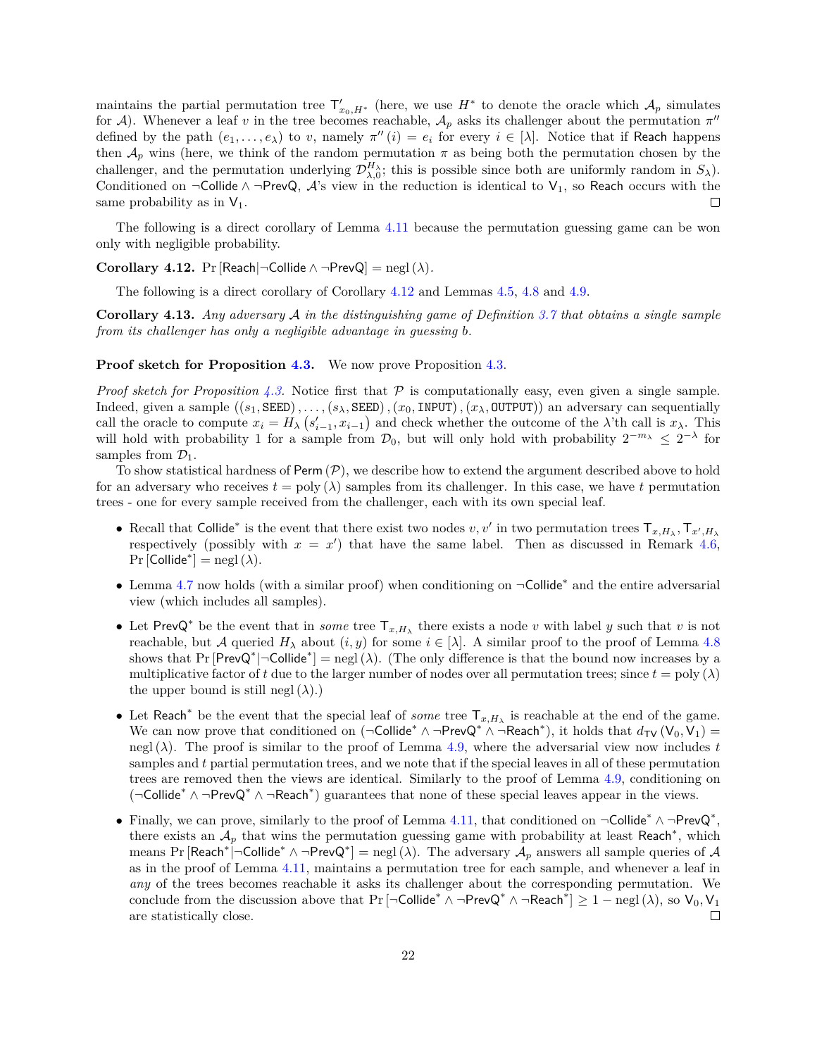maintains the partial permutation tree $\mathsf{T}'_{x_0,H^*}$ (here, we use $H^*$ to denote the oracle which $\mathcal{A}_p$ simulates for $\mathcal{A}$). Whenever a leaf $v$ in the tree becomes reachable, $\mathcal{A}_p$ asks its challenger about the permutation $\pi''$ defined by the path $(e_1, \ldots, e_\lambda)$ to $v$, namely $\pi''(i) = e_i$ for every $i \in [\lambda]$. Notice that if $\mathsf{Reach}$ happens then $\mathcal{A}_p$ wins (here, we think of the random permutation $\pi$ as being both the permutation chosen by the challenger, and the permutation underlying $\mathcal{D}^{H_\lambda}_{\lambda,0}$; this is possible since both are uniformly random in $S_\lambda$). Conditioned on $\neg\mathsf{Collide} \wedge \neg\mathsf{PrevQ}$, $\mathcal{A}$'s view in the reduction is identical to $\mathsf{V}_1$, so $\mathsf{Reach}$ occurs with the same probability as in $\mathsf{V}_1$. ◻

The following is a direct corollary of Lemma 4.11 because the permutation guessing game can be won only with negligible probability.

**Corollary 4.12.** $\Pr[\mathsf{Reach} | \neg\mathsf{Collide} \wedge \neg\mathsf{PrevQ}] = \mathrm{negl}(\lambda)$.

The following is a direct corollary of Corollary 4.12 and Lemmas 4.5, 4.8 and 4.9.

**Corollary 4.13.** *Any adversary $\mathcal{A}$ in the distinguishing game of Definition 3.7 that obtains a single sample from its challenger has only a negligible advantage in guessing $b$.*

**Proof sketch for Proposition 4.3.** We now prove Proposition 4.3.

*Proof sketch for Proposition 4.3.* Notice first that $\mathcal{P}$ is computationally easy, even given a single sample. Indeed, given a sample $((s_1, \mathtt{SEED}), \ldots, (s_\lambda, \mathtt{SEED}), (x_0, \mathtt{INPUT}), (x_\lambda, \mathtt{OUTPUT}))$ an adversary can sequentially call the oracle to compute $x_i = H_\lambda(s'_{i-1}, x_{i-1})$ and check whether the outcome of the $\lambda$'th call is $x_\lambda$. This will hold with probability 1 for a sample from $\mathcal{D}_0$, but will only hold with probability $2^{-m_\lambda} \leq 2^{-\lambda}$ for samples from $\mathcal{D}_1$.

To show statistical hardness of $\mathsf{Perm}(\mathcal{P})$, we describe how to extend the argument described above to hold for an adversary who receives $t = \mathrm{poly}(\lambda)$ samples from its challenger. In this case, we have $t$ permutation trees - one for every sample received from the challenger, each with its own special leaf.

- Recall that $\mathsf{Collide}^*$ is the event that there exist two nodes $v, v'$ in two permutation trees $\mathsf{T}_{x,H_\lambda}, \mathsf{T}_{x',H_\lambda}$ respectively (possibly with $x = x'$) that have the same label. Then as discussed in Remark 4.6, $\Pr[\mathsf{Collide}^*] = \mathrm{negl}(\lambda)$.
- Lemma 4.7 now holds (with a similar proof) when conditioning on $\neg\mathsf{Collide}^*$ and the entire adversarial view (which includes all samples).
- Let $\mathsf{PrevQ}^*$ be the event that in *some* tree $\mathsf{T}_{x,H_\lambda}$ there exists a node $v$ with label $y$ such that $v$ is not reachable, but $\mathcal{A}$ queried $H_\lambda$ about $(i, y)$ for some $i \in [\lambda]$. A similar proof to the proof of Lemma 4.8 shows that $\Pr[\mathsf{PrevQ}^* | \neg\mathsf{Collide}^*] = \mathrm{negl}(\lambda)$. (The only difference is that the bound now increases by a multiplicative factor of $t$ due to the larger number of nodes over all permutation trees; since $t = \mathrm{poly}(\lambda)$ the upper bound is still $\mathrm{negl}(\lambda)$.)
- Let $\mathsf{Reach}^*$ be the event that the special leaf of *some* tree $\mathsf{T}_{x,H_\lambda}$ is reachable at the end of the game. We can now prove that conditioned on $(\neg\mathsf{Collide}^* \wedge \neg\mathsf{PrevQ}^* \wedge \neg\mathsf{Reach}^*)$, it holds that $d_{\mathsf{TV}}(\mathsf{V}_0, \mathsf{V}_1) = \mathrm{negl}(\lambda)$. The proof is similar to the proof of Lemma 4.9, where the adversarial view now includes $t$ samples and $t$ partial permutation trees, and we note that if the special leaves in all of these permutation trees are removed then the views are identical. Similarly to the proof of Lemma 4.9, conditioning on $(\neg\mathsf{Collide}^* \wedge \neg\mathsf{PrevQ}^* \wedge \neg\mathsf{Reach}^*)$ guarantees that none of these special leaves appear in the views.
- Finally, we can prove, similarly to the proof of Lemma 4.11, that conditioned on $\neg\mathsf{Collide}^* \wedge \neg\mathsf{PrevQ}^*$, there exists an $\mathcal{A}_p$ that wins the permutation guessing game with probability at least $\mathsf{Reach}^*$, which means $\Pr[\mathsf{Reach}^* | \neg\mathsf{Collide}^* \wedge \neg\mathsf{PrevQ}^*] = \mathrm{negl}(\lambda)$. The adversary $\mathcal{A}_p$ answers all sample queries of $\mathcal{A}$ as in the proof of Lemma 4.11, maintains a permutation tree for each sample, and whenever a leaf in *any* of the trees becomes reachable it asks its challenger about the corresponding permutation. We conclude from the discussion above that $\Pr[\neg\mathsf{Collide}^* \wedge \neg\mathsf{PrevQ}^* \wedge \neg\mathsf{Reach}^*] \geq 1 - \mathrm{negl}(\lambda)$, so $\mathsf{V}_0, \mathsf{V}_1$ are statistically close. ◻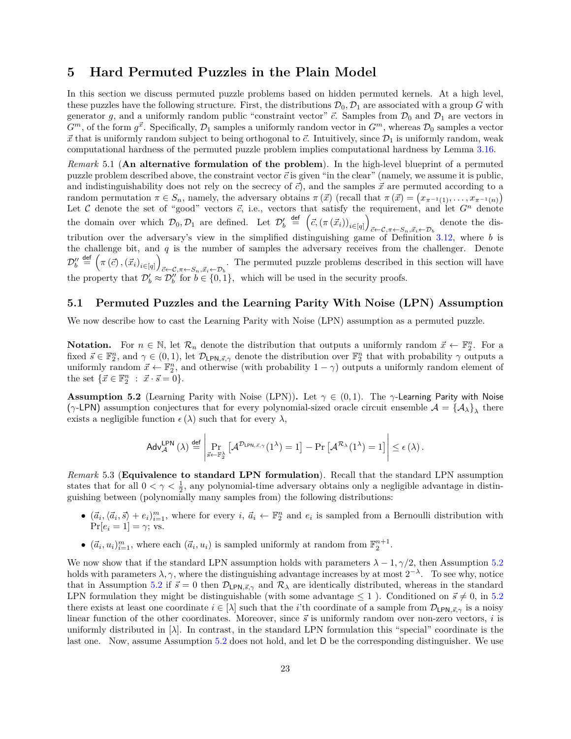# 5 Hard Permuted Puzzles in the Plain Model

In this section we discuss permuted puzzle problems based on hidden permuted kernels. At a high level, these puzzles have the following structure. First, the distributions $\mathcal{D}_0, \mathcal{D}_1$ are associated with a group $G$ with generator $g$, and a uniformly random public "constraint vector" $\vec{c}$. Samples from $\mathcal{D}_0$ and $\mathcal{D}_1$ are vectors in $G^m$, of the form $g^{\vec{x}}$. Specifically, $\mathcal{D}_1$ samples a uniformly random vector in $G^m$, whereas $\mathcal{D}_0$ samples a vector $\vec{x}$ that is uniformly random subject to being orthogonal to $\vec{c}$. Intuitively, since $\mathcal{D}_1$ is uniformly random, weak computational hardness of the permuted puzzle problem implies computational hardness by Lemma 3.16.

*Remark* 5.1 (**An alternative formulation of the problem**). In the high-level blueprint of a permuted puzzle problem described above, the constraint vector $\vec{c}$ is given "in the clear" (namely, we assume it is public, and indistinguishability does not rely on the secrecy of $\vec{c}$), and the samples $\vec{x}$ are permuted according to a random permutation $\pi \in S_n$, namely, the adversary obtains $\pi(\vec{x})$ (recall that $\pi(\vec{x}) = \left(x_{\pi^{-1}(1)}, \ldots, x_{\pi^{-1}(n)}\right)$ Let $\mathcal{C}$ denote the set of "good" vectors $\vec{c}$, i.e., vectors that satisfy the requirement, and let $G^n$ denote the domain over which $\mathcal{D}_0, \mathcal{D}_1$ are defined. Let $\mathcal{D}'_b \stackrel{\text{def}}{=} \left(\vec{c}, \left(\pi\left(\vec{x}_i\right)\right)_{i\in[q]}\right)_{\vec{c}\leftarrow\mathcal{C},\pi\leftarrow S_n,\vec{x}_i\leftarrow\mathcal{D}_b}$ denote the distribution over the adversary's view in the simplified distinguishing game of Definition 3.12, where $b$ is the challenge bit, and $q$ is the number of samples the adversary receives from the challenger. Denote $\mathcal{D}''_b \stackrel{\text{def}}{=} \left(\pi\left(\vec{c}\right), \left(\vec{x}_i\right)_{i\in[q]}\right)_{\vec{c}\leftarrow\mathcal{C},\pi\leftarrow S_n,\vec{x}_i\leftarrow\mathcal{D}_b}$. The permuted puzzle problems described in this section will have the property that $\mathcal{D}'_b \approx \mathcal{D}''_b$ for $b \in \{0,1\}$, which will be used in the security proofs.

## 5.1 Permuted Puzzles and the Learning Parity With Noise (LPN) Assumption

We now describe how to cast the Learning Parity with Noise (LPN) assumption as a permuted puzzle.

**Notation.** For $n \in \mathbb{N}$, let $\mathcal{R}_n$ denote the distribution that outputs a uniformly random $\vec{x} \leftarrow \mathbb{F}_2^n$. For a fixed $\vec{s} \in \mathbb{F}_2^n$, and $\gamma \in (0,1)$, let $\mathcal{D}_{\mathsf{LPN},\vec{s},\gamma}$ denote the distribution over $\mathbb{F}_2^n$ that with probability $\gamma$ outputs a uniformly random $\vec{x} \leftarrow \mathbb{F}_2^n$, and otherwise (with probability $1-\gamma$) outputs a uniformly random element of the set $\{\vec{x} \in \mathbb{F}_2^n \ : \ \vec{x} \cdot \vec{s} = 0\}$.

**Assumption 5.2** (Learning Parity with Noise (LPN)). Let $\gamma \in (0,1)$. The $\gamma$-Learning Parity with Noise ($\gamma$-LPN) assumption conjectures that for every polynomial-sized oracle circuit ensemble $\mathcal{A} = \{\mathcal{A}_\lambda\}_\lambda$ there exists a negligible function $\epsilon(\lambda)$ such that for every $\lambda$,

$$\mathsf{Adv}_{\mathcal{A}}^{\mathsf{LPN}}(\lambda) \stackrel{\text{def}}{=} \left| \Pr_{\vec{s}\leftarrow\mathbb{F}_2^\lambda}\left[\mathcal{A}^{\mathcal{D}_{\mathsf{LPN},\vec{s},\gamma}}(1^\lambda) = 1\right] - \Pr\left[\mathcal{A}^{\mathcal{R}_\lambda}(1^\lambda) = 1\right] \right| \leq \epsilon(\lambda).$$

*Remark* 5.3 (**Equivalence to standard LPN formulation**). Recall that the standard LPN assumption states that for all $0 < \gamma < \frac{1}{2}$, any polynomial-time adversary obtains only a negligible advantage in distinguishing between (polynomially many samples from) the following distributions:

- $(\vec{a}_i, \langle\vec{a}_i, \vec{s}\rangle + e_i)_{i=1}^m$, where for every $i$, $\vec{a}_i \leftarrow \mathbb{F}_2^n$ and $e_i$ is sampled from a Bernoulli distribution with $\Pr[e_i = 1] = \gamma$; vs.
- $(\vec{a}_i, u_i)_{i=1}^m$, where each $(\vec{a}_i, u_i)$ is sampled uniformly at random from $\mathbb{F}_2^{n+1}$.

We now show that if the standard LPN assumption holds with parameters $\lambda - 1, \gamma/2$, then Assumption 5.2 holds with parameters $\lambda, \gamma$, where the distinguishing advantage increases by at most $2^{-\lambda}$. To see why, notice that in Assumption 5.2 if $\vec{s} = 0$ then $\mathcal{D}_{\mathsf{LPN},\vec{s},\gamma}$ and $\mathcal{R}_\lambda$ are identically distributed, whereas in the standard LPN formulation they might be distinguishable (with some advantage $\leq 1$ ). Conditioned on $\vec{s} \neq 0$, in 5.2 there exists at least one coordinate $i \in [\lambda]$ such that the $i$'th coordinate of a sample from $\mathcal{D}_{\mathsf{LPN},\vec{s},\gamma}$ is a noisy linear function of the other coordinates. Moreover, since $\vec{s}$ is uniformly random over non-zero vectors, $i$ is uniformly distributed in $[\lambda]$. In contrast, in the standard LPN formulation this "special" coordinate is the last one. Now, assume Assumption 5.2 does not hold, and let $\mathsf{D}$ be the corresponding distinguisher. We use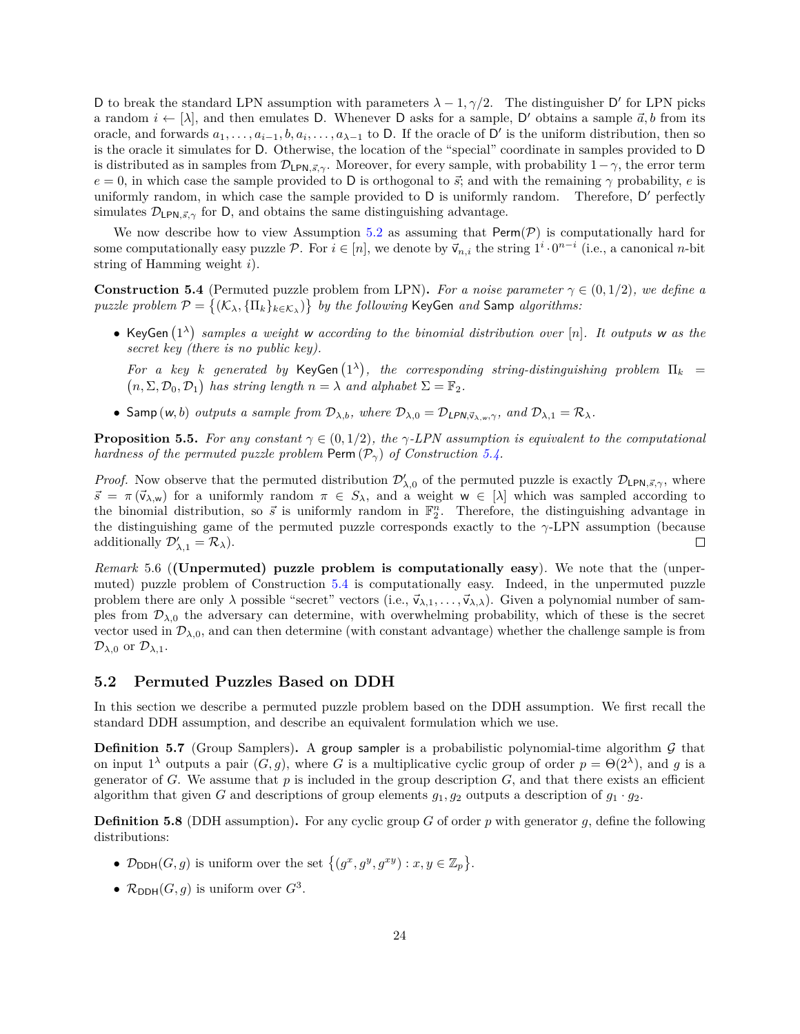D to break the standard LPN assumption with parameters $\lambda - 1, \gamma/2$. The distinguisher D′ for LPN picks a random $i \leftarrow [\lambda]$, and then emulates D. Whenever D asks for a sample, D′ obtains a sample $\vec{a}, b$ from its oracle, and forwards $a_1, \ldots, a_{i-1}, b, a_i, \ldots, a_{\lambda-1}$ to D. If the oracle of D′ is the uniform distribution, then so is the oracle it simulates for D. Otherwise, the location of the "special" coordinate in samples provided to D is distributed as in samples from $\mathcal{D}_{\mathsf{LPN},\vec{s},\gamma}$. Moreover, for every sample, with probability $1-\gamma$, the error term $e = 0$, in which case the sample provided to D is orthogonal to $\vec{s}$; and with the remaining $\gamma$ probability, $e$ is uniformly random, in which case the sample provided to D is uniformly random. Therefore, D′ perfectly simulates $\mathcal{D}_{\mathsf{LPN},\vec{s},\gamma}$ for D, and obtains the same distinguishing advantage.

We now describe how to view Assumption 5.2 as assuming that $\mathsf{Perm}(\mathcal{P})$ is computationally hard for some computationally easy puzzle $\mathcal{P}$. For $i \in [n]$, we denote by $\vec{\mathsf{v}}_{n,i}$ the string $1^i \cdot 0^{n-i}$ (i.e., a canonical $n$-bit string of Hamming weight $i$).

**Construction 5.4** (Permuted puzzle problem from LPN)**.** *For a noise parameter $\gamma \in (0, 1/2)$, we define a puzzle problem $\mathcal{P} = \left\{(\mathcal{K}_\lambda, \{\Pi_k\}_{k \in \mathcal{K}_\lambda})\right\}$ by the following* KeyGen *and* Samp *algorithms:*

- KeyGen$\left(1^\lambda\right)$ *samples a weight* $\mathsf{w}$ *according to the binomial distribution over $[n]$. It outputs* $\mathsf{w}$ *as the secret key (there is no public key).*

  *For a key $k$ generated by* KeyGen$\left(1^\lambda\right)$*, the corresponding string-distinguishing problem $\Pi_k = \left(n, \Sigma, \mathcal{D}_0, \mathcal{D}_1\right)$ has string length $n = \lambda$ and alphabet $\Sigma = \mathbb{F}_2$.*

- Samp$\left(\mathsf{w}, b\right)$ *outputs a sample from $\mathcal{D}_{\lambda,b}$, where $\mathcal{D}_{\lambda,0} = \mathcal{D}_{\mathsf{LPN},\vec{\mathsf{v}}_{\lambda,\mathsf{w}},\gamma}$, and $\mathcal{D}_{\lambda,1} = \mathcal{R}_\lambda$.*

**Proposition 5.5.** *For any constant $\gamma \in (0, 1/2)$, the $\gamma$-LPN assumption is equivalent to the computational hardness of the permuted puzzle problem* $\mathsf{Perm}\left(\mathcal{P}_\gamma\right)$ *of Construction 5.4.*

*Proof.* Now observe that the permuted distribution $\mathcal{D}'_{\lambda,0}$ of the permuted puzzle is exactly $\mathcal{D}_{\mathsf{LPN},\vec{s},\gamma}$, where $\vec{s} = \pi\left(\vec{\mathsf{v}}_{\lambda,\mathsf{w}}\right)$ for a uniformly random $\pi \in S_\lambda$, and a weight $\mathsf{w} \in [\lambda]$ which was sampled according to the binomial distribution, so $\vec{s}$ is uniformly random in $\mathbb{F}_2^n$. Therefore, the distinguishing advantage in the distinguishing game of the permuted puzzle corresponds exactly to the $\gamma$-LPN assumption (because additionally $\mathcal{D}'_{\lambda,1} = \mathcal{R}_\lambda$). $\square$

*Remark* 5.6 (**(Unpermuted) puzzle problem is computationally easy**). We note that the (unpermuted) puzzle problem of Construction 5.4 is computationally easy. Indeed, in the unpermuted puzzle problem there are only $\lambda$ possible "secret" vectors (i.e., $\vec{\mathsf{v}}_{\lambda,1}, \ldots, \vec{\mathsf{v}}_{\lambda,\lambda}$). Given a polynomial number of samples from $\mathcal{D}_{\lambda,0}$ the adversary can determine, with overwhelming probability, which of these is the secret vector used in $\mathcal{D}_{\lambda,0}$, and can then determine (with constant advantage) whether the challenge sample is from $\mathcal{D}_{\lambda,0}$ or $\mathcal{D}_{\lambda,1}$.

## 5.2 Permuted Puzzles Based on DDH

In this section we describe a permuted puzzle problem based on the DDH assumption. We first recall the standard DDH assumption, and describe an equivalent formulation which we use.

**Definition 5.7** (Group Samplers)**.** A group sampler is a probabilistic polynomial-time algorithm $\mathcal{G}$ that on input $1^\lambda$ outputs a pair $(G, g)$, where $G$ is a multiplicative cyclic group of order $p = \Theta(2^\lambda)$, and $g$ is a generator of $G$. We assume that $p$ is included in the group description $G$, and that there exists an efficient algorithm that given $G$ and descriptions of group elements $g_1, g_2$ outputs a description of $g_1 \cdot g_2$.

**Definition 5.8** (DDH assumption)**.** For any cyclic group $G$ of order $p$ with generator $g$, define the following distributions:

- $\mathcal{D}_{\mathsf{DDH}}(G, g)$ is uniform over the set $\left\{(g^x, g^y, g^{xy}) : x, y \in \mathbb{Z}_p\right\}$.
- $\mathcal{R}_{\mathsf{DDH}}(G, g)$ is uniform over $G^3$.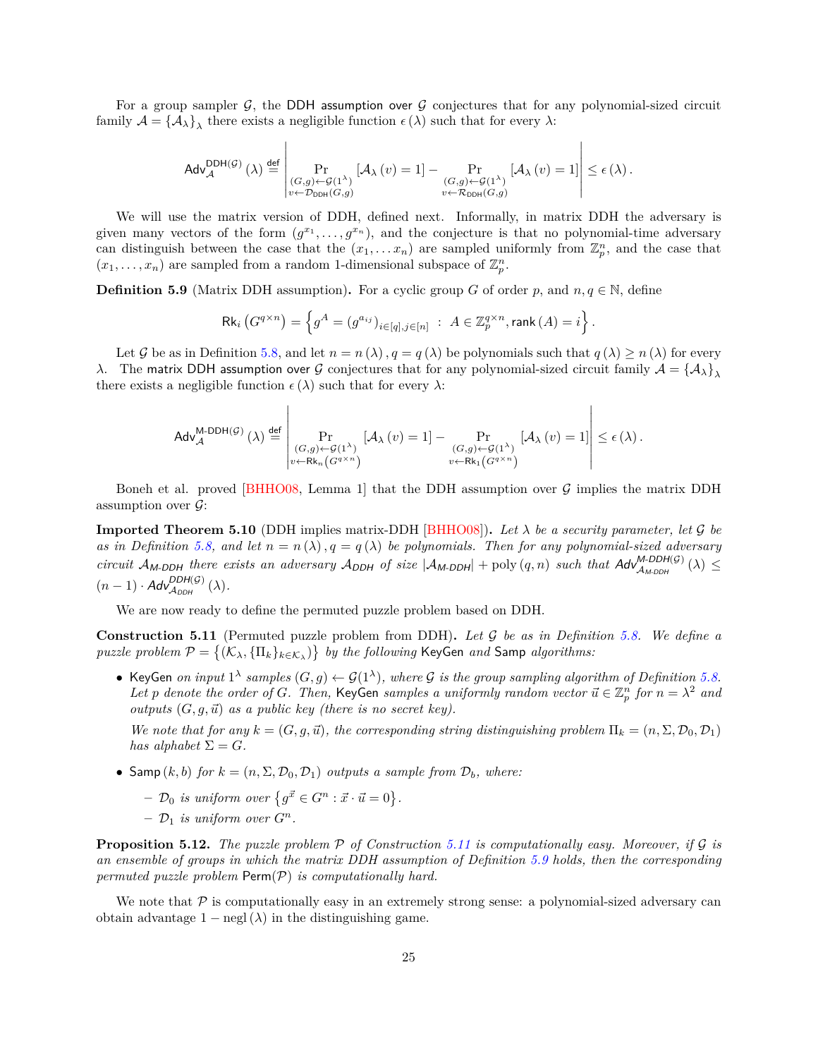For a group sampler $\mathcal{G}$, the DDH assumption over $\mathcal{G}$ conjectures that for any polynomial-sized circuit family $\mathcal{A} = \{\mathcal{A}_\lambda\}_\lambda$ there exists a negligible function $\epsilon(\lambda)$ such that for every $\lambda$:

$$\mathsf{Adv}_{\mathcal{A}}^{\mathsf{DDH}(\mathcal{G})}(\lambda) \stackrel{\text{def}}{=} \left| \Pr_{\substack{(G,g)\leftarrow\mathcal{G}(1^\lambda) \\ v\leftarrow\mathcal{D}_{\mathsf{DDH}}(G,g)}} [\mathcal{A}_\lambda(v) = 1] - \Pr_{\substack{(G,g)\leftarrow\mathcal{G}(1^\lambda) \\ v\leftarrow\mathcal{R}_{\mathsf{DDH}}(G,g)}} [\mathcal{A}_\lambda(v) = 1] \right| \le \epsilon(\lambda).$$

We will use the matrix version of DDH, defined next. Informally, in matrix DDH the adversary is given many vectors of the form $(g^{x_1}, \ldots, g^{x_n})$, and the conjecture is that no polynomial-time adversary can distinguish between the case that the $(x_1, \ldots x_n)$ are sampled uniformly from $\mathbb{Z}_p^n$, and the case that $(x_1, \ldots, x_n)$ are sampled from a random 1-dimensional subspace of $\mathbb{Z}_p^n$.

**Definition 5.9** (Matrix DDH assumption)**.** For a cyclic group $G$ of order $p$, and $n, q \in \mathbb{N}$, define

$$\mathsf{Rk}_i\left(G^{q\times n}\right) = \left\{ g^A = \left(g^{a_{ij}}\right)_{i\in[q],j\in[n]} \;:\; A \in \mathbb{Z}_p^{q\times n}, \mathsf{rank}(A) = i \right\}.$$

Let $\mathcal{G}$ be as in Definition 5.8, and let $n = n(\lambda)$, $q = q(\lambda)$ be polynomials such that $q(\lambda) \ge n(\lambda)$ for every $\lambda$. The matrix DDH assumption over $\mathcal{G}$ conjectures that for any polynomial-sized circuit family $\mathcal{A} = \{\mathcal{A}_\lambda\}_\lambda$ there exists a negligible function $\epsilon(\lambda)$ such that for every $\lambda$:

$$\mathsf{Adv}_{\mathcal{A}}^{\mathsf{M\text{-}DDH}(\mathcal{G})}(\lambda) \stackrel{\text{def}}{=} \left| \Pr_{\substack{(G,g)\leftarrow\mathcal{G}(1^\lambda) \\ v\leftarrow\mathsf{Rk}_n\left(G^{q\times n}\right)}} [\mathcal{A}_\lambda(v) = 1] - \Pr_{\substack{(G,g)\leftarrow\mathcal{G}(1^\lambda) \\ v\leftarrow\mathsf{Rk}_1\left(G^{q\times n}\right)}} [\mathcal{A}_\lambda(v) = 1] \right| \le \epsilon(\lambda).$$

Boneh et al. proved [BHHO08, Lemma 1] that the DDH assumption over $\mathcal{G}$ implies the matrix DDH assumption over $\mathcal{G}$:

**Imported Theorem 5.10** (DDH implies matrix-DDH [BHHO08])**.** *Let $\lambda$ be a security parameter, let $\mathcal{G}$ be as in Definition 5.8, and let $n = n(\lambda)$, $q = q(\lambda)$ be polynomials. Then for any polynomial-sized adversary circuit $\mathcal{A}_{\mathsf{M\text{-}DDH}}$ there exists an adversary $\mathcal{A}_{\mathsf{DDH}}$ of size $|\mathcal{A}_{\mathsf{M\text{-}DDH}}| + \mathrm{poly}(q, n)$ such that $\mathsf{Adv}_{\mathcal{A}_{\mathsf{M\text{-}DDH}}}^{\mathsf{M\text{-}DDH}(\mathcal{G})}(\lambda) \le (n-1) \cdot \mathsf{Adv}_{\mathcal{A}_{\mathsf{DDH}}}^{\mathsf{DDH}(\mathcal{G})}(\lambda)$.*

We are now ready to define the permuted puzzle problem based on DDH.

**Construction 5.11** (Permuted puzzle problem from DDH)**.** *Let $\mathcal{G}$ be as in Definition 5.8. We define a puzzle problem $\mathcal{P} = \left\{(\mathcal{K}_\lambda, \{\Pi_k\}_{k\in\mathcal{K}_\lambda})\right\}$ by the following* KeyGen *and* Samp *algorithms:*

- KeyGen *on input $1^\lambda$ samples $(G, g) \leftarrow \mathcal{G}(1^\lambda)$, where $\mathcal{G}$ is the group sampling algorithm of Definition 5.8. Let $p$ denote the order of $G$. Then,* KeyGen *samples a uniformly random vector $\vec{u} \in \mathbb{Z}_p^n$ for $n = \lambda^2$ and outputs $(G, g, \vec{u})$ as a public key (there is no secret key).*

  *We note that for any $k = (G, g, \vec{u})$, the corresponding string distinguishing problem $\Pi_k = (n, \Sigma, \mathcal{D}_0, \mathcal{D}_1)$ has alphabet $\Sigma = G$.*

- Samp $(k, b)$ *for $k = (n, \Sigma, \mathcal{D}_0, \mathcal{D}_1)$ outputs a sample from $\mathcal{D}_b$, where:*
  - *$\mathcal{D}_0$ is uniform over $\left\{g^{\vec{x}} \in G^n : \vec{x} \cdot \vec{u} = 0\right\}$.*
  - *$\mathcal{D}_1$ is uniform over $G^n$.*

**Proposition 5.12.** *The puzzle problem $\mathcal{P}$ of Construction 5.11 is computationally easy. Moreover, if $\mathcal{G}$ is an ensemble of groups in which the matrix DDH assumption of Definition 5.9 holds, then the corresponding permuted puzzle problem* $\mathsf{Perm}(\mathcal{P})$ *is computationally hard.*

We note that $\mathcal{P}$ is computationally easy in an extremely strong sense: a polynomial-sized adversary can obtain advantage $1 - \mathrm{negl}(\lambda)$ in the distinguishing game.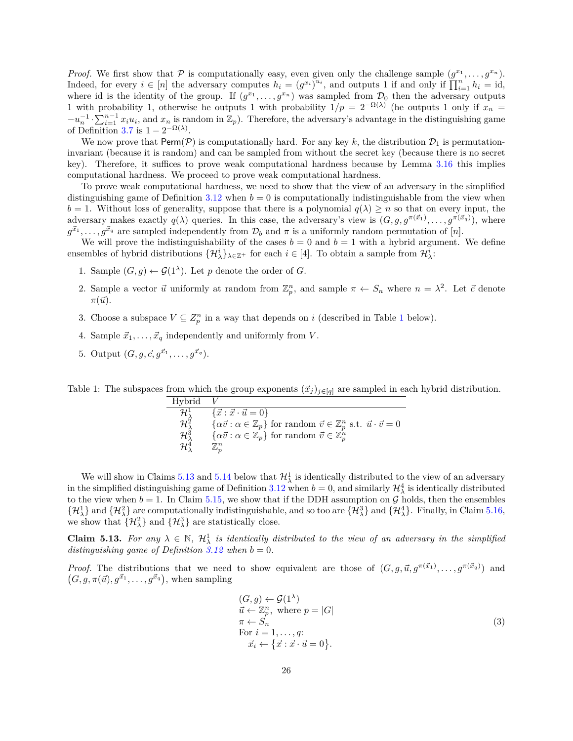*Proof.* We first show that $\mathcal{P}$ is computationally easy, even given only the challenge sample $(g^{x_1}, \ldots, g^{x_n})$. Indeed, for every $i \in [n]$ the adversary computes $h_i = (g^{x_i})^{u_i}$, and outputs 1 if and only if $\prod_{i=1}^{n} h_i = \mathrm{id}$, where id is the identity of the group. If $(g^{x_1}, \ldots, g^{x_n})$ was sampled from $\mathcal{D}_0$ then the adversary outputs 1 with probability 1, otherwise he outputs 1 with probability $1/p = 2^{-\Omega(\lambda)}$ (he outputs 1 only if $x_n = -u_n^{-1} \cdot \sum_{i=1}^{n-1} x_i u_i$, and $x_n$ is random in $\mathbb{Z}_p$). Therefore, the adversary's advantage in the distinguishing game of Definition 3.7 is $1 - 2^{-\Omega(\lambda)}$.

We now prove that $\mathsf{Perm}(\mathcal{P})$ is computationally hard. For any key $k$, the distribution $\mathcal{D}_1$ is permutation-invariant (because it is random) and can be sampled from without the secret key (because there is no secret key). Therefore, it suffices to prove weak computational hardness because by Lemma 3.16 this implies computational hardness. We proceed to prove weak computational hardness.

To prove weak computational hardness, we need to show that the view of an adversary in the simplified distinguishing game of Definition 3.12 when $b = 0$ is computationally indistinguishable from the view when $b = 1$. Without loss of generality, suppose that there is a polynomial $q(\lambda) \geq n$ so that on every input, the adversary makes exactly $q(\lambda)$ queries. In this case, the adversary's view is $(G, g, g^{\pi(\vec{x}_1)}, \ldots, g^{\pi(\vec{x}_q)})$, where $g^{\vec{x}_1}, \ldots, g^{\vec{x}_q}$ are sampled independently from $\mathcal{D}_b$ and $\pi$ is a uniformly random permutation of $[n]$.

We will prove the indistinguishability of the cases $b = 0$ and $b = 1$ with a hybrid argument. We define ensembles of hybrid distributions $\{\mathcal{H}^i_\lambda\}_{\lambda \in \mathbb{Z}^+}$ for each $i \in [4]$. To obtain a sample from $\mathcal{H}^i_\lambda$:

1. Sample $(G, g) \leftarrow \mathcal{G}(1^\lambda)$. Let $p$ denote the order of $G$.
2. Sample a vector $\vec{u}$ uniformly at random from $\mathbb{Z}_p^n$, and sample $\pi \leftarrow S_n$ where $n = \lambda^2$. Let $\vec{c}$ denote $\pi(\vec{u})$.
3. Choose a subspace $V \subseteq Z_p^n$ in a way that depends on $i$ (described in Table 1 below).
4. Sample $\vec{x}_1, \ldots, \vec{x}_q$ independently and uniformly from $V$.
5. Output $(G, g, \vec{c}, g^{\vec{x}_1}, \ldots, g^{\vec{x}_q})$.

Table 1: The subspaces from which the group exponents $(\vec{x}_j)_{j \in [q]}$ are sampled in each hybrid distribution.

| Hybrid | $V$ |
|---|---|
| $\mathcal{H}^1_\lambda$ | $\{\vec{x} : \vec{x} \cdot \vec{u} = 0\}$ |
| $\mathcal{H}^2_\lambda$ | $\{\alpha\vec{v} : \alpha \in \mathbb{Z}_p\}$ for random $\vec{v} \in \mathbb{Z}_p^n$ s.t. $\vec{u} \cdot \vec{v} = 0$ |
| $\mathcal{H}^3_\lambda$ | $\{\alpha\vec{v} : \alpha \in \mathbb{Z}_p\}$ for random $\vec{v} \in \mathbb{Z}_p^n$ |
| $\mathcal{H}^4_\lambda$ | $\mathbb{Z}_p^n$ |

We will show in Claims 5.13 and 5.14 below that $\mathcal{H}^1_\lambda$ is identically distributed to the view of an adversary in the simplified distinguishing game of Definition 3.12 when $b = 0$, and similarly $\mathcal{H}^4_\lambda$ is identically distributed to the view when $b = 1$. In Claim 5.15, we show that if the DDH assumption on $\mathcal{G}$ holds, then the ensembles $\{\mathcal{H}^1_\lambda\}$ and $\{\mathcal{H}^2_\lambda\}$ are computationally indistinguishable, and so too are $\{\mathcal{H}^3_\lambda\}$ and $\{\mathcal{H}^4_\lambda\}$. Finally, in Claim 5.16, we show that $\{\mathcal{H}^2_\lambda\}$ and $\{\mathcal{H}^3_\lambda\}$ are statistically close.

**Claim 5.13.** *For any $\lambda \in \mathbb{N}$, $\mathcal{H}^1_\lambda$ is identically distributed to the view of an adversary in the simplified distinguishing game of Definition 3.12 when $b = 0$.*

*Proof.* The distributions that we need to show equivalent are those of $(G, g, \vec{u}, g^{\pi(\vec{x}_1)}, \ldots, g^{\pi(\vec{x}_q)})$ and $\left(G, g, \pi(\vec{u}), g^{\vec{x}_1}, \ldots, g^{\vec{x}_q}\right)$, when sampling

$$
\begin{array}{l}
(G, g) \leftarrow \mathcal{G}(1^\lambda) \\
\vec{u} \leftarrow \mathbb{Z}_p^n, \text{ where } p = |G| \\
\pi \leftarrow S_n \\
\text{For } i = 1, \ldots, q\text{:} \\
\quad \vec{x}_i \leftarrow \left\{\vec{x} : \vec{x} \cdot \vec{u} = 0\right\}.
\end{array}
\tag{3}
$$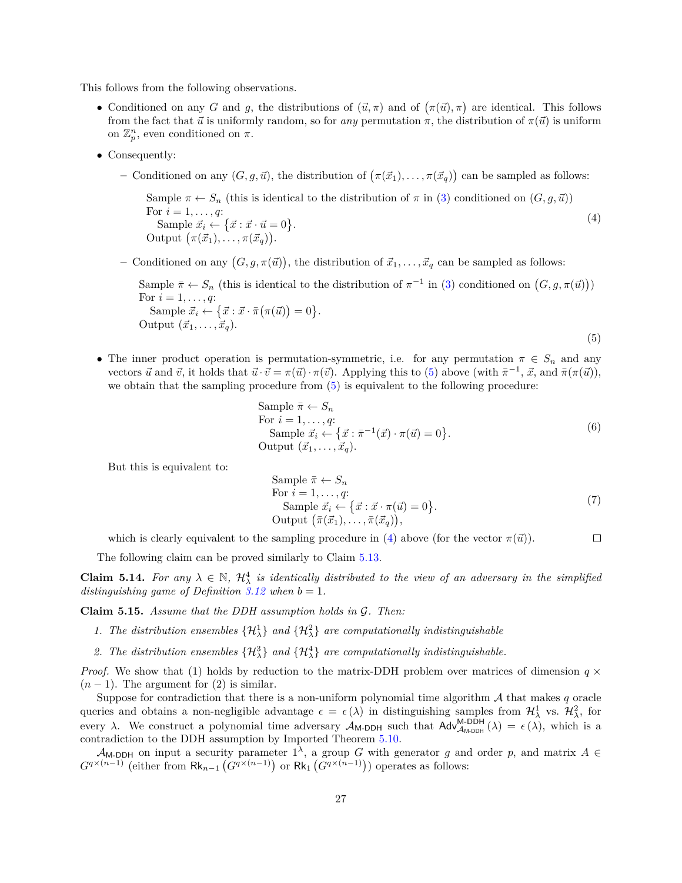This follows from the following observations.

- Conditioned on any $G$ and $g$, the distributions of $(\vec{u}, \pi)$ and of $\left(\pi(\vec{u}), \pi\right)$ are identical. This follows from the fact that $\vec{u}$ is uniformly random, so for *any* permutation $\pi$, the distribution of $\pi(\vec{u})$ is uniform on $\mathbb{Z}_p^n$, even conditioned on $\pi$.
- Consequently:
  - Conditioned on any $(G, g, \vec{u})$, the distribution of $\left(\pi(\vec{x}_1), \ldots, \pi(\vec{x}_q)\right)$ can be sampled as follows:

$$
\begin{array}{l}
\text{Sample } \pi \leftarrow S_n \text{ (this is identical to the distribution of } \pi \text{ in (3) conditioned on } (G, g, \vec{u})\text{)} \\
\text{For } i = 1, \ldots, q\text{:} \\
\quad \text{Sample } \vec{x}_i \leftarrow \left\{\vec{x} : \vec{x} \cdot \vec{u} = 0\right\}. \\
\text{Output } \left(\pi(\vec{x}_1), \ldots, \pi(\vec{x}_q)\right).
\end{array}
\tag{4}
$$

  - Conditioned on any $\left(G, g, \pi(\vec{u})\right)$, the distribution of $\vec{x}_1, \ldots, \vec{x}_q$ can be sampled as follows:

$$
\begin{array}{l}
\text{Sample } \bar{\pi} \leftarrow S_n \text{ (this is identical to the distribution of } \pi^{-1} \text{ in (3) conditioned on } \left(G, g, \pi(\vec{u})\right)\text{)} \\
\text{For } i = 1, \ldots, q\text{:} \\
\quad \text{Sample } \vec{x}_i \leftarrow \left\{\vec{x} : \vec{x} \cdot \bar{\pi}\left(\pi(\vec{u})\right) = 0\right\}. \\
\text{Output } (\vec{x}_1, \ldots, \vec{x}_q).
\end{array}
\tag{5}
$$

- The inner product operation is permutation-symmetric, i.e. for any permutation $\pi \in S_n$ and any vectors $\vec{u}$ and $\vec{v}$, it holds that $\vec{u} \cdot \vec{v} = \pi(\vec{u}) \cdot \pi(\vec{v})$. Applying this to (5) above (with $\bar{\pi}^{-1}$, $\vec{x}$, and $\bar{\pi}(\pi(\vec{u}))$, we obtain that the sampling procedure from (5) is equivalent to the following procedure:

$$
\begin{array}{l}
\text{Sample } \bar{\pi} \leftarrow S_n \\
\text{For } i = 1, \ldots, q\text{:} \\
\quad \text{Sample } \vec{x}_i \leftarrow \left\{\vec{x} : \bar{\pi}^{-1}(\vec{x}) \cdot \pi(\vec{u}) = 0\right\}. \\
\text{Output } (\vec{x}_1, \ldots, \vec{x}_q).
\end{array}
\tag{6}
$$

  But this is equivalent to:

$$
\begin{array}{l}
\text{Sample } \bar{\pi} \leftarrow S_n \\
\text{For } i = 1, \ldots, q\text{:} \\
\quad \text{Sample } \vec{x}_i \leftarrow \left\{\vec{x} : \vec{x} \cdot \pi(\vec{u}) = 0\right\}. \\
\text{Output } \left(\bar{\pi}(\vec{x}_1), \ldots, \bar{\pi}(\vec{x}_q)\right),
\end{array}
\tag{7}
$$

  which is clearly equivalent to the sampling procedure in (4) above (for the vector $\pi(\vec{u})$). □

The following claim can be proved similarly to Claim 5.13.

**Claim 5.14.** *For any $\lambda \in \mathbb{N}$, $\mathcal{H}_\lambda^4$ is identically distributed to the view of an adversary in the simplified distinguishing game of Definition 3.12 when $b = 1$.*

**Claim 5.15.** *Assume that the DDH assumption holds in $\mathcal{G}$. Then:*

1. *The distribution ensembles $\{\mathcal{H}_\lambda^1\}$ and $\{\mathcal{H}_\lambda^2\}$ are computationally indistinguishable*
2. *The distribution ensembles $\{\mathcal{H}_\lambda^3\}$ and $\{\mathcal{H}_\lambda^4\}$ are computationally indistinguishable.*

*Proof.* We show that (1) holds by reduction to the matrix-DDH problem over matrices of dimension $q \times (n-1)$. The argument for (2) is similar.

Suppose for contradiction that there is a non-uniform polynomial time algorithm $\mathcal{A}$ that makes $q$ oracle queries and obtains a non-negligible advantage $\epsilon = \epsilon(\lambda)$ in distinguishing samples from $\mathcal{H}_\lambda^1$ vs. $\mathcal{H}_\lambda^2$, for every $\lambda$. We construct a polynomial time adversary $\mathcal{A}_{\mathsf{M\text{-}DDH}}$ such that $\mathsf{Adv}_{\mathcal{A}_{\mathsf{M\text{-}DDH}}}^{\mathsf{M\text{-}DDH}}(\lambda) = \epsilon(\lambda)$, which is a contradiction to the DDH assumption by Imported Theorem 5.10.

$\mathcal{A}_{\mathsf{M\text{-}DDH}}$ on input a security parameter $1^\lambda$, a group $G$ with generator $g$ and order $p$, and matrix $A \in G^{q \times (n-1)}$ (either from $\mathsf{Rk}_{n-1}\left(G^{q \times (n-1)}\right)$ or $\mathsf{Rk}_1\left(G^{q \times (n-1)}\right)$) operates as follows: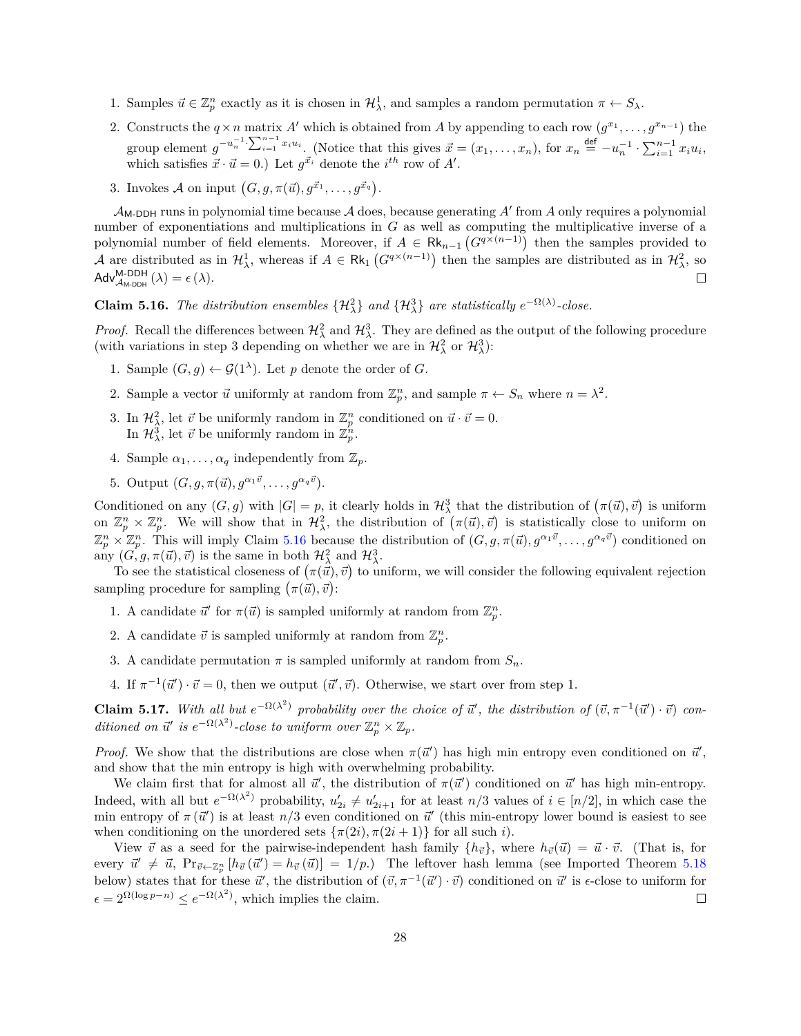1. Samples $\vec{u} \in \mathbb{Z}_p^n$ exactly as it is chosen in $\mathcal{H}_\lambda^1$, and samples a random permutation $\pi \leftarrow S_\lambda$.
2. Constructs the $q \times n$ matrix $A'$ which is obtained from $A$ by appending to each row $(g^{x_1}, \dots, g^{x_{n-1}})$ the group element $g^{-u_n^{-1} \cdot \sum_{i=1}^{n-1} x_i u_i}$. (Notice that this gives $\vec{x} = (x_1, \dots, x_n)$, for $x_n \stackrel{\text{def}}{=} -u_n^{-1} \cdot \sum_{i=1}^{n-1} x_i u_i$, which satisfies $\vec{x} \cdot \vec{u} = 0$.) Let $g^{\vec{x}_i}$ denote the $i^{th}$ row of $A'$.
3. Invokes $\mathcal{A}$ on input $\left(G, g, \pi(\vec{u}), g^{\vec{x}_1}, \dots, g^{\vec{x}_q}\right)$.

$\mathcal{A}_{\mathsf{M\text{-}DDH}}$ runs in polynomial time because $\mathcal{A}$ does, because generating $A'$ from $A$ only requires a polynomial number of exponentiations and multiplications in $G$ as well as computing the multiplicative inverse of a polynomial number of field elements. Moreover, if $A \in \mathsf{Rk}_{n-1}\left(G^{q \times (n-1)}\right)$ then the samples provided to $\mathcal{A}$ are distributed as in $\mathcal{H}_\lambda^1$, whereas if $A \in \mathsf{Rk}_1\left(G^{q \times (n-1)}\right)$ then the samples are distributed as in $\mathcal{H}_\lambda^2$, so $\mathsf{Adv}^{\mathsf{M\text{-}DDH}}_{\mathcal{A}_{\mathsf{M\text{-}DDH}}}(\lambda) = \epsilon(\lambda)$. □

**Claim 5.16.** *The distribution ensembles $\{\mathcal{H}_\lambda^2\}$ and $\{\mathcal{H}_\lambda^3\}$ are statistically $e^{-\Omega(\lambda)}$-close.*

*Proof.* Recall the differences between $\mathcal{H}_\lambda^2$ and $\mathcal{H}_\lambda^3$. They are defined as the output of the following procedure (with variations in step 3 depending on whether we are in $\mathcal{H}_\lambda^2$ or $\mathcal{H}_\lambda^3$):

1. Sample $(G, g) \leftarrow \mathcal{G}(1^\lambda)$. Let $p$ denote the order of $G$.
2. Sample a vector $\vec{u}$ uniformly at random from $\mathbb{Z}_p^n$, and sample $\pi \leftarrow S_n$ where $n = \lambda^2$.
3. In $\mathcal{H}_\lambda^2$, let $\vec{v}$ be uniformly random in $\mathbb{Z}_p^n$ conditioned on $\vec{u} \cdot \vec{v} = 0$.
   In $\mathcal{H}_\lambda^3$, let $\vec{v}$ be uniformly random in $\mathbb{Z}_p^n$.
4. Sample $\alpha_1, \dots, \alpha_q$ independently from $\mathbb{Z}_p$.
5. Output $(G, g, \pi(\vec{u}), g^{\alpha_1 \vec{v}}, \dots, g^{\alpha_q \vec{v}})$.

Conditioned on any $(G, g)$ with $|G| = p$, it clearly holds in $\mathcal{H}_\lambda^3$ that the distribution of $\left(\pi(\vec{u}), \vec{v}\right)$ is uniform on $\mathbb{Z}_p^n \times \mathbb{Z}_p^n$. We will show that in $\mathcal{H}_\lambda^2$, the distribution of $\left(\pi(\vec{u}), \vec{v}\right)$ is statistically close to uniform on $\mathbb{Z}_p^n \times \mathbb{Z}_p^n$. This will imply Claim 5.16 because the distribution of $(G, g, \pi(\vec{u}), g^{\alpha_1 \vec{v}}, \dots, g^{\alpha_q \vec{v}})$ conditioned on any $(G, g, \pi(\vec{u}), \vec{v})$ is the same in both $\mathcal{H}_\lambda^2$ and $\mathcal{H}_\lambda^3$.

To see the statistical closeness of $\left(\pi(\vec{u}), \vec{v}\right)$ to uniform, we will consider the following equivalent rejection sampling procedure for sampling $\left(\pi(\vec{u}), \vec{v}\right)$:

1. A candidate $\vec{u}'$ for $\pi(\vec{u})$ is sampled uniformly at random from $\mathbb{Z}_p^n$.
2. A candidate $\vec{v}$ is sampled uniformly at random from $\mathbb{Z}_p^n$.
3. A candidate permutation $\pi$ is sampled uniformly at random from $S_n$.
4. If $\pi^{-1}(\vec{u}') \cdot \vec{v} = 0$, then we output $(\vec{u}', \vec{v})$. Otherwise, we start over from step 1.

**Claim 5.17.** *With all but $e^{-\Omega(\lambda^2)}$ probability over the choice of $\vec{u}'$, the distribution of $(\vec{v}, \pi^{-1}(\vec{u}') \cdot \vec{v})$ conditioned on $\vec{u}'$ is $e^{-\Omega(\lambda^2)}$-close to uniform over $\mathbb{Z}_p^n \times \mathbb{Z}_p$.*

*Proof.* We show that the distributions are close when $\pi(\vec{u}')$ has high min entropy even conditioned on $\vec{u}'$, and show that the min entropy is high with overwhelming probability.

We claim first that for almost all $\vec{u}'$, the distribution of $\pi(\vec{u}')$ conditioned on $\vec{u}'$ has high min-entropy. Indeed, with all but $e^{-\Omega(\lambda^2)}$ probability, $u'_{2i} \neq u'_{2i+1}$ for at least $n/3$ values of $i \in [n/2]$, in which case the min entropy of $\pi\left(\vec{u}'\right)$ is at least $n/3$ even conditioned on $\vec{u}'$ (this min-entropy lower bound is easiest to see when conditioning on the unordered sets $\{\pi(2i), \pi(2i+1)\}$ for all such $i$).

View $\vec{v}$ as a seed for the pairwise-independent hash family $\{h_{\vec{v}}\}$, where $h_{\vec{v}}(\vec{u}) = \vec{u} \cdot \vec{v}$. (That is, for every $\vec{u}' \neq \vec{u}$, $\Pr_{\vec{v} \leftarrow \mathbb{Z}_p^n}\left[h_{\vec{v}}\left(\vec{u}'\right) = h_{\vec{v}}\left(\vec{u}\right)\right] = 1/p$.) The leftover hash lemma (see Imported Theorem 5.18 below) states that for these $\vec{u}'$, the distribution of $(\vec{v}, \pi^{-1}(\vec{u}') \cdot \vec{v})$ conditioned on $\vec{u}'$ is $\epsilon$-close to uniform for $\epsilon = 2^{\Omega(\log p - n)} \leq e^{-\Omega(\lambda^2)}$, which implies the claim. □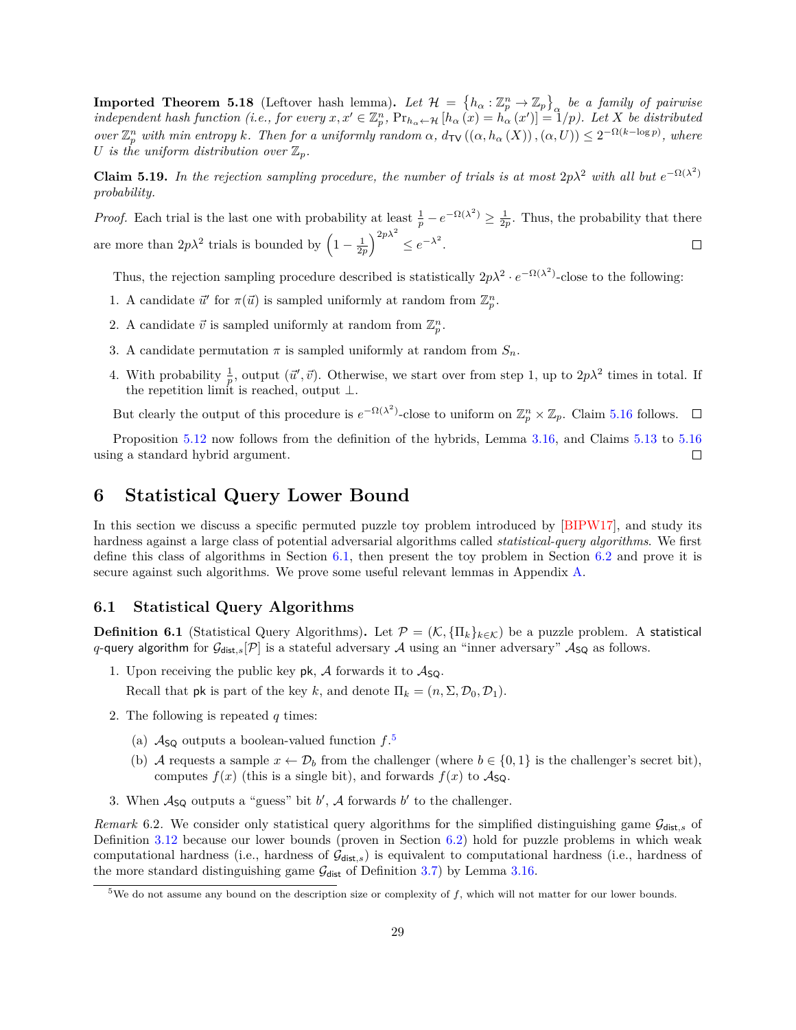**Imported Theorem 5.18** (Leftover hash lemma)**.** *Let $\mathcal{H} = \left\{h_\alpha : \mathbb{Z}_p^n \to \mathbb{Z}_p\right\}_\alpha$ be a family of pairwise independent hash function (i.e., for every $x, x' \in \mathbb{Z}_p^n$, $\Pr_{h_\alpha \leftarrow \mathcal{H}}\left[h_\alpha(x) = h_\alpha(x')\right] = 1/p$). Let $X$ be distributed over $\mathbb{Z}_p^n$ with min entropy $k$. Then for a uniformly random $\alpha$, $d_{\mathsf{TV}}\left((\alpha, h_\alpha(X)), (\alpha, U)\right) \leq 2^{-\Omega(k - \log p)}$, where $U$ is the uniform distribution over $\mathbb{Z}_p$.*

**Claim 5.19.** *In the rejection sampling procedure, the number of trials is at most $2p\lambda^2$ with all but $e^{-\Omega(\lambda^2)}$ probability.*

*Proof.* Each trial is the last one with probability at least $\frac{1}{p} - e^{-\Omega(\lambda^2)} \geq \frac{1}{2p}$. Thus, the probability that there are more than $2p\lambda^2$ trials is bounded by $\left(1 - \frac{1}{2p}\right)^{2p\lambda^2} \leq e^{-\lambda^2}$. ◻

Thus, the rejection sampling procedure described is statistically $2p\lambda^2 \cdot e^{-\Omega(\lambda^2)}$-close to the following:

1. A candidate $\vec{u}'$ for $\pi(\vec{u})$ is sampled uniformly at random from $\mathbb{Z}_p^n$.
2. A candidate $\vec{v}$ is sampled uniformly at random from $\mathbb{Z}_p^n$.
3. A candidate permutation $\pi$ is sampled uniformly at random from $S_n$.
4. With probability $\frac{1}{p}$, output $(\vec{u}', \vec{v})$. Otherwise, we start over from step 1, up to $2p\lambda^2$ times in total. If the repetition limit is reached, output $\perp$.

But clearly the output of this procedure is $e^{-\Omega(\lambda^2)}$-close to uniform on $\mathbb{Z}_p^n \times \mathbb{Z}_p$. Claim 5.16 follows. ◻

Proposition 5.12 now follows from the definition of the hybrids, Lemma 3.16, and Claims 5.13 to 5.16 using a standard hybrid argument. ◻

# 6 Statistical Query Lower Bound

In this section we discuss a specific permuted puzzle toy problem introduced by [BIPW17], and study its hardness against a large class of potential adversarial algorithms called *statistical-query algorithms*. We first define this class of algorithms in Section 6.1, then present the toy problem in Section 6.2 and prove it is secure against such algorithms. We prove some useful relevant lemmas in Appendix A.

## 6.1 Statistical Query Algorithms

**Definition 6.1** (Statistical Query Algorithms)**.** Let $\mathcal{P} = (\mathcal{K}, \{\Pi_k\}_{k \in \mathcal{K}})$ be a puzzle problem. A statistical $q$-query algorithm for $\mathcal{G}_{\mathsf{dist},s}[\mathcal{P}]$ is a stateful adversary $\mathcal{A}$ using an "inner adversary" $\mathcal{A}_{\mathsf{SQ}}$ as follows.

1. Upon receiving the public key $\mathsf{pk}$, $\mathcal{A}$ forwards it to $\mathcal{A}_{\mathsf{SQ}}$.

   Recall that $\mathsf{pk}$ is part of the key $k$, and denote $\Pi_k = (n, \Sigma, \mathcal{D}_0, \mathcal{D}_1)$.

2. The following is repeated $q$ times:

   (a) $\mathcal{A}_{\mathsf{SQ}}$ outputs a boolean-valued function $f$.[5]

   (b) $\mathcal{A}$ requests a sample $x \leftarrow \mathcal{D}_b$ from the challenger (where $b \in \{0,1\}$ is the challenger's secret bit), computes $f(x)$ (this is a single bit), and forwards $f(x)$ to $\mathcal{A}_{\mathsf{SQ}}$.

3. When $\mathcal{A}_{\mathsf{SQ}}$ outputs a "guess" bit $b'$, $\mathcal{A}$ forwards $b'$ to the challenger.

*Remark* 6.2. We consider only statistical query algorithms for the simplified distinguishing game $\mathcal{G}_{\mathsf{dist},s}$ of Definition 3.12 because our lower bounds (proven in Section 6.2) hold for puzzle problems in which weak computational hardness (i.e., hardness of $\mathcal{G}_{\mathsf{dist},s}$) is equivalent to computational hardness (i.e., hardness of the more standard distinguishing game $\mathcal{G}_{\mathsf{dist}}$ of Definition 3.7) by Lemma 3.16.

[5] We do not assume any bound on the description size or complexity of $f$, which will not matter for our lower bounds.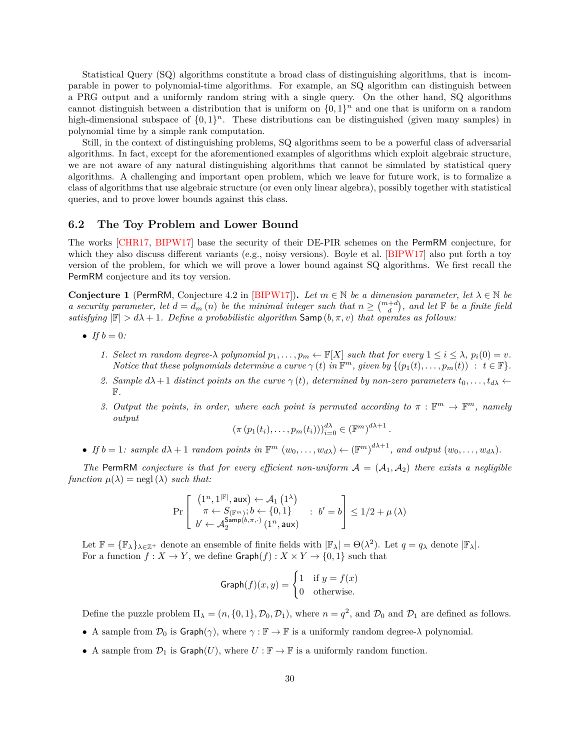Statistical Query (SQ) algorithms constitute a broad class of distinguishing algorithms, that is incomparable in power to polynomial-time algorithms. For example, an SQ algorithm can distinguish between a PRG output and a uniformly random string with a single query. On the other hand, SQ algorithms cannot distinguish between a distribution that is uniform on $\{0,1\}^n$ and one that is uniform on a random high-dimensional subspace of $\{0,1\}^n$. These distributions can be distinguished (given many samples) in polynomial time by a simple rank computation.

Still, in the context of distinguishing problems, SQ algorithms seem to be a powerful class of adversarial algorithms. In fact, except for the aforementioned examples of algorithms which exploit algebraic structure, we are not aware of any natural distinguishing algorithms that cannot be simulated by statistical query algorithms. A challenging and important open problem, which we leave for future work, is to formalize a class of algorithms that use algebraic structure (or even only linear algebra), possibly together with statistical queries, and to prove lower bounds against this class.

### 6.2 The Toy Problem and Lower Bound

The works [CHR17, BIPW17] base the security of their DE-PIR schemes on the PermRM conjecture, for which they also discuss different variants (e.g., noisy versions). Boyle et al. [BIPW17] also put forth a toy version of the problem, for which we will prove a lower bound against SQ algorithms. We first recall the PermRM conjecture and its toy version.

**Conjecture 1** (PermRM, Conjecture 4.2 in [BIPW17]). *Let $m \in \mathbb{N}$ be a dimension parameter, let $\lambda \in \mathbb{N}$ be a security parameter, let $d = d_m(n)$ be the minimal integer such that $n \geq \binom{m+d}{d}$, and let $\mathbb{F}$ be a finite field satisfying $|\mathbb{F}| > d\lambda + 1$. Define a probabilistic algorithm $\mathsf{Samp}(b, \pi, v)$ that operates as follows:*

- *If $b = 0$:*
  1. *Select $m$ random degree-$\lambda$ polynomial $p_1, \ldots, p_m \leftarrow \mathbb{F}[X]$ such that for every $1 \leq i \leq \lambda$, $p_i(0) = v$. Notice that these polynomials determine a curve $\gamma(t)$ in $\mathbb{F}^m$, given by $\{(p_1(t), \ldots, p_m(t)) \ : \ t \in \mathbb{F}\}$.*
  2. *Sample $d\lambda + 1$ distinct points on the curve $\gamma(t)$, determined by non-zero parameters $t_0, \ldots, t_{d\lambda} \leftarrow \mathbb{F}$.*
  3. *Output the points, in order, where each point is permuted according to $\pi : \mathbb{F}^m \to \mathbb{F}^m$, namely output*
  $$(\pi(p_1(t_i), \ldots, p_m(t_i)))_{i=0}^{d\lambda} \in (\mathbb{F}^m)^{d\lambda+1}.$$
- *If $b = 1$: sample $d\lambda + 1$ random points in $\mathbb{F}^m$ $(w_0, \ldots, w_{d\lambda}) \leftarrow (\mathbb{F}^m)^{d\lambda+1}$, and output $(w_0, \ldots, w_{d\lambda})$.*

*The PermRM conjecture is that for every efficient non-uniform $\mathcal{A} = (\mathcal{A}_1, \mathcal{A}_2)$ there exists a negligible function $\mu(\lambda) = \mathrm{negl}(\lambda)$ such that:*

$$\Pr\left[\begin{array}{c} (1^n, 1^{|\mathbb{F}|}, \mathsf{aux}) \leftarrow \mathcal{A}_1(1^\lambda) \\ \pi \leftarrow S_{(\mathbb{F}^m)}; b \leftarrow \{0,1\} \\ b' \leftarrow \mathcal{A}_2^{\mathsf{Samp}(b,\pi,\cdot)}(1^n, \mathsf{aux}) \end{array} \ : \ b' = b\right] \leq 1/2 + \mu(\lambda)$$

Let $\mathbb{F} = \{\mathbb{F}_\lambda\}_{\lambda \in \mathbb{Z}^+}$ denote an ensemble of finite fields with $|\mathbb{F}_\lambda| = \Theta(\lambda^2)$. Let $q = q_\lambda$ denote $|\mathbb{F}_\lambda|$. For a function $f : X \to Y$, we define $\mathsf{Graph}(f) : X \times Y \to \{0,1\}$ such that

$$\mathsf{Graph}(f)(x,y) = \begin{cases} 1 & \text{if } y = f(x) \\ 0 & \text{otherwise.} \end{cases}$$

Define the puzzle problem $\Pi_\lambda = (n, \{0,1\}, \mathcal{D}_0, \mathcal{D}_1)$, where $n = q^2$, and $\mathcal{D}_0$ and $\mathcal{D}_1$ are defined as follows.

- A sample from $\mathcal{D}_0$ is $\mathsf{Graph}(\gamma)$, where $\gamma : \mathbb{F} \to \mathbb{F}$ is a uniformly random degree-$\lambda$ polynomial.
- A sample from $\mathcal{D}_1$ is $\mathsf{Graph}(U)$, where $U : \mathbb{F} \to \mathbb{F}$ is a uniformly random function.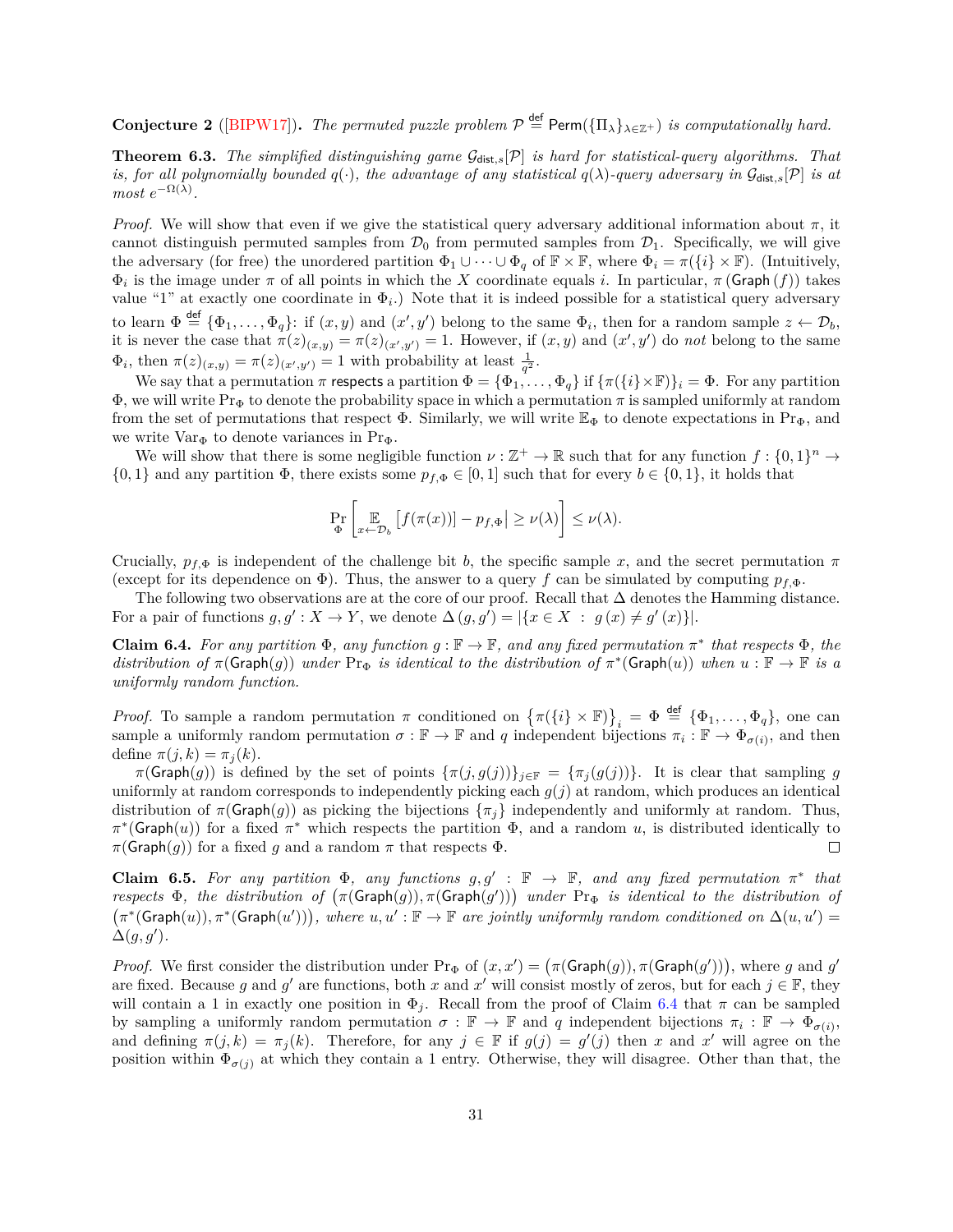**Conjecture 2** ([BIPW17]). *The permuted puzzle problem $\mathcal{P} \stackrel{\text{def}}{=} \mathsf{Perm}(\{\Pi_\lambda\}_{\lambda \in \mathbb{Z}^+})$ is computationally hard.*

**Theorem 6.3.** *The simplified distinguishing game $\mathcal{G}_{\mathsf{dist},s}[\mathcal{P}]$ is hard for statistical-query algorithms. That is, for all polynomially bounded $q(\cdot)$, the advantage of any statistical $q(\lambda)$-query adversary in $\mathcal{G}_{\mathsf{dist},s}[\mathcal{P}]$ is at most $e^{-\Omega(\lambda)}$.*

*Proof.* We will show that even if we give the statistical query adversary additional information about $\pi$, it cannot distinguish permuted samples from $\mathcal{D}_0$ from permuted samples from $\mathcal{D}_1$. Specifically, we will give the adversary (for free) the unordered partition $\Phi_1 \cup \cdots \cup \Phi_q$ of $\mathbb{F} \times \mathbb{F}$, where $\Phi_i = \pi(\{i\} \times \mathbb{F})$. (Intuitively, $\Phi_i$ is the image under $\pi$ of all points in which the $X$ coordinate equals $i$. In particular, $\pi(\mathsf{Graph}(f))$ takes value "1" at exactly one coordinate in $\Phi_i$.) Note that it is indeed possible for a statistical query adversary to learn $\Phi \stackrel{\text{def}}{=} \{\Phi_1, \ldots, \Phi_q\}$: if $(x, y)$ and $(x', y')$ belong to the same $\Phi_i$, then for a random sample $z \leftarrow \mathcal{D}_b$, it is never the case that $\pi(z)_{(x,y)} = \pi(z)_{(x',y')} = 1$. However, if $(x, y)$ and $(x', y')$ do *not* belong to the same $\Phi_i$, then $\pi(z)_{(x,y)} = \pi(z)_{(x',y')} = 1$ with probability at least $\frac{1}{q^2}$.

We say that a permutation $\pi$ respects a partition $\Phi = \{\Phi_1, \ldots, \Phi_q\}$ if $\{\pi(\{i\} \times \mathbb{F})\}_i = \Phi$. For any partition $\Phi$, we will write $\Pr_\Phi$ to denote the probability space in which a permutation $\pi$ is sampled uniformly at random from the set of permutations that respect $\Phi$. Similarly, we will write $\mathbb{E}_\Phi$ to denote expectations in $\Pr_\Phi$, and we write $\mathrm{Var}_\Phi$ to denote variances in $\Pr_\Phi$.

We will show that there is some negligible function $\nu : \mathbb{Z}^+ \to \mathbb{R}$ such that for any function $f : \{0,1\}^n \to \{0,1\}$ and any partition $\Phi$, there exists some $p_{f,\Phi} \in [0,1]$ such that for every $b \in \{0,1\}$, it holds that

$$\Pr_\Phi \left[ \left| \mathop{\mathbb{E}}_{x \leftarrow \mathcal{D}_b} \left[ f(\pi(x)) \right] - p_{f,\Phi} \right| \geq \nu(\lambda) \right] \leq \nu(\lambda).$$

Crucially, $p_{f,\Phi}$ is independent of the challenge bit $b$, the specific sample $x$, and the secret permutation $\pi$ (except for its dependence on $\Phi$). Thus, the answer to a query $f$ can be simulated by computing $p_{f,\Phi}$.

The following two observations are at the core of our proof. Recall that $\Delta$ denotes the Hamming distance. For a pair of functions $g, g' : X \to Y$, we denote $\Delta(g, g') = |\{x \in X \ : \ g(x) \neq g'(x)\}|$.

**Claim 6.4.** *For any partition $\Phi$, any function $g : \mathbb{F} \to \mathbb{F}$, and any fixed permutation $\pi^*$ that respects $\Phi$, the distribution of $\pi(\mathsf{Graph}(g))$ under $\Pr_\Phi$ is identical to the distribution of $\pi^*(\mathsf{Graph}(u))$ when $u : \mathbb{F} \to \mathbb{F}$ is a uniformly random function.*

*Proof.* To sample a random permutation $\pi$ conditioned on $\left\{\pi(\{i\} \times \mathbb{F})\right\}_i = \Phi \stackrel{\text{def}}{=} \{\Phi_1, \ldots, \Phi_q\}$, one can sample a uniformly random permutation $\sigma : \mathbb{F} \to \mathbb{F}$ and $q$ independent bijections $\pi_i : \mathbb{F} \to \Phi_{\sigma(i)}$, and then define $\pi(j, k) = \pi_j(k)$.

$\pi(\mathsf{Graph}(g))$ is defined by the set of points $\{\pi(j, g(j))\}_{j \in \mathbb{F}} = \{\pi_j(g(j))\}$. It is clear that sampling $g$ uniformly at random corresponds to independently picking each $g(j)$ at random, which produces an identical distribution of $\pi(\mathsf{Graph}(g))$ as picking the bijections $\{\pi_j\}$ independently and uniformly at random. Thus, $\pi^*(\mathsf{Graph}(u))$ for a fixed $\pi^*$ which respects the partition $\Phi$, and a random $u$, is distributed identically to $\pi(\mathsf{Graph}(g))$ for a fixed $g$ and a random $\pi$ that respects $\Phi$. ◻

**Claim 6.5.** *For any partition $\Phi$, any functions $g, g' : \mathbb{F} \to \mathbb{F}$, and any fixed permutation $\pi^*$ that respects $\Phi$, the distribution of $\big(\pi(\mathsf{Graph}(g)), \pi(\mathsf{Graph}(g'))\big)$ under $\Pr_\Phi$ is identical to the distribution of $\big(\pi^*(\mathsf{Graph}(u)), \pi^*(\mathsf{Graph}(u'))\big)$, where $u, u' : \mathbb{F} \to \mathbb{F}$ are jointly uniformly random conditioned on $\Delta(u, u') = \Delta(g, g')$.*

*Proof.* We first consider the distribution under $\Pr_\Phi$ of $(x, x') = \big(\pi(\mathsf{Graph}(g)), \pi(\mathsf{Graph}(g'))\big)$, where $g$ and $g'$ are fixed. Because $g$ and $g'$ are functions, both $x$ and $x'$ will consist mostly of zeros, but for each $j \in \mathbb{F}$, they will contain a 1 in exactly one position in $\Phi_j$. Recall from the proof of Claim 6.4 that $\pi$ can be sampled by sampling a uniformly random permutation $\sigma : \mathbb{F} \to \mathbb{F}$ and $q$ independent bijections $\pi_i : \mathbb{F} \to \Phi_{\sigma(i)}$, and defining $\pi(j, k) = \pi_j(k)$. Therefore, for any $j \in \mathbb{F}$ if $g(j) = g'(j)$ then $x$ and $x'$ will agree on the position within $\Phi_{\sigma(j)}$ at which they contain a 1 entry. Otherwise, they will disagree. Other than that, the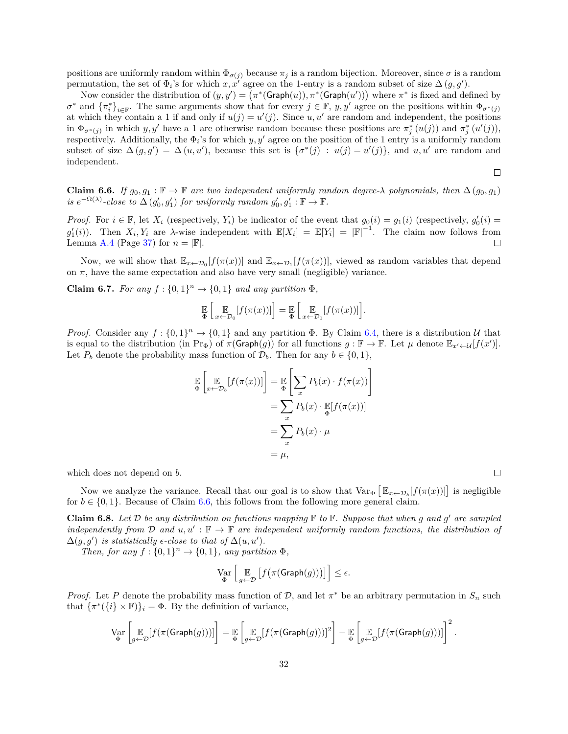positions are uniformly random within $\Phi_{\sigma(j)}$ because $\pi_j$ is a random bijection. Moreover, since $\sigma$ is a random permutation, the set of $\Phi_i$'s for which $x, x'$ agree on the 1-entry is a random subset of size $\Delta(g, g')$.

Now consider the distribution of $(y, y') = \left(\pi^*(\mathsf{Graph}(u)), \pi^*(\mathsf{Graph}(u'))\right)$ where $\pi^*$ is fixed and defined by $\sigma^*$ and $\{\pi_i^*\}_{i \in \mathbb{F}}$. The same arguments show that for every $j \in \mathbb{F}$, $y, y'$ agree on the positions within $\Phi_{\sigma^*(j)}$ at which they contain a 1 if and only if $u(j) = u'(j)$. Since $u, u'$ are random and independent, the positions in $\Phi_{\sigma^*(j)}$ in which $y, y'$ have a 1 are otherwise random because these positions are $\pi_j^*(u(j))$ and $\pi_j^*(u'(j))$, respectively. Additionally, the $\Phi_i$'s for which $y, y'$ agree on the position of the 1 entry is a uniformly random subset of size $\Delta(g, g') = \Delta(u, u')$, because this set is $\{\sigma^*(j) : u(j) = u'(j)\}$, and $u, u'$ are random and independent. $\square$

**Claim 6.6.** *If $g_0, g_1 : \mathbb{F} \to \mathbb{F}$ are two independent uniformly random degree-$\lambda$ polynomials, then $\Delta(g_0, g_1)$ is $e^{-\Omega(\lambda)}$-close to $\Delta(g_0', g_1')$ for uniformly random $g_0', g_1' : \mathbb{F} \to \mathbb{F}$.*

*Proof.* For $i \in \mathbb{F}$, let $X_i$ (respectively, $Y_i$) be indicator of the event that $g_0(i) = g_1(i)$ (respectively, $g_0'(i) = g_1'(i)$). Then $X_i, Y_i$ are $\lambda$-wise independent with $\mathbb{E}[X_i] = \mathbb{E}[Y_i] = |\mathbb{F}|^{-1}$. The claim now follows from Lemma A.4 (Page 37) for $n = |\mathbb{F}|$. $\square$

Now, we will show that $\mathbb{E}_{x \leftarrow \mathcal{D}_0}[f(\pi(x))]$ and $\mathbb{E}_{x \leftarrow \mathcal{D}_1}[f(\pi(x))]$, viewed as random variables that depend on $\pi$, have the same expectation and also have very small (negligible) variance.

**Claim 6.7.** *For any $f : \{0,1\}^n \to \{0,1\}$ and any partition $\Phi$,*

$$\mathop{\mathbb{E}}_{\Phi}\left[\mathop{\mathbb{E}}_{x \leftarrow \mathcal{D}_0}[f(\pi(x))]\right] = \mathop{\mathbb{E}}_{\Phi}\left[\mathop{\mathbb{E}}_{x \leftarrow \mathcal{D}_1}[f(\pi(x))]\right].$$

*Proof.* Consider any $f : \{0,1\}^n \to \{0,1\}$ and any partition $\Phi$. By Claim 6.4, there is a distribution $\mathcal{U}$ that is equal to the distribution (in $\Pr_\Phi$) of $\pi(\mathsf{Graph}(g))$ for all functions $g : \mathbb{F} \to \mathbb{F}$. Let $\mu$ denote $\mathbb{E}_{x' \leftarrow \mathcal{U}}[f(x')]$. Let $P_b$ denote the probability mass function of $\mathcal{D}_b$. Then for any $b \in \{0,1\}$,

$$\begin{aligned}
\mathop{\mathbb{E}}_{\Phi}\left[\mathop{\mathbb{E}}_{x \leftarrow \mathcal{D}_b}[f(\pi(x))]\right] &= \mathop{\mathbb{E}}_{\Phi}\left[\sum_x P_b(x) \cdot f(\pi(x))\right] \\
&= \sum_x P_b(x) \cdot \mathop{\mathbb{E}}_{\Phi}[f(\pi(x))] \\
&= \sum_x P_b(x) \cdot \mu \\
&= \mu,
\end{aligned}$$

which does not depend on $b$. $\square$

Now we analyze the variance. Recall that our goal is to show that $\mathrm{Var}_\Phi\left[\mathbb{E}_{x \leftarrow \mathcal{D}_b}[f(\pi(x))]\right]$ is negligible for $b \in \{0,1\}$. Because of Claim 6.6, this follows from the following more general claim.

**Claim 6.8.** *Let $\mathcal{D}$ be any distribution on functions mapping $\mathbb{F}$ to $\mathbb{F}$. Suppose that when $g$ and $g'$ are sampled independently from $\mathcal{D}$ and $u, u' : \mathbb{F} \to \mathbb{F}$ are independent uniformly random functions, the distribution of $\Delta(g, g')$ is statistically $\epsilon$-close to that of $\Delta(u, u')$.*

*Then, for any $f : \{0,1\}^n \to \{0,1\}$, any partition $\Phi$,*

$$\mathop{\mathrm{Var}}_{\Phi}\left[\mathop{\mathbb{E}}_{g \leftarrow \mathcal{D}}\left[f\big(\pi(\mathsf{Graph}(g))\big)\right]\right] \le \epsilon.$$

*Proof.* Let $P$ denote the probability mass function of $\mathcal{D}$, and let $\pi^*$ be an arbitrary permutation in $S_n$ such that $\{\pi^*(\{i\} \times \mathbb{F})\}_i = \Phi$. By the definition of variance,

$$\mathop{\mathrm{Var}}_{\Phi}\left[\mathop{\mathbb{E}}_{g \leftarrow \mathcal{D}}[f(\pi(\mathsf{Graph}(g)))]\right] = \mathop{\mathbb{E}}_{\Phi}\left[\mathop{\mathbb{E}}_{g \leftarrow \mathcal{D}}[f(\pi(\mathsf{Graph}(g)))]^2\right] - \mathop{\mathbb{E}}_{\Phi}\left[\mathop{\mathbb{E}}_{g \leftarrow \mathcal{D}}[f(\pi(\mathsf{Graph}(g)))]\right]^2.$$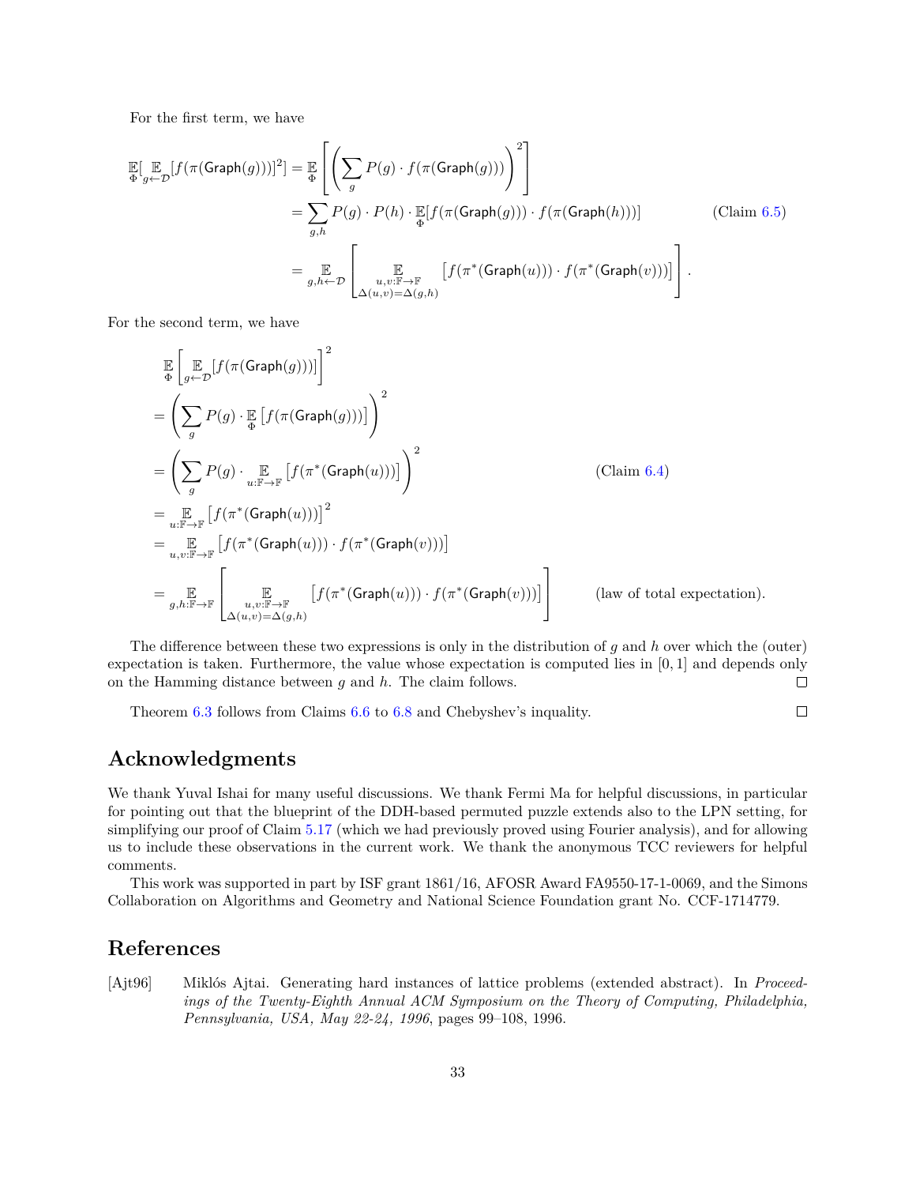For the first term, we have

$$
\begin{aligned}
\mathop{\mathbb{E}}_{\Phi}[\mathop{\mathbb{E}}_{g \leftarrow \mathcal{D}}[f(\pi(\mathsf{Graph}(g)))]^2] &= \mathop{\mathbb{E}}_{\Phi}\left[\left(\sum_g P(g) \cdot f(\pi(\mathsf{Graph}(g)))\right)^2\right] \\
&= \sum_{g,h} P(g) \cdot P(h) \cdot \mathop{\mathbb{E}}_{\Phi}[f(\pi(\mathsf{Graph}(g))) \cdot f(\pi(\mathsf{Graph}(h)))] \qquad \text{(Claim 6.5)} \\
&= \mathop{\mathbb{E}}_{g,h \leftarrow \mathcal{D}}\left[\mathop{\mathbb{E}}_{\substack{u,v:\mathbb{F}\to\mathbb{F} \\ \Delta(u,v)=\Delta(g,h)}}\left[f(\pi^*(\mathsf{Graph}(u))) \cdot f(\pi^*(\mathsf{Graph}(v)))\right]\right].
\end{aligned}
$$

For the second term, we have

$$
\begin{aligned}
&\mathop{\mathbb{E}}_{\Phi}\left[\mathop{\mathbb{E}}_{g \leftarrow \mathcal{D}}[f(\pi(\mathsf{Graph}(g)))]\right]^2 \\
&= \left(\sum_g P(g) \cdot \mathop{\mathbb{E}}_{\Phi}\left[f(\pi(\mathsf{Graph}(g)))\right]\right)^2 \\
&= \left(\sum_g P(g) \cdot \mathop{\mathbb{E}}_{u:\mathbb{F}\to\mathbb{F}}\left[f(\pi^*(\mathsf{Graph}(u)))\right]\right)^2 \qquad \text{(Claim 6.4)} \\
&= \mathop{\mathbb{E}}_{u:\mathbb{F}\to\mathbb{F}}\left[f(\pi^*(\mathsf{Graph}(u)))\right]^2 \\
&= \mathop{\mathbb{E}}_{u,v:\mathbb{F}\to\mathbb{F}}\left[f(\pi^*(\mathsf{Graph}(u))) \cdot f(\pi^*(\mathsf{Graph}(v)))\right] \\
&= \mathop{\mathbb{E}}_{g,h:\mathbb{F}\to\mathbb{F}}\left[\mathop{\mathbb{E}}_{\substack{u,v:\mathbb{F}\to\mathbb{F} \\ \Delta(u,v)=\Delta(g,h)}}\left[f(\pi^*(\mathsf{Graph}(u))) \cdot f(\pi^*(\mathsf{Graph}(v)))\right]\right] \qquad \text{(law of total expectation).}
\end{aligned}
$$

The difference between these two expressions is only in the distribution of $g$ and $h$ over which the (outer) expectation is taken. Furthermore, the value whose expectation is computed lies in $[0, 1]$ and depends only on the Hamming distance between $g$ and $h$. The claim follows. □

Theorem 6.3 follows from Claims 6.6 to 6.8 and Chebyshev's inquality. □

## Acknowledgments

We thank Yuval Ishai for many useful discussions. We thank Fermi Ma for helpful discussions, in particular for pointing out that the blueprint of the DDH-based permuted puzzle extends also to the LPN setting, for simplifying our proof of Claim 5.17 (which we had previously proved using Fourier analysis), and for allowing us to include these observations in the current work. We thank the anonymous TCC reviewers for helpful comments.

This work was supported in part by ISF grant 1861/16, AFOSR Award FA9550-17-1-0069, and the Simons Collaboration on Algorithms and Geometry and National Science Foundation grant No. CCF-1714779.

## References

[Ajt96] Miklós Ajtai. Generating hard instances of lattice problems (extended abstract). In *Proceedings of the Twenty-Eighth Annual ACM Symposium on the Theory of Computing, Philadelphia, Pennsylvania, USA, May 22-24, 1996*, pages 99–108, 1996.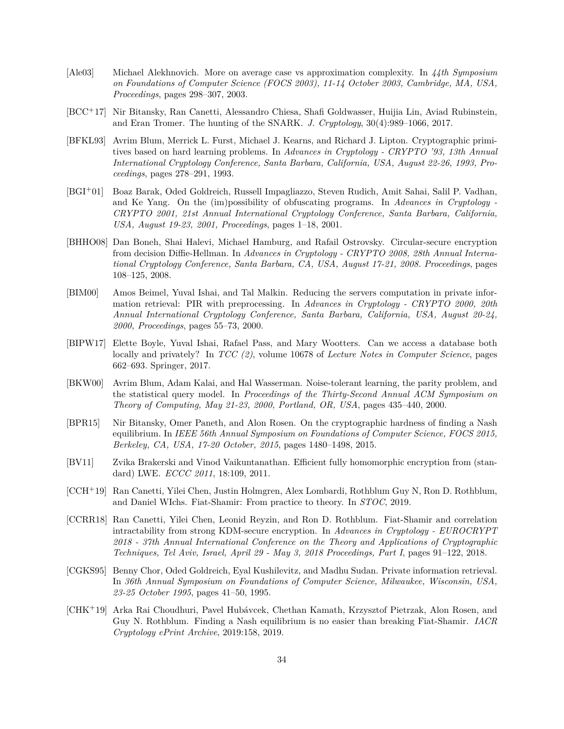[Ale03] Michael Alekhnovich. More on average case vs approximation complexity. In *44th Symposium on Foundations of Computer Science (FOCS 2003), 11-14 October 2003, Cambridge, MA, USA, Proceedings*, pages 298–307, 2003.

[BCC+17] Nir Bitansky, Ran Canetti, Alessandro Chiesa, Shafi Goldwasser, Huijia Lin, Aviad Rubinstein, and Eran Tromer. The hunting of the SNARK. *J. Cryptology*, 30(4):989–1066, 2017.

[BFKL93] Avrim Blum, Merrick L. Furst, Michael J. Kearns, and Richard J. Lipton. Cryptographic primitives based on hard learning problems. In *Advances in Cryptology - CRYPTO '93, 13th Annual International Cryptology Conference, Santa Barbara, California, USA, August 22-26, 1993, Proceedings*, pages 278–291, 1993.

[BGI+01] Boaz Barak, Oded Goldreich, Russell Impagliazzo, Steven Rudich, Amit Sahai, Salil P. Vadhan, and Ke Yang. On the (im)possibility of obfuscating programs. In *Advances in Cryptology - CRYPTO 2001, 21st Annual International Cryptology Conference, Santa Barbara, California, USA, August 19-23, 2001, Proceedings*, pages 1–18, 2001.

[BHHO08] Dan Boneh, Shai Halevi, Michael Hamburg, and Rafail Ostrovsky. Circular-secure encryption from decision Diffie-Hellman. In *Advances in Cryptology - CRYPTO 2008, 28th Annual International Cryptology Conference, Santa Barbara, CA, USA, August 17-21, 2008. Proceedings*, pages 108–125, 2008.

[BIM00] Amos Beimel, Yuval Ishai, and Tal Malkin. Reducing the servers computation in private information retrieval: PIR with preprocessing. In *Advances in Cryptology - CRYPTO 2000, 20th Annual International Cryptology Conference, Santa Barbara, California, USA, August 20-24, 2000, Proceedings*, pages 55–73, 2000.

[BIPW17] Elette Boyle, Yuval Ishai, Rafael Pass, and Mary Wootters. Can we access a database both locally and privately? In *TCC (2)*, volume 10678 of *Lecture Notes in Computer Science*, pages 662–693. Springer, 2017.

[BKW00] Avrim Blum, Adam Kalai, and Hal Wasserman. Noise-tolerant learning, the parity problem, and the statistical query model. In *Proceedings of the Thirty-Second Annual ACM Symposium on Theory of Computing, May 21-23, 2000, Portland, OR, USA*, pages 435–440, 2000.

[BPR15] Nir Bitansky, Omer Paneth, and Alon Rosen. On the cryptographic hardness of finding a Nash equilibrium. In *IEEE 56th Annual Symposium on Foundations of Computer Science, FOCS 2015, Berkeley, CA, USA, 17-20 October, 2015*, pages 1480–1498, 2015.

[BV11] Zvika Brakerski and Vinod Vaikuntanathan. Efficient fully homomorphic encryption from (standard) LWE. *ECCC 2011*, 18:109, 2011.

[CCH+19] Ran Canetti, Yilei Chen, Justin Holmgren, Alex Lombardi, Rothblum Guy N, Ron D. Rothblum, and Daniel WIchs. Fiat-Shamir: From practice to theory. In *STOC*, 2019.

[CCRR18] Ran Canetti, Yilei Chen, Leonid Reyzin, and Ron D. Rothblum. Fiat-Shamir and correlation intractability from strong KDM-secure encryption. In *Advances in Cryptology - EUROCRYPT 2018 - 37th Annual International Conference on the Theory and Applications of Cryptographic Techniques, Tel Aviv, Israel, April 29 - May 3, 2018 Proceedings, Part I*, pages 91–122, 2018.

[CGKS95] Benny Chor, Oded Goldreich, Eyal Kushilevitz, and Madhu Sudan. Private information retrieval. In *36th Annual Symposium on Foundations of Computer Science, Milwaukee, Wisconsin, USA, 23-25 October 1995*, pages 41–50, 1995.

[CHK+19] Arka Rai Choudhuri, Pavel Hubávcek, Chethan Kamath, Krzysztof Pietrzak, Alon Rosen, and Guy N. Rothblum. Finding a Nash equilibrium is no easier than breaking Fiat-Shamir. *IACR Cryptology ePrint Archive*, 2019:158, 2019.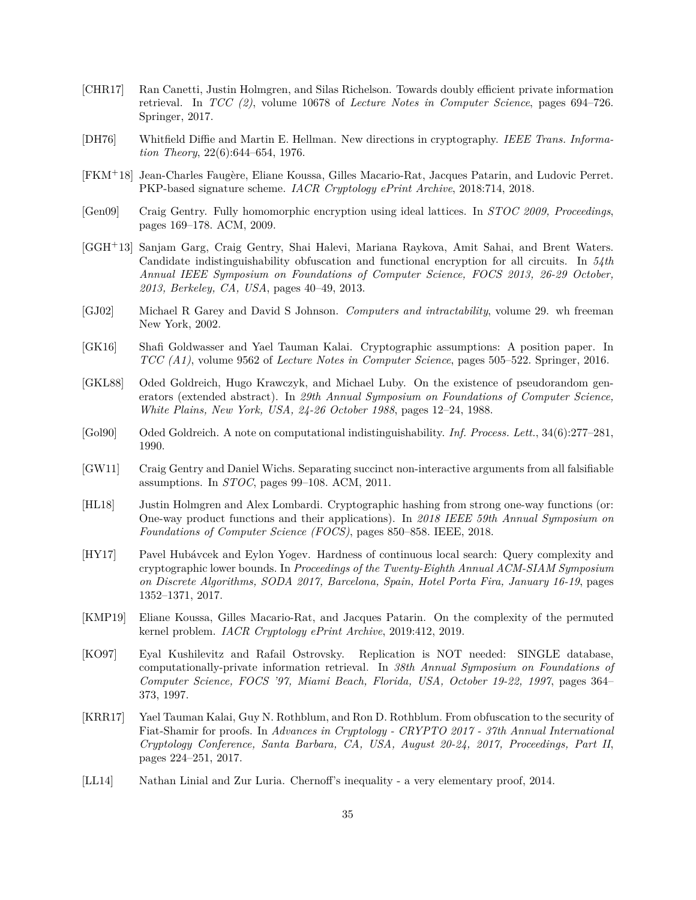[CHR17] Ran Canetti, Justin Holmgren, and Silas Richelson. Towards doubly efficient private information retrieval. In *TCC (2)*, volume 10678 of *Lecture Notes in Computer Science*, pages 694–726. Springer, 2017.

[DH76] Whitfield Diffie and Martin E. Hellman. New directions in cryptography. *IEEE Trans. Information Theory*, 22(6):644–654, 1976.

[FKM+18] Jean-Charles Faugère, Eliane Koussa, Gilles Macario-Rat, Jacques Patarin, and Ludovic Perret. PKP-based signature scheme. *IACR Cryptology ePrint Archive*, 2018:714, 2018.

[Gen09] Craig Gentry. Fully homomorphic encryption using ideal lattices. In *STOC 2009, Proceedings*, pages 169–178. ACM, 2009.

[GGH+13] Sanjam Garg, Craig Gentry, Shai Halevi, Mariana Raykova, Amit Sahai, and Brent Waters. Candidate indistinguishability obfuscation and functional encryption for all circuits. In *54th Annual IEEE Symposium on Foundations of Computer Science, FOCS 2013, 26-29 October, 2013, Berkeley, CA, USA*, pages 40–49, 2013.

[GJ02] Michael R Garey and David S Johnson. *Computers and intractability*, volume 29. wh freeman New York, 2002.

[GK16] Shafi Goldwasser and Yael Tauman Kalai. Cryptographic assumptions: A position paper. In *TCC (A1)*, volume 9562 of *Lecture Notes in Computer Science*, pages 505–522. Springer, 2016.

[GKL88] Oded Goldreich, Hugo Krawczyk, and Michael Luby. On the existence of pseudorandom generators (extended abstract). In *29th Annual Symposium on Foundations of Computer Science, White Plains, New York, USA, 24-26 October 1988*, pages 12–24, 1988.

[Gol90] Oded Goldreich. A note on computational indistinguishability. *Inf. Process. Lett.*, 34(6):277–281, 1990.

[GW11] Craig Gentry and Daniel Wichs. Separating succinct non-interactive arguments from all falsifiable assumptions. In *STOC*, pages 99–108. ACM, 2011.

[HL18] Justin Holmgren and Alex Lombardi. Cryptographic hashing from strong one-way functions (or: One-way product functions and their applications). In *2018 IEEE 59th Annual Symposium on Foundations of Computer Science (FOCS)*, pages 850–858. IEEE, 2018.

[HY17] Pavel Hubávcek and Eylon Yogev. Hardness of continuous local search: Query complexity and cryptographic lower bounds. In *Proceedings of the Twenty-Eighth Annual ACM-SIAM Symposium on Discrete Algorithms, SODA 2017, Barcelona, Spain, Hotel Porta Fira, January 16-19*, pages 1352–1371, 2017.

[KMP19] Eliane Koussa, Gilles Macario-Rat, and Jacques Patarin. On the complexity of the permuted kernel problem. *IACR Cryptology ePrint Archive*, 2019:412, 2019.

[KO97] Eyal Kushilevitz and Rafail Ostrovsky. Replication is NOT needed: SINGLE database, computationally-private information retrieval. In *38th Annual Symposium on Foundations of Computer Science, FOCS '97, Miami Beach, Florida, USA, October 19-22, 1997*, pages 364–373, 1997.

[KRR17] Yael Tauman Kalai, Guy N. Rothblum, and Ron D. Rothblum. From obfuscation to the security of Fiat-Shamir for proofs. In *Advances in Cryptology - CRYPTO 2017 - 37th Annual International Cryptology Conference, Santa Barbara, CA, USA, August 20-24, 2017, Proceedings, Part II*, pages 224–251, 2017.

[LL14] Nathan Linial and Zur Luria. Chernoff's inequality - a very elementary proof, 2014.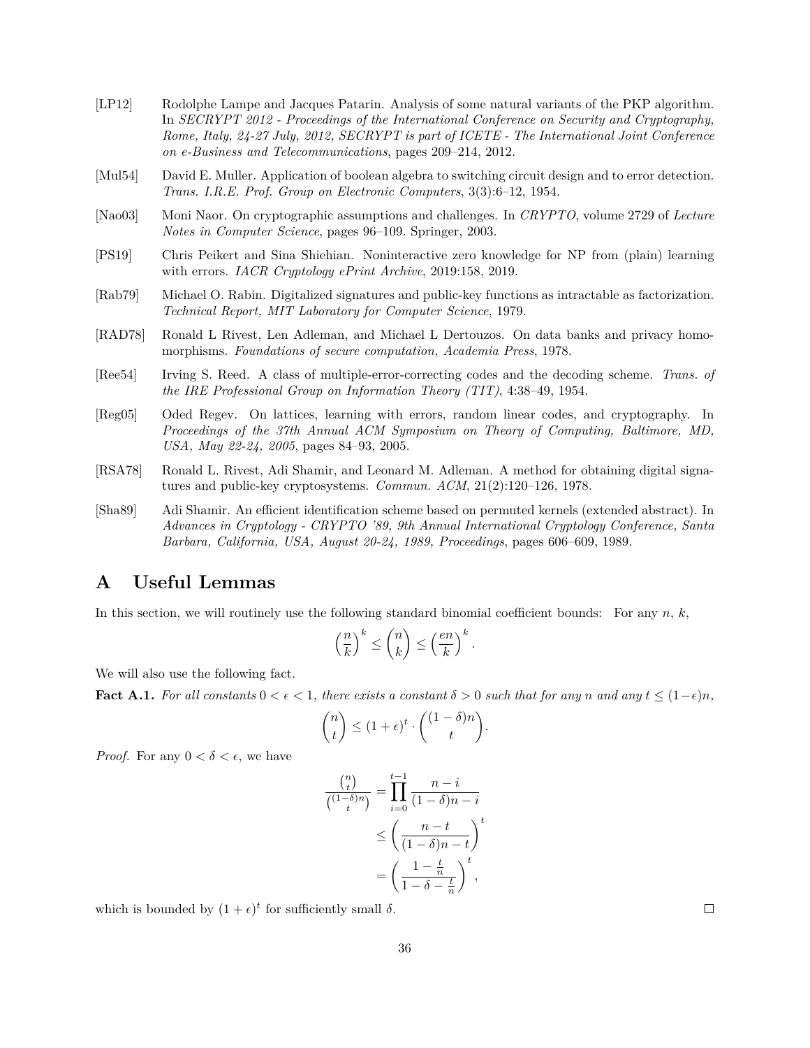[LP12] Rodolphe Lampe and Jacques Patarin. Analysis of some natural variants of the PKP algorithm. In *SECRYPT 2012 - Proceedings of the International Conference on Security and Cryptography, Rome, Italy, 24-27 July, 2012, SECRYPT is part of ICETE - The International Joint Conference on e-Business and Telecommunications*, pages 209–214, 2012.

[Mul54] David E. Muller. Application of boolean algebra to switching circuit design and to error detection. *Trans. I.R.E. Prof. Group on Electronic Computers*, 3(3):6–12, 1954.

[Nao03] Moni Naor. On cryptographic assumptions and challenges. In *CRYPTO*, volume 2729 of *Lecture Notes in Computer Science*, pages 96–109. Springer, 2003.

[PS19] Chris Peikert and Sina Shiehian. Noninteractive zero knowledge for NP from (plain) learning with errors. *IACR Cryptology ePrint Archive*, 2019:158, 2019.

[Rab79] Michael O. Rabin. Digitalized signatures and public-key functions as intractable as factorization. *Technical Report, MIT Laboratory for Computer Science*, 1979.

[RAD78] Ronald L Rivest, Len Adleman, and Michael L Dertouzos. On data banks and privacy homomorphisms. *Foundations of secure computation, Academia Press*, 1978.

[Ree54] Irving S. Reed. A class of multiple-error-correcting codes and the decoding scheme. *Trans. of the IRE Professional Group on Information Theory (TIT)*, 4:38–49, 1954.

[Reg05] Oded Regev. On lattices, learning with errors, random linear codes, and cryptography. In *Proceedings of the 37th Annual ACM Symposium on Theory of Computing, Baltimore, MD, USA, May 22-24, 2005*, pages 84–93, 2005.

[RSA78] Ronald L. Rivest, Adi Shamir, and Leonard M. Adleman. A method for obtaining digital signatures and public-key cryptosystems. *Commun. ACM*, 21(2):120–126, 1978.

[Sha89] Adi Shamir. An efficient identification scheme based on permuted kernels (extended abstract). In *Advances in Cryptology - CRYPTO '89, 9th Annual International Cryptology Conference, Santa Barbara, California, USA, August 20-24, 1989, Proceedings*, pages 606–609, 1989.

# A Useful Lemmas

In this section, we will routinely use the following standard binomial coefficient bounds: For any $n$, $k$,

$$\left(\frac{n}{k}\right)^k \leq \binom{n}{k} \leq \left(\frac{en}{k}\right)^k.$$

We will also use the following fact.

**Fact A.1.** *For all constants $0 < \epsilon < 1$, there exists a constant $\delta > 0$ such that for any $n$ and any $t \leq (1-\epsilon)n$,*

$$\binom{n}{t} \leq (1+\epsilon)^t \cdot \binom{(1-\delta)n}{t}.$$

*Proof.* For any $0 < \delta < \epsilon$, we have

$$\begin{aligned}
\frac{\binom{n}{t}}{\binom{(1-\delta)n}{t}} &= \prod_{i=0}^{t-1} \frac{n-i}{(1-\delta)n-i} \\
&\leq \left(\frac{n-t}{(1-\delta)n-t}\right)^t \\
&= \left(\frac{1-\frac{t}{n}}{1-\delta-\frac{t}{n}}\right)^t,
\end{aligned}$$

which is bounded by $(1+\epsilon)^t$ for sufficiently small $\delta$. ◻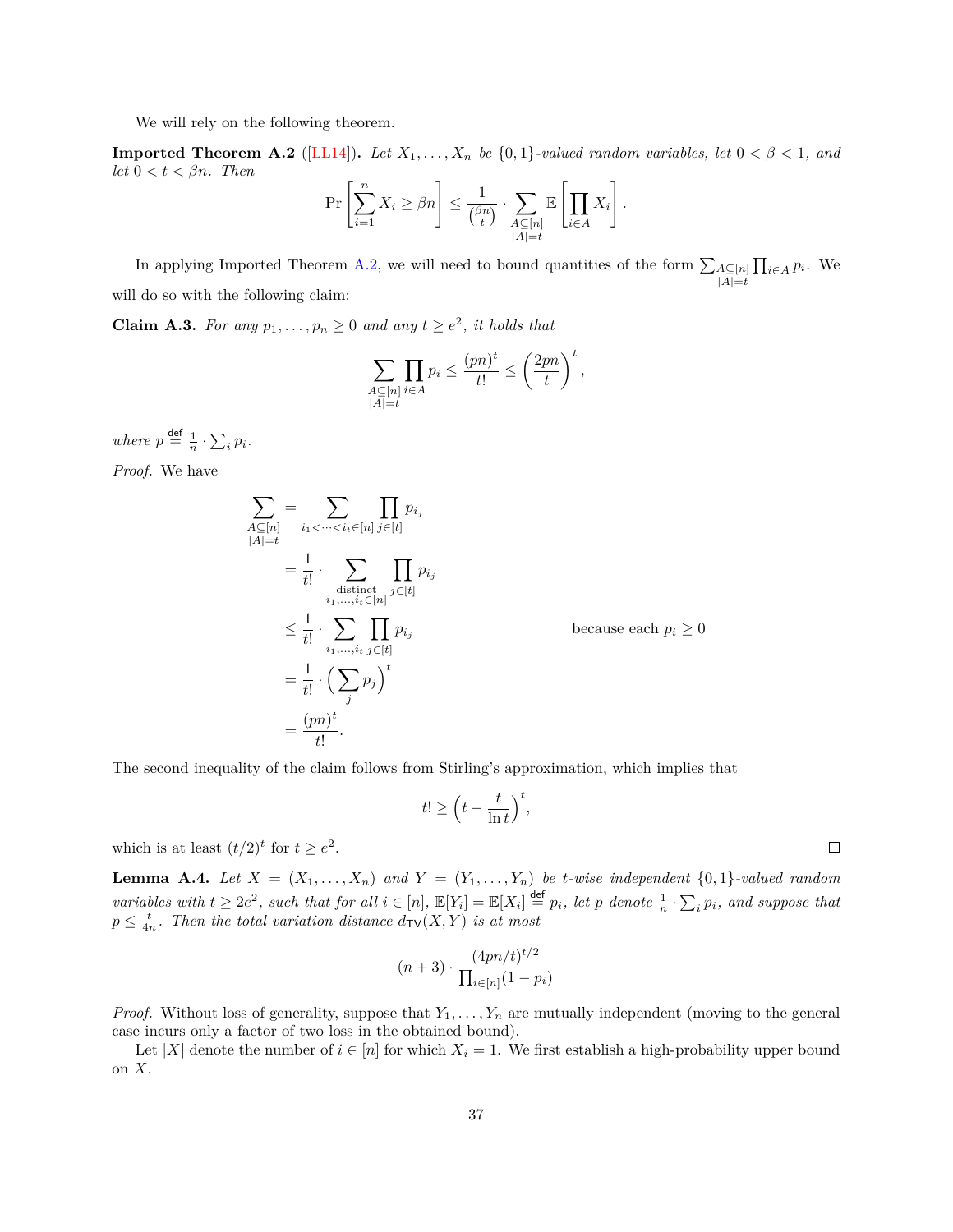We will rely on the following theorem.

**Imported Theorem A.2** ([LL14]). *Let $X_1, \ldots, X_n$ be $\{0,1\}$-valued random variables, let $0 < \beta < 1$, and let $0 < t < \beta n$. Then*

$$\Pr\left[\sum_{i=1}^{n} X_i \geq \beta n\right] \leq \frac{1}{\binom{\beta n}{t}} \cdot \sum_{\substack{A \subseteq [n] \\ |A| = t}} \mathbb{E}\left[\prod_{i \in A} X_i\right].$$

In applying Imported Theorem A.2, we will need to bound quantities of the form $\sum_{\substack{A \subseteq [n] \\ |A|=t}} \prod_{i \in A} p_i$. We will do so with the following claim:

**Claim A.3.** *For any $p_1, \ldots, p_n \geq 0$ and any $t \geq e^2$, it holds that*

$$\sum_{\substack{A \subseteq [n] \\ |A| = t}} \prod_{i \in A} p_i \leq \frac{(pn)^t}{t!} \leq \left(\frac{2pn}{t}\right)^t,$$

*where $p \stackrel{\mathsf{def}}{=} \frac{1}{n} \cdot \sum_i p_i$.*

*Proof.* We have

$$\begin{aligned}
\sum_{\substack{A \subseteq [n] \\ |A| = t}} &= \sum_{i_1 < \cdots < i_t \in [n]} \prod_{j \in [t]} p_{i_j} \\
&= \frac{1}{t!} \cdot \sum_{\substack{\text{distinct} \\ i_1, \ldots, i_t \in [n]}} \prod_{j \in [t]} p_{i_j} \\
&\leq \frac{1}{t!} \cdot \sum_{i_1, \ldots, i_t} \prod_{j \in [t]} p_{i_j} \qquad\qquad \text{because each } p_i \geq 0 \\
&= \frac{1}{t!} \cdot \Big(\sum_j p_j\Big)^t \\
&= \frac{(pn)^t}{t!}.
\end{aligned}$$

The second inequality of the claim follows from Stirling's approximation, which implies that

$$t! \geq \left(t - \frac{t}{\ln t}\right)^t,$$

which is at least $(t/2)^t$ for $t \geq e^2$. $\square$

**Lemma A.4.** *Let $X = (X_1, \ldots, X_n)$ and $Y = (Y_1, \ldots, Y_n)$ be $t$-wise independent $\{0,1\}$-valued random variables with $t \geq 2e^2$, such that for all $i \in [n]$, $\mathbb{E}[Y_i] = \mathbb{E}[X_i] \stackrel{\mathsf{def}}{=} p_i$, let $p$ denote $\frac{1}{n} \cdot \sum_i p_i$, and suppose that $p \leq \frac{t}{4n}$. Then the total variation distance $d_{\mathsf{TV}}(X, Y)$ is at most*

$$(n+3) \cdot \frac{(4pn/t)^{t/2}}{\prod_{i \in [n]} (1 - p_i)}$$

*Proof.* Without loss of generality, suppose that $Y_1, \ldots, Y_n$ are mutually independent (moving to the general case incurs only a factor of two loss in the obtained bound).

Let $|X|$ denote the number of $i \in [n]$ for which $X_i = 1$. We first establish a high-probability upper bound on $X$.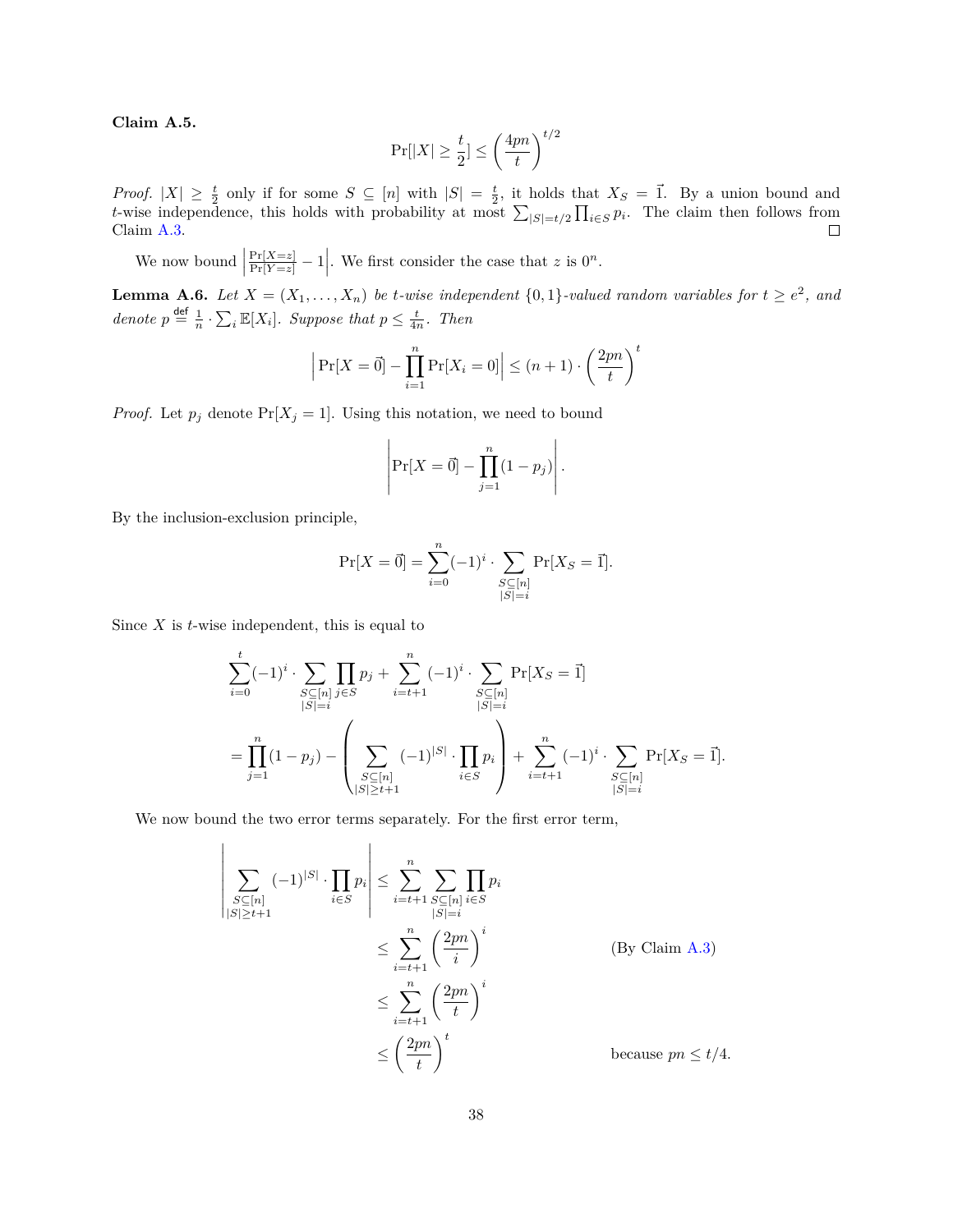**Claim A.5.**

$$\Pr[|X| \geq \frac{t}{2}] \leq \left(\frac{4pn}{t}\right)^{t/2}$$

*Proof.* $|X| \geq \frac{t}{2}$ only if for some $S \subseteq [n]$ with $|S| = \frac{t}{2}$, it holds that $X_S = \vec{1}$. By a union bound and $t$-wise independence, this holds with probability at most $\sum_{|S|=t/2} \prod_{i \in S} p_i$. The claim then follows from Claim A.3. $\square$

We now bound $\left|\frac{\Pr[X=z]}{\Pr[Y=z]} - 1\right|$. We first consider the case that $z$ is $0^n$.

**Lemma A.6.** *Let $X = (X_1, \ldots, X_n)$ be $t$-wise independent $\{0,1\}$-valued random variables for $t \geq e^2$, and denote $p \stackrel{\mathsf{def}}{=} \frac{1}{n} \cdot \sum_i \mathbb{E}[X_i]$. Suppose that $p \leq \frac{t}{4n}$. Then*

$$\left|\Pr[X = \vec{0}] - \prod_{i=1}^{n} \Pr[X_i = 0]\right| \leq (n+1) \cdot \left(\frac{2pn}{t}\right)^t$$

*Proof.* Let $p_j$ denote $\Pr[X_j = 1]$. Using this notation, we need to bound

$$\left|\Pr[X = \vec{0}] - \prod_{j=1}^{n} (1 - p_j)\right|.$$

By the inclusion-exclusion principle,

$$\Pr[X = \vec{0}] = \sum_{i=0}^{n} (-1)^i \cdot \sum_{\substack{S \subseteq [n] \\ |S|=i}} \Pr[X_S = \vec{1}].$$

Since $X$ is $t$-wise independent, this is equal to

$$\sum_{i=0}^{t} (-1)^i \cdot \sum_{\substack{S \subseteq [n] \\ |S|=i}} \prod_{j \in S} p_j + \sum_{i=t+1}^{n} (-1)^i \cdot \sum_{\substack{S \subseteq [n] \\ |S|=i}} \Pr[X_S = \vec{1}]$$

$$= \prod_{j=1}^{n} (1 - p_j) - \left( \sum_{\substack{S \subseteq [n] \\ |S| \geq t+1}} (-1)^{|S|} \cdot \prod_{i \in S} p_i \right) + \sum_{i=t+1}^{n} (-1)^i \cdot \sum_{\substack{S \subseteq [n] \\ |S|=i}} \Pr[X_S = \vec{1}].$$

We now bound the two error terms separately. For the first error term,

$$\begin{aligned}
\left| \sum_{\substack{S \subseteq [n] \\ |S| \geq t+1}} (-1)^{|S|} \cdot \prod_{i \in S} p_i \right| &\leq \sum_{i=t+1}^{n} \sum_{\substack{S \subseteq [n] \\ |S|=i}} \prod_{i \in S} p_i \\
&\leq \sum_{i=t+1}^{n} \left(\frac{2pn}{i}\right)^i && \text{(By Claim A.3)} \\
&\leq \sum_{i=t+1}^{n} \left(\frac{2pn}{t}\right)^i \\
&\leq \left(\frac{2pn}{t}\right)^t && \text{because } pn \leq t/4.
\end{aligned}$$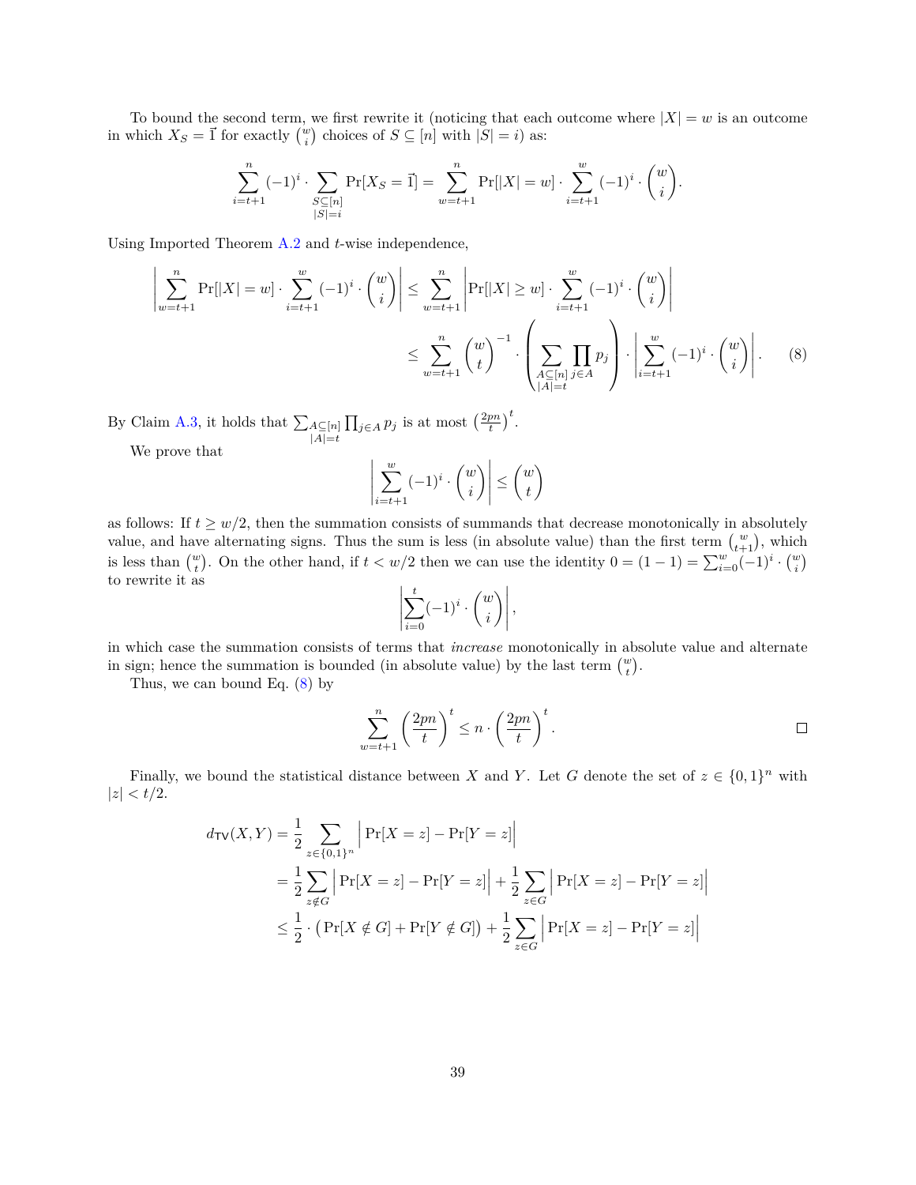To bound the second term, we first rewrite it (noticing that each outcome where $|X| = w$ is an outcome in which $X_S = \vec{1}$ for exactly $\binom{w}{i}$ choices of $S \subseteq [n]$ with $|S| = i$) as:

$$\sum_{i=t+1}^{n} (-1)^i \cdot \sum_{\substack{S \subseteq [n] \\ |S|=i}} \Pr[X_S = \vec{1}] = \sum_{w=t+1}^{n} \Pr[|X| = w] \cdot \sum_{i=t+1}^{w} (-1)^i \cdot \binom{w}{i}.$$

Using Imported Theorem A.2 and $t$-wise independence,

$$\begin{aligned}
\left| \sum_{w=t+1}^{n} \Pr[|X| = w] \cdot \sum_{i=t+1}^{w} (-1)^i \cdot \binom{w}{i} \right| &\leq \sum_{w=t+1}^{n} \left| \Pr[|X| \geq w] \cdot \sum_{i=t+1}^{w} (-1)^i \cdot \binom{w}{i} \right| \\
&\leq \sum_{w=t+1}^{n} \binom{w}{t}^{-1} \cdot \left( \sum_{\substack{A \subseteq [n] \\ |A|=t}} \prod_{j \in A} p_j \right) \cdot \left| \sum_{i=t+1}^{w} (-1)^i \cdot \binom{w}{i} \right|. \qquad (8)
\end{aligned}$$

By Claim A.3, it holds that $\sum_{\substack{A \subseteq [n] \\ |A|=t}} \prod_{j \in A} p_j$ is at most $\left(\frac{2pn}{t}\right)^t$.

We prove that

$$\left| \sum_{i=t+1}^{w} (-1)^i \cdot \binom{w}{i} \right| \leq \binom{w}{t}$$

as follows: If $t \geq w/2$, then the summation consists of summands that decrease monotonically in absolutely value, and have alternating signs. Thus the sum is less (in absolute value) than the first term $\binom{w}{t+1}$, which is less than $\binom{w}{t}$. On the other hand, if $t < w/2$ then we can use the identity $0 = (1-1) = \sum_{i=0}^{w} (-1)^i \cdot \binom{w}{i}$ to rewrite it as

$$\left| \sum_{i=0}^{t} (-1)^i \cdot \binom{w}{i} \right|,$$

in which case the summation consists of terms that *increase* monotonically in absolute value and alternate in sign; hence the summation is bounded (in absolute value) by the last term $\binom{w}{t}$.

Thus, we can bound Eq. (8) by

$$\sum_{w=t+1}^{n} \left(\frac{2pn}{t}\right)^t \leq n \cdot \left(\frac{2pn}{t}\right)^t. \qquad \square$$

Finally, we bound the statistical distance between $X$ and $Y$. Let $G$ denote the set of $z \in \{0,1\}^n$ with $|z| < t/2$.

$$\begin{aligned}
d_{\mathsf{TV}}(X, Y) &= \frac{1}{2} \sum_{z \in \{0,1\}^n} \Big| \Pr[X = z] - \Pr[Y = z] \Big| \\
&= \frac{1}{2} \sum_{z \notin G} \Big| \Pr[X = z] - \Pr[Y = z] \Big| + \frac{1}{2} \sum_{z \in G} \Big| \Pr[X = z] - \Pr[Y = z] \Big| \\
&\leq \frac{1}{2} \cdot \big( \Pr[X \notin G] + \Pr[Y \notin G] \big) + \frac{1}{2} \sum_{z \in G} \Big| \Pr[X = z] - \Pr[Y = z] \Big|
\end{aligned}$$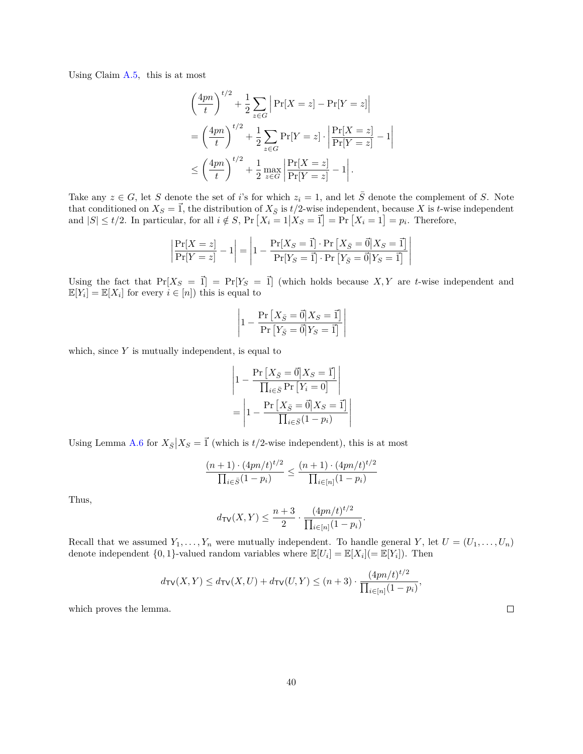Using Claim A.5, this is at most

$$
\begin{aligned}
&\left(\frac{4pn}{t}\right)^{t/2} + \frac{1}{2}\sum_{z \in G} \Big| \Pr[X = z] - \Pr[Y = z] \Big| \\
&= \left(\frac{4pn}{t}\right)^{t/2} + \frac{1}{2}\sum_{z \in G} \Pr[Y = z] \cdot \left| \frac{\Pr[X = z]}{\Pr[Y = z]} - 1 \right| \\
&\leq \left(\frac{4pn}{t}\right)^{t/2} + \frac{1}{2}\max_{z \in G} \left| \frac{\Pr[X = z]}{\Pr[Y = z]} - 1 \right|.
\end{aligned}
$$

Take any $z \in G$, let $S$ denote the set of $i$'s for which $z_i = 1$, and let $\bar{S}$ denote the complement of $S$. Note that conditioned on $X_S = \vec{1}$, the distribution of $X_{\bar{S}}$ is $t/2$-wise independent, because $X$ is $t$-wise independent and $|S| \leq t/2$. In particular, for all $i \notin S$, $\Pr\left[X_i = 1 \middle| X_S = \vec{1}\right] = \Pr\left[X_i = 1\right] = p_i$. Therefore,

$$
\left| \frac{\Pr[X = z]}{\Pr[Y = z]} - 1 \right| = \left| 1 - \frac{\Pr[X_S = \vec{1}] \cdot \Pr\left[X_{\bar{S}} = \vec{0} \middle| X_S = \vec{1}\right]}{\Pr[Y_S = \vec{1}] \cdot \Pr\left[Y_{\bar{S}} = \vec{0} \middle| Y_S = \vec{1}\right]} \right|
$$

Using the fact that $\Pr[X_S = \vec{1}] = \Pr[Y_S = \vec{1}]$ (which holds because $X, Y$ are $t$-wise independent and $\mathbb{E}[Y_i] = \mathbb{E}[X_i]$ for every $i \in [n]$) this is equal to

$$
\left| 1 - \frac{\Pr\left[X_{\bar{S}} = \vec{0} \middle| X_S = \vec{1}\right]}{\Pr\left[Y_{\bar{S}} = \vec{0} \middle| Y_S = \vec{1}\right]} \right|
$$

which, since $Y$ is mutually independent, is equal to

$$
\begin{aligned}
&\left| 1 - \frac{\Pr\left[X_{\bar{S}} = \vec{0} \middle| X_S = \vec{1}\right]}{\prod_{i \in \bar{S}} \Pr\left[Y_i = 0\right]} \right| \\
&= \left| 1 - \frac{\Pr\left[X_{\bar{S}} = \vec{0} \middle| X_S = \vec{1}\right]}{\prod_{i \in \bar{S}} (1 - p_i)} \right|
\end{aligned}
$$

Using Lemma A.6 for $X_{\bar{S}} \middle| X_S = \vec{1}$ (which is $t/2$-wise independent), this is at most

$$
\frac{(n+1) \cdot (4pn/t)^{t/2}}{\prod_{i \in \bar{S}} (1 - p_i)} \leq \frac{(n+1) \cdot (4pn/t)^{t/2}}{\prod_{i \in [n]} (1 - p_i)}
$$

Thus,

$$
d_{\mathsf{TV}}(X, Y) \leq \frac{n+3}{2} \cdot \frac{(4pn/t)^{t/2}}{\prod_{i \in [n]} (1 - p_i)}.
$$

Recall that we assumed $Y_1, \ldots, Y_n$ were mutually independent. To handle general $Y$, let $U = (U_1, \ldots, U_n)$ denote independent $\{0,1\}$-valued random variables where $\mathbb{E}[U_i] = \mathbb{E}[X_i] (= \mathbb{E}[Y_i])$. Then

$$
d_{\mathsf{TV}}(X, Y) \leq d_{\mathsf{TV}}(X, U) + d_{\mathsf{TV}}(U, Y) \leq (n+3) \cdot \frac{(4pn/t)^{t/2}}{\prod_{i \in [n]} (1 - p_i)},
$$

which proves the lemma. $\square$